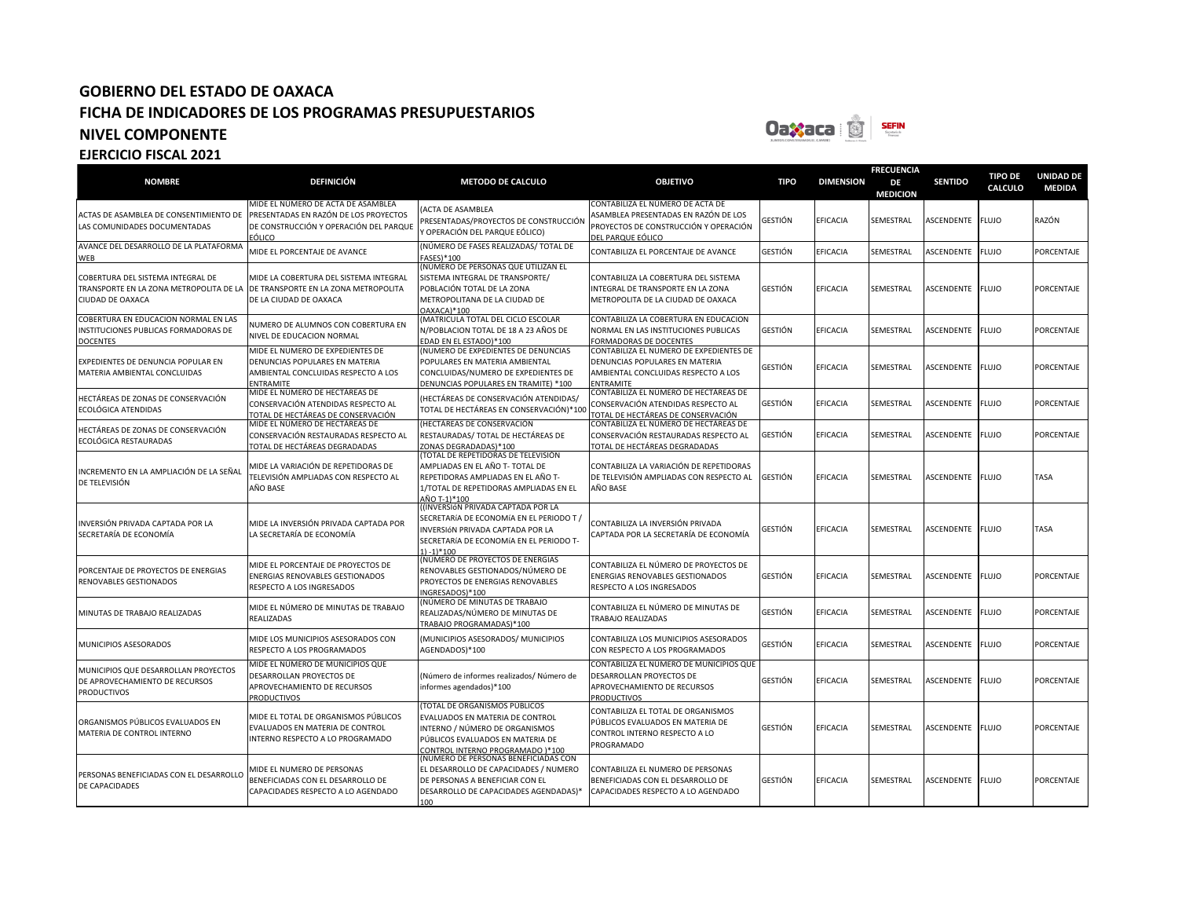# GOBIERNO DEL ESTADO DE OAXACA
## FICHA DE INDICADORES DE LOS PROGRAMAS PRESUPUESTARIOS
## NIVEL COMPONENTE
### EJERCICIO FISCAL 2021

| NOMBRE | DEFINICIÓN | METODO DE CALCULO | OBJETIVO | TIPO | DIMENSION | FRECUENCIA DE MEDICION | SENTIDO | TIPO DE CALCULO | UNIDAD DE MEDIDA |
|---|---|---|---|---|---|---|---|---|---|
| ACTAS DE ASAMBLEA DE CONSENTIMIENTO DE LAS COMUNIDADES DOCUMENTADAS | MIDE EL NUMERO DE ACTA DE ASAMBLEA PRESENTADAS EN RAZÓN DE LOS PROYECTOS DE CONSTRUCCIÓN Y OPERACIÓN DEL PARQUE EÓLICO | (ACTA DE ASAMBLEA PRESENTADAS/PROYECTOS DE CONSTRUCCIÓN Y OPERACIÓN DEL PARQUE EÓLICO) | CONTABILIZA EL NUMERO DE ACTA DE ASAMBLEA PRESENTADAS EN RAZÓN DE LOS PROYECTOS DE CONSTRUCCIÓN Y OPERACIÓN DEL PARQUE EÓLICO | GESTIÓN | EFICACIA | SEMESTRAL | ASCENDENTE | FLUJO | RAZÓN |
| AVANCE DEL DESARROLLO DE LA PLATAFORMA WEB | MIDE EL PORCENTAJE DE AVANCE | (NÚMERO DE FASES REALIZADAS/ TOTAL DE FASES)*100 | CONTABILIZA EL PORCENTAJE DE AVANCE | GESTIÓN | EFICACIA | SEMESTRAL | ASCENDENTE | FLUJO | PORCENTAJE |
| COBERTURA DEL SISTEMA INTEGRAL DE TRANSPORTE EN LA ZONA METROPOLITA DE LA CIUDAD DE OAXACA | MIDE LA COBERTURA DEL SISTEMA INTEGRAL DE TRANSPORTE EN LA ZONA METROPOLITA DE LA CIUDAD DE OAXACA | (NUMERO DE PERSONAS QUE UTILIZAN EL SISTEMA INTEGRAL DE TRANSPORTE/ POBLACIÓN TOTAL DE LA ZONA METROPOLITANA DE LA CIUDAD DE OAXACA)*100 | CONTABILIZA LA COBERTURA DEL SISTEMA INTEGRAL DE TRANSPORTE EN LA ZONA METROPOLITA DE LA CIUDAD DE OAXACA | GESTIÓN | EFICACIA | SEMESTRAL | ASCENDENTE | FLUJO | PORCENTAJE |
| COBERTURA EN EDUCACION NORMAL EN LAS INSTITUCIONES PUBLICAS FORMADORAS DE DOCENTES | NUMERO DE ALUMNOS CON COBERTURA EN NIVEL DE EDUCACION NORMAL | (MATRICULA TOTAL DEL CICLO ESCOLAR N/POBLACION TOTAL DE 18 A 23 AÑOS DE EDAD EN EL ESTADO)*100 | CONTABILIZA LA COBERTURA EN EDUCACION NORMAL EN LAS INSTITUCIONES PUBLICAS FORMADORAS DE DOCENTES | GESTIÓN | EFICACIA | SEMESTRAL | ASCENDENTE | FLUJO | PORCENTAJE |
| EXPEDIENTES DE DENUNCIA POPULAR EN MATERIA AMBIENTAL CONCLUIDAS | MIDE EL NUMERO DE EXPEDIENTES DE DENUNCIAS POPULARES EN MATERIA AMBIENTAL CONCLUIDAS RESPECTO A LOS ENTRAMITE | (NUMERO DE EXPEDIENTES DE DENUNCIAS POPULARES EN MATERIA AMBIENTAL CONCLUIDAS/NUMERO DE EXPEDIENTES DE DENUNCIAS POPULARES EN TRAMITE) *100 | CONTABILIZA EL NUMERO DE EXPEDIENTES DE DENUNCIAS POPULARES EN MATERIA AMBIENTAL CONCLUIDAS RESPECTO A LOS ENTRAMITE | GESTIÓN | EFICACIA | SEMESTRAL | ASCENDENTE | FLUJO | PORCENTAJE |
| HECTÁREAS DE ZONAS DE CONSERVACIÓN ECOLÓGICA ATENDIDAS | MIDE EL NUMERO DE HECTÁREAS DE CONSERVACIÓN ATENDIDAS RESPECTO AL TOTAL DE HECTÁREAS DE CONSERVACIÓN | (HECTÁREAS DE CONSERVACIÓN ATENDIDAS/ TOTAL DE HECTÁREAS EN CONSERVACIÓN)*100 | CONTABILIZA EL NUMERO DE HECTÁREAS DE CONSERVACIÓN ATENDIDAS RESPECTO AL TOTAL DE HECTÁREAS DE CONSERVACIÓN | GESTIÓN | EFICACIA | SEMESTRAL | ASCENDENTE | FLUJO | PORCENTAJE |
| HECTÁREAS DE ZONAS DE CONSERVACIÓN ECOLÓGICA RESTAURADAS | MIDE EL NUMERO DE HECTÁREAS DE CONSERVACIÓN RESTAURADAS RESPECTO AL TOTAL DE HECTÁREAS DEGRADADAS | (HECTÁREAS DE CONSERVACIÓN RESTAURADAS/ TOTAL DE HECTÁREAS DE ZONAS DEGRADADAS)*100 | CONTABILIZA EL NUMERO DE HECTÁREAS DE CONSERVACIÓN RESTAURADAS RESPECTO AL TOTAL DE HECTÁREAS DEGRADADAS | GESTIÓN | EFICACIA | SEMESTRAL | ASCENDENTE | FLUJO | PORCENTAJE |
| INCREMENTO EN LA AMPLIACIÓN DE LA SEÑAL DE TELEVISIÓN | MIDE LA VARIACIÓN DE REPETIDORAS DE TELEVISIÓN AMPLIADAS CON RESPECTO AL AÑO BASE | (TOTAL DE REPETIDORAS DE TELEVISIÓN AMPLIADAS EN EL AÑO T- TOTAL DE REPETIDORAS AMPLIADAS EN EL AÑO T-1/TOTAL DE REPETIDORAS AMPLIADAS EN EL AÑO T-1)*100 | CONTABILIZA LA VARIACIÓN DE REPETIDORAS DE TELEVISIÓN AMPLIADAS CON RESPECTO AL AÑO BASE | GESTIÓN | EFICACIA | SEMESTRAL | ASCENDENTE | FLUJO | TASA |
| INVERSIÓN PRIVADA CAPTADA POR LA SECRETARÍA DE ECONOMÍA | MIDE LA INVERSIÓN PRIVADA CAPTADA POR LA SECRETARÍA DE ECONOMÍA | ((INVERSIóN PRIVADA CAPTADA POR LA SECRETARíA DE ECONOMíA EN EL PERIODO T / INVERSIóN PRIVADA CAPTADA POR LA SECRETARíA DE ECONOMíA EN EL PERIODO T-1) -1)*100 | CONTABILIZA LA INVERSIÓN PRIVADA CAPTADA POR LA SECRETARÍA DE ECONOMÍA | GESTIÓN | EFICACIA | SEMESTRAL | ASCENDENTE | FLUJO | TASA |
| PORCENTAJE DE PROYECTOS DE ENERGIAS RENOVABLES GESTIONADOS | MIDE EL PORCENTAJE DE PROYECTOS DE ENERGIAS RENOVABLES GESTIONADOS RESPECTO A LOS INGRESADOS | (NÚMERO DE PROYECTOS DE ENERGIAS RENOVABLES GESTIONADOS/NÚMERO DE PROYECTOS DE ENERGIAS RENOVABLES INGRESADOS)*100 | CONTABILIZA EL NÚMERO DE PROYECTOS DE ENERGIAS RENOVABLES GESTIONADOS RESPECTO A LOS INGRESADOS | GESTIÓN | EFICACIA | SEMESTRAL | ASCENDENTE | FLUJO | PORCENTAJE |
| MINUTAS DE TRABAJO REALIZADAS | MIDE EL NÚMERO DE MINUTAS DE TRABAJO REALIZADAS | (NÚMERO DE MINUTAS DE TRABAJO REALIZADAS/NÚMERO DE MINUTAS DE TRABAJO PROGRAMADAS)*100 | CONTABILIZA EL NÚMERO DE MINUTAS DE TRABAJO REALIZADAS | GESTIÓN | EFICACIA | SEMESTRAL | ASCENDENTE | FLUJO | PORCENTAJE |
| MUNICIPIOS ASESORADOS | MIDE LOS MUNICIPIOS ASESORADOS CON RESPECTO A LOS PROGRAMADOS | (MUNICIPIOS ASESORADOS/ MUNICIPIOS AGENDADOS)*100 | CONTABILIZA LOS MUNICIPIOS ASESORADOS CON RESPECTO A LOS PROGRAMADOS | GESTIÓN | EFICACIA | SEMESTRAL | ASCENDENTE | FLUJO | PORCENTAJE |
| MUNICIPIOS QUE DESARROLLAN PROYECTOS DE APROVECHAMIENTO DE RECURSOS PRODUCTIVOS | MIDE EL NÚMERO DE MUNICIPIOS QUE DESARROLLAN PROYECTOS DE APROVECHAMIENTO DE RECURSOS PRODUCTIVOS | (Número de informes realizados/ Número de informes agendados)*100 | CONTABILIZA EL NÚMERO DE MUNICIPIOS QUE DESARROLLAN PROYECTOS DE APROVECHAMIENTO DE RECURSOS PRODUCTIVOS | GESTIÓN | EFICACIA | SEMESTRAL | ASCENDENTE | FLUJO | PORCENTAJE |
| ORGANISMOS PÚBLICOS EVALUADOS EN MATERIA DE CONTROL INTERNO | MIDE EL TOTAL DE ORGANISMOS PÚBLICOS EVALUADOS EN MATERIA DE CONTROL INTERNO RESPECTO A LO PROGRAMADO | (TOTAL DE ORGANISMOS PÚBLICOS EVALUADOS EN MATERIA DE CONTROL INTERNO / NÚMERO DE ORGANISMOS PÚBLICOS EVALUADOS EN MATERIA DE CONTROL INTERNO PROGRAMADO )*100 | CONTABILIZA EL TOTAL DE ORGANISMOS PÚBLICOS EVALUADOS EN MATERIA DE CONTROL INTERNO RESPECTO A LO PROGRAMADO | GESTIÓN | EFICACIA | SEMESTRAL | ASCENDENTE | FLUJO | PORCENTAJE |
| PERSONAS BENEFICIADAS CON EL DESARROLLO DE CAPACIDADES | MIDE EL NUMERO DE PERSONAS BENEFICIADAS CON EL DESARROLLO DE CAPACIDADES RESPECTO A LO AGENDADO | (NUMERO DE PERSONAS BENEFICIADAS CON EL DESARROLLO DE CAPACIDADES / NUMERO DE PERSONAS A BENEFICIAR CON EL DESARROLLO DE CAPACIDADES AGENDADAS)* 100 | CONTABILIZA EL NUMERO DE PERSONAS BENEFICIADAS CON EL DESARROLLO DE CAPACIDADES RESPECTO A LO AGENDADO | GESTIÓN | EFICACIA | SEMESTRAL | ASCENDENTE | FLUJO | PORCENTAJE |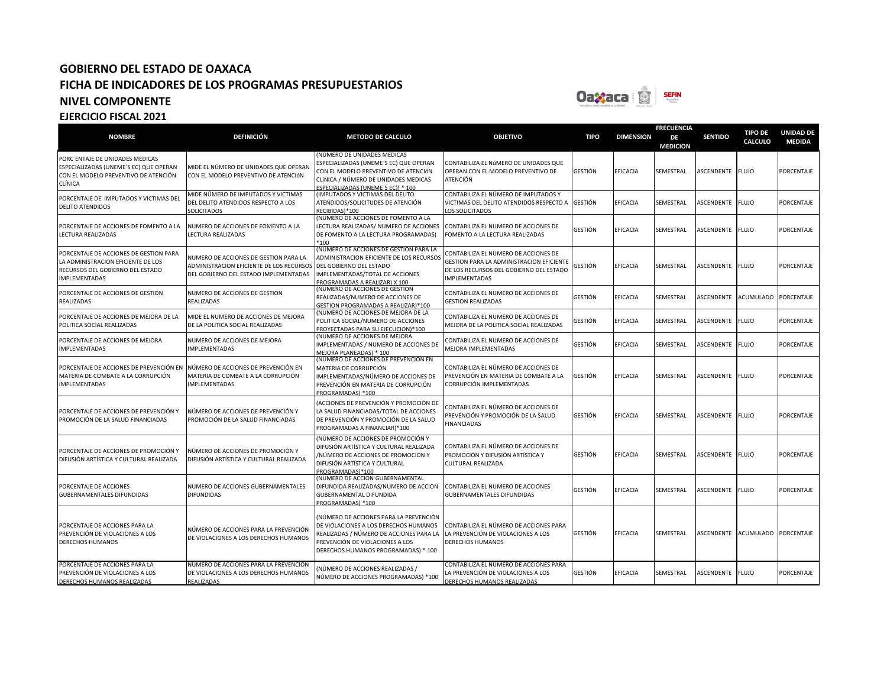# GOBIERNO DEL ESTADO DE OAXACA

## FICHA DE INDICADORES DE LOS PROGRAMAS PRESUPUESTARIOS

## NIVEL COMPONENTE

### EJERCICIO FISCAL 2021

| NOMBRE | DEFINICIÓN | METODO DE CALCULO | OBJETIVO | TIPO | DIMENSION | FRECUENCIA DE MEDICION | SENTIDO | TIPO DE CALCULO | UNIDAD DE MEDIDA |
|---|---|---|---|---|---|---|---|---|---|
| PORC ENTAJE DE UNIDADES MEDICAS ESPECIALIZADAS (UNEME´S EC) QUE OPERAN CON EL MODELO PREVENTIVO DE ATENCIÓN CLÍNICA | MIDE EL NÚMERO DE UNIDADES QUE OPERAN CON EL MODELO PREVENTIVO DE ATENCIóN | (NUMERO DE UNIDADES MEDICAS ESPECIALIZADAS (UNEME´S EC) QUE OPERAN CON EL MODELO PREVENTIVO DE ATENCIóN CLíNICA / NÚMERO DE UNIDADES MEDICAS ESPECIALIZADAS (UNEME´S EC)) * 100 | CONTABILIZA EL NúMERO DE UNIDADES QUE OPERAN CON EL MODELO PREVENTIVO DE ATENCIÓN | GESTIÓN | EFICACIA | SEMESTRAL | ASCENDENTE | FLUJO | PORCENTAJE |
| PORCENTAJE DE IMPUTADOS Y VICTIMAS DEL DELITO ATENDIDOS | MIDE NÚMERO DE IMPUTADOS Y VICTIMAS DEL DELITO ATENDIDOS RESPECTO A LOS SOLICITADOS | (IMPUTADOS Y VICTIMAS DEL DELITO ATENDIDOS/SOLICITUDES DE ATENCIÓN RECIBIDAS)*100 | CONTABILIZA EL NÚMERO DE IMPUTADOS Y VICTIMAS DEL DELITO ATENDIDOS RESPECTO A LOS SOLICITADOS | GESTIÓN | EFICACIA | SEMESTRAL | ASCENDENTE | FLUJO | PORCENTAJE |
| PORCENTAJE DE ACCIONES DE FOMENTO A LA LECTURA REALIZADAS | NUMERO DE ACCIONES DE FOMENTO A LA LECTURA REALIZADAS | (NUMERO DE ACCIONES DE FOMENTO A LA LECTURA REALIZADAS/ NUMERO DE ACCIONES DE FOMENTO A LA LECTURA PROGRAMADAS) *100 | CONTABILIZA EL NUMERO DE ACCIONES DE FOMENTO A LA LECTURA REALIZADAS | GESTIÓN | EFICACIA | SEMESTRAL | ASCENDENTE | FLUJO | PORCENTAJE |
| PORCENTAJE DE ACCIONES DE GESTION PARA LA ADMINISTRACION EFICIENTE DE LOS RECURSOS DEL GOBIERNO DEL ESTADO IMPLEMENTADAS | NUMERO DE ACCIONES DE GESTION PARA LA ADMINISTRACION EFICIENTE DE LOS RECURSOS DEL GOBIERNO DEL ESTADO IMPLEMENTADAS | (NUMERO DE ACCIONES DE GESTION PARA LA ADMINISTRACION EFICIENTE DE LOS RECURSOS DEL GOBIERNO DEL ESTADO IMPLEMENTADAS/TOTAL DE ACCIONES PROGRAMADAS A REALIZAR) X 100 | CONTABILIZA EL NUMERO DE ACCIONES DE GESTION PARA LA ADMINISTRACION EFICIENTE DE LOS RECURSOS DEL GOBIERNO DEL ESTADO IMPLEMENTADAS | GESTIÓN | EFICACIA | SEMESTRAL | ASCENDENTE | FLUJO | PORCENTAJE |
| PORCENTAJE DE ACCIONES DE GESTION REALIZADAS | NUMERO DE ACCIONES DE GESTION REALIZADAS | (NUMERO DE ACCIONES DE GESTION REALIZADAS/NUMERO DE ACCIONES DE GESTION PROGRAMADAS A REALIZAR)*100 | CONTABILIZA EL NUMERO DE ACCIONES DE GESTION REALIZADAS | GESTIÓN | EFICACIA | SEMESTRAL | ASCENDENTE | ACUMULADO | PORCENTAJE |
| PORCENTAJE DE ACCIONES DE MEJORA DE LA POLITICA SOCIAL REALIZADAS | MIDE EL NUMERO DE ACCIONES DE MEJORA DE LA POLITICA SOCIAL REALIZADAS | (NUMERO DE ACCIONES DE MEJORA DE LA POLITICA SOCIAL/NUMERO DE ACCIONES PROYECTADAS PARA SU EJECUCION)*100 | CONTABILIZA EL NUMERO DE ACCIONES DE MEJORA DE LA POLITICA SOCIAL REALIZADAS | GESTIÓN | EFICACIA | SEMESTRAL | ASCENDENTE | FLUJO | PORCENTAJE |
| PORCENTAJE DE ACCIONES DE MEJORA IMPLEMENTADAS | NUMERO DE ACCIONES DE MEJORA IMPLEMENTADAS | (NUMERO DE ACCIONES DE MEJORA IMPLEMENTADAS / NUMERO DE ACCIONES DE MEJORA PLANEADAS) * 100 | CONTABILIZA EL NUMERO DE ACCIONES DE MEJORA IMPLEMENTADAS | GESTIÓN | EFICACIA | SEMESTRAL | ASCENDENTE | FLUJO | PORCENTAJE |
| PORCENTAJE DE ACCIONES DE PREVENCIÓN EN MATERIA DE COMBATE A LA CORRUPCIÓN IMPLEMENTADAS | NÚMERO DE ACCIONES DE PREVENCIÓN EN MATERIA DE COMBATE A LA CORRUPCIÓN IMPLEMENTADAS | (NÚMERO DE ACCIONES DE PREVENCIÓN EN MATERIA DE CORRUPCIÓN IMPLEMENTADAS/NÚMERO DE ACCIONES DE PREVENCIÓN EN MATERIA DE CORRUPCIÓN PROGRAMADAS) *100 | CONTABILIZA EL NÚMERO DE ACCIONES DE PREVENCIÓN EN MATERIA DE COMBATE A LA CORRUPCIÓN IMPLEMENTADAS | GESTIÓN | EFICACIA | SEMESTRAL | ASCENDENTE | FLUJO | PORCENTAJE |
| PORCENTAJE DE ACCIONES DE PREVENCIÓN Y PROMOCIÓN DE LA SALUD FINANCIADAS | NÚMERO DE ACCIONES DE PREVENCIÓN Y PROMOCIÓN DE LA SALUD FINANCIADAS | (ACCIONES DE PREVENCIÓN Y PROMOCIÓN DE LA SALUD FINANCIADAS/TOTAL DE ACCIONES DE PREVENCIÓN Y PROMOCIÓN DE LA SALUD PROGRAMADAS A FINANCIAR)*100 | CONTABILIZA EL NÚMERO DE ACCIONES DE PREVENCIÓN Y PROMOCIÓN DE LA SALUD FINANCIADAS | GESTIÓN | EFICACIA | SEMESTRAL | ASCENDENTE | FLUJO | PORCENTAJE |
| PORCENTAJE DE ACCIONES DE PROMOCIÓN Y DIFUSIÓN ARTÍSTICA Y CULTURAL REALIZADA | NÚMERO DE ACCIONES DE PROMOCIÓN Y DIFUSIÓN ARTÍSTICA Y CULTURAL REALIZADA | (NÚMERO DE ACCIONES DE PROMOCIÓN Y DIFUSIÓN ARTÍSTICA Y CULTURAL REALIZADA /NÚMERO DE ACCIONES DE PROMOCIÓN Y DIFUSIÓN ARTÍSTICA Y CULTURAL PROGRAMADAS)*100 | CONTABILIZA EL NÚMERO DE ACCIONES DE PROMOCIÓN Y DIFUSIÓN ARTÍSTICA Y CULTURAL REALIZADA | GESTIÓN | EFICACIA | SEMESTRAL | ASCENDENTE | FLUJO | PORCENTAJE |
| PORCENTAJE DE ACCIONES GUBERNAMENTALES DIFUNDIDAS | NUMERO DE ACCIONES GUBERNAMENTALES DIFUNDIDAS | (NUMERO DE ACCION GUBERNAMENTAL DIFUNDIDA REALIZADAS/NUMERO DE ACCION GUBERNAMENTAL DIFUNDIDA PROGRAMADAS) *100 | CONTABILIZA EL NUMERO DE ACCIONES GUBERNAMENTALES DIFUNDIDAS | GESTIÓN | EFICACIA | SEMESTRAL | ASCENDENTE | FLUJO | PORCENTAJE |
| PORCENTAJE DE ACCIONES PARA LA PREVENCIÓN DE VIOLACIONES A LOS DERECHOS HUMANOS | NÚMERO DE ACCIONES PARA LA PREVENCIÓN DE VIOLACIONES A LOS DERECHOS HUMANOS | (NÚMERO DE ACCIONES PARA LA PREVENCIÓN DE VIOLACIONES A LOS DERECHOS HUMANOS REALIZADAS / NÚMERO DE ACCIONES PARA LA PREVENCIÓN DE VIOLACIONES A LOS DERECHOS HUMANOS PROGRAMADAS) * 100 | CONTABILIZA EL NÚMERO DE ACCIONES PARA LA PREVENCIÓN DE VIOLACIONES A LOS DERECHOS HUMANOS | GESTIÓN | EFICACIA | SEMESTRAL | ASCENDENTE | ACUMULADO | PORCENTAJE |
| PORCENTAJE DE ACCIONES PARA LA PREVENCIÓN DE VIOLACIONES A LOS DERECHOS HUMANOS REALIZADAS | NUMERO DE ACCIONES PARA LA PREVENCIÓN DE VIOLACIONES A LOS DERECHOS HUMANOS REALIZADAS | (NÚMERO DE ACCIONES REALIZADAS / NÚMERO DE ACCIONES PROGRAMADAS) *100 | CONTABILIZA EL NÚMERO DE ACCIONES PARA LA PREVENCIÓN DE VIOLACIONES A LOS DERECHOS HUMANOS REALIZADAS | GESTIÓN | EFICACIA | SEMESTRAL | ASCENDENTE | FLUJO | PORCENTAJE |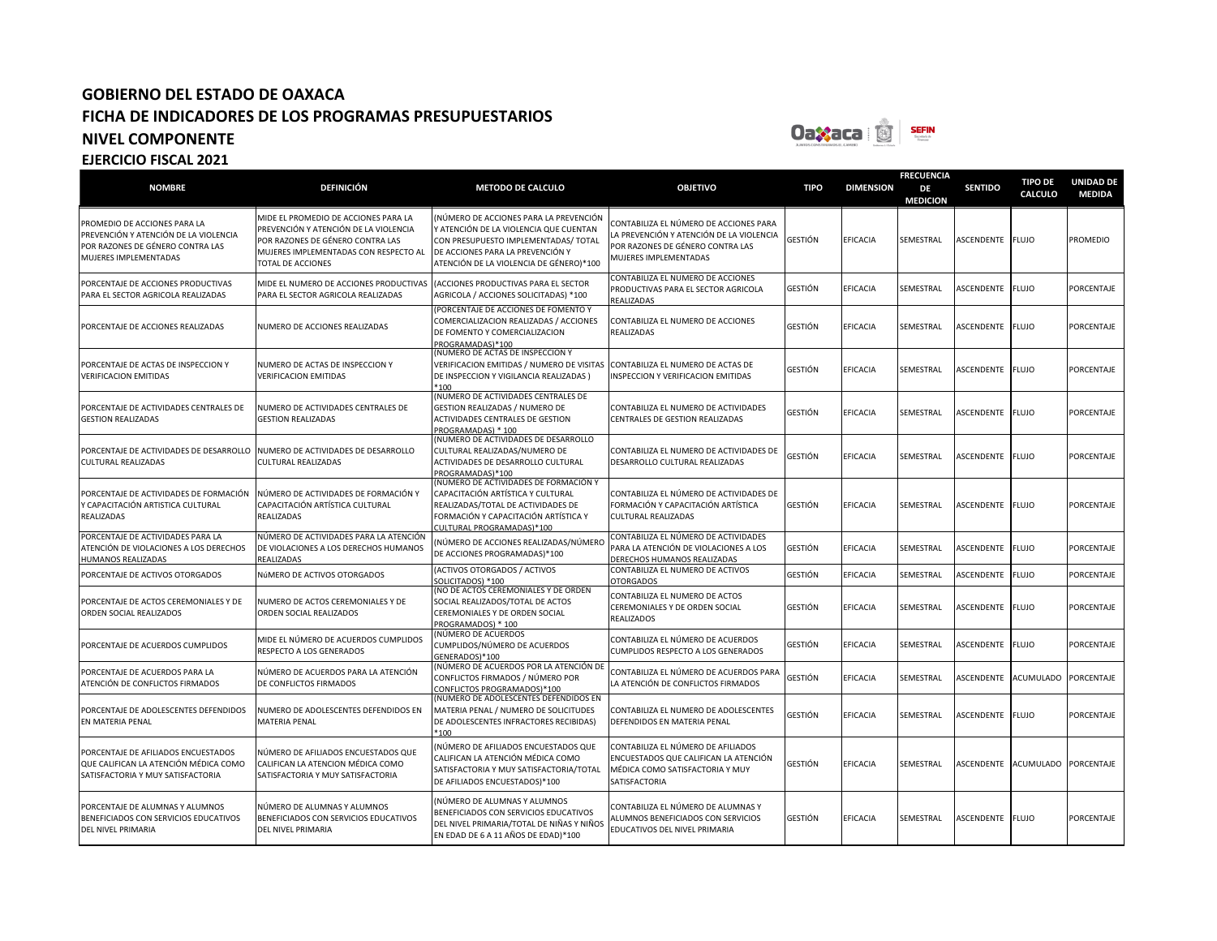# GOBIERNO DEL ESTADO DE OAXACA
## FICHA DE INDICADORES DE LOS PROGRAMAS PRESUPUESTARIOS
## NIVEL COMPONENTE
### EJERCICIO FISCAL 2021

| NOMBRE | DEFINICIÓN | METODO DE CALCULO | OBJETIVO | TIPO | DIMENSION | FRECUENCIA DE MEDICION | SENTIDO | TIPO DE CALCULO | UNIDAD DE MEDIDA |
|---|---|---|---|---|---|---|---|---|---|
| PROMEDIO DE ACCIONES PARA LA PREVENCIÓN Y ATENCIÓN DE LA VIOLENCIA POR RAZONES DE GÉNERO CONTRA LAS MUJERES IMPLEMENTADAS | MIDE EL PROMEDIO DE ACCIONES PARA LA PREVENCIÓN Y ATENCIÓN DE LA VIOLENCIA POR RAZONES DE GÉNERO CONTRA LAS MUJERES IMPLEMENTADAS CON RESPECTO AL TOTAL DE ACCIONES | (NÚMERO DE ACCIONES PARA LA PREVENCIÓN Y ATENCIÓN DE LA VIOLENCIA QUE CUENTAN CON PRESUPUESTO IMPLEMENTADAS/ TOTAL DE ACCIONES PARA LA PREVENCIÓN Y ATENCIÓN DE LA VIOLENCIA DE GÉNERO)*100 | CONTABILIZA EL NÚMERO DE ACCIONES PARA LA PREVENCIÓN Y ATENCIÓN DE LA VIOLENCIA POR RAZONES DE GÉNERO CONTRA LAS MUJERES IMPLEMENTADAS | GESTIÓN | EFICACIA | SEMESTRAL | ASCENDENTE | FLUJO | PROMEDIO |
| PORCENTAJE DE ACCIONES PRODUCTIVAS PARA EL SECTOR AGRICOLA REALIZADAS | MIDE EL NUMERO DE ACCIONES PRODUCTIVAS PARA EL SECTOR AGRICOLA REALIZADAS | (ACCIONES PRODUCTIVAS PARA EL SECTOR AGRICOLA / ACCIONES SOLICITADAS) *100 | CONTABILIZA EL NUMERO DE ACCIONES PRODUCTIVAS PARA EL SECTOR AGRICOLA REALIZADAS | GESTIÓN | EFICACIA | SEMESTRAL | ASCENDENTE | FLUJO | PORCENTAJE |
| PORCENTAJE DE ACCIONES REALIZADAS | NUMERO DE ACCIONES REALIZADAS | (PORCENTAJE DE ACCIONES DE FOMENTO Y COMERCIALIZACION REALIZADAS / ACCIONES DE FOMENTO Y COMERCIALIZACION PROGRAMADAS)*100 | CONTABILIZA EL NUMERO DE ACCIONES REALIZADAS | GESTIÓN | EFICACIA | SEMESTRAL | ASCENDENTE | FLUJO | PORCENTAJE |
| PORCENTAJE DE ACTAS DE INSPECCION Y VERIFICACION EMITIDAS | NUMERO DE ACTAS DE INSPECCION Y VERIFICACION EMITIDAS | (NUMERO DE ACTAS DE INSPECCION Y VERIFICACION EMITIDAS / NUMERO DE VISITAS DE INSPECCION Y VIGILANCIA REALIZADAS ) *100 | CONTABILIZA EL NUMERO DE ACTAS DE INSPECCION Y VERIFICACION EMITIDAS | GESTIÓN | EFICACIA | SEMESTRAL | ASCENDENTE | FLUJO | PORCENTAJE |
| PORCENTAJE DE ACTIVIDADES CENTRALES DE GESTION REALIZADAS | NUMERO DE ACTIVIDADES CENTRALES DE GESTION REALIZADAS | (NUMERO DE ACTIVIDADES CENTRALES DE GESTION REALIZADAS / NUMERO DE ACTIVIDADES CENTRALES DE GESTION PROGRAMADAS) * 100 | CONTABILIZA EL NUMERO DE ACTIVIDADES CENTRALES DE GESTION REALIZADAS | GESTIÓN | EFICACIA | SEMESTRAL | ASCENDENTE | FLUJO | PORCENTAJE |
| PORCENTAJE DE ACTIVIDADES DE DESARROLLO CULTURAL REALIZADAS | NUMERO DE ACTIVIDADES DE DESARROLLO CULTURAL REALIZADAS | (NUMERO DE ACTIVIDADES DE DESARROLLO CULTURAL REALIZADAS/NUMERO DE ACTIVIDADES DE DESARROLLO CULTURAL PROGRAMADAS)*100 | CONTABILIZA EL NUMERO DE ACTIVIDADES DE DESARROLLO CULTURAL REALIZADAS | GESTIÓN | EFICACIA | SEMESTRAL | ASCENDENTE | FLUJO | PORCENTAJE |
| PORCENTAJE DE ACTIVIDADES DE FORMACIÓN Y CAPACITACIÓN ARTISTICA CULTURAL REALIZADAS | NÚMERO DE ACTIVIDADES DE FORMACIÓN Y CAPACITACIÓN ARTÍSTICA CULTURAL REALIZADAS | (NUMERO DE ACTIVIDADES DE FORMACIÓN Y CAPACITACIÓN ARTÍSTICA Y CULTURAL REALIZADAS/TOTAL DE ACTIVIDADES DE FORMACIÓN Y CAPACITACIÓN ARTÍSTICA Y CULTURAL PROGRAMADAS)*100 | CONTABILIZA EL NÚMERO DE ACTIVIDADES DE FORMACIÓN Y CAPACITACIÓN ARTÍSTICA CULTURAL REALIZADAS | GESTIÓN | EFICACIA | SEMESTRAL | ASCENDENTE | FLUJO | PORCENTAJE |
| PORCENTAJE DE ACTIVIDADES PARA LA ATENCIÓN DE VIOLACIONES A LOS DERECHOS HUMANOS REALIZADAS | NÚMERO DE ACTIVIDADES PARA LA ATENCIÓN DE VIOLACIONES A LOS DERECHOS HUMANOS REALIZADAS | (NÚMERO DE ACCIONES REALIZADAS/NÚMERO DE ACCIONES PROGRAMADAS)*100 | CONTABILIZA EL NÚMERO DE ACTIVIDADES PARA LA ATENCIÓN DE VIOLACIONES A LOS DERECHOS HUMANOS REALIZADAS | GESTIÓN | EFICACIA | SEMESTRAL | ASCENDENTE | FLUJO | PORCENTAJE |
| PORCENTAJE DE ACTIVOS OTORGADOS | NúMERO DE ACTIVOS OTORGADOS | (ACTIVOS OTORGADOS / ACTIVOS SOLICITADOS) *100 | CONTABILIZA EL NUMERO DE ACTIVOS OTORGADOS | GESTIÓN | EFICACIA | SEMESTRAL | ASCENDENTE | FLUJO | PORCENTAJE |
| PORCENTAJE DE ACTOS CEREMONIALES Y DE ORDEN SOCIAL REALIZADOS | NUMERO DE ACTOS CEREMONIALES Y DE ORDEN SOCIAL REALIZADOS | (NO DE ACTOS CEREMONIALES Y DE ORDEN SOCIAL REALIZADOS/TOTAL DE ACTOS CEREMONIALES Y DE ORDEN SOCIAL PROGRAMADOS) * 100 | CONTABILIZA EL NUMERO DE ACTOS CEREMONIALES Y DE ORDEN SOCIAL REALIZADOS | GESTIÓN | EFICACIA | SEMESTRAL | ASCENDENTE | FLUJO | PORCENTAJE |
| PORCENTAJE DE ACUERDOS CUMPLIDOS | MIDE EL NÚMERO DE ACUERDOS CUMPLIDOS RESPECTO A LOS GENERADOS | (NÚMERO DE ACUERDOS CUMPLIDOS/NÚMERO DE ACUERDOS GENERADOS)*100 | CONTABILIZA EL NÚMERO DE ACUERDOS CUMPLIDOS RESPECTO A LOS GENERADOS | GESTIÓN | EFICACIA | SEMESTRAL | ASCENDENTE | FLUJO | PORCENTAJE |
| PORCENTAJE DE ACUERDOS PARA LA ATENCIÓN DE CONFLICTOS FIRMADOS | NÚMERO DE ACUERDOS PARA LA ATENCIÓN DE CONFLICTOS FIRMADOS | (NÚMERO DE ACUERDOS POR LA ATENCIÓN DE CONFLICTOS FIRMADOS / NÚMERO POR CONFLICTOS PROGRAMADOS)*100 | CONTABILIZA EL NÚMERO DE ACUERDOS PARA LA ATENCIÓN DE CONFLICTOS FIRMADOS | GESTIÓN | EFICACIA | SEMESTRAL | ASCENDENTE | ACUMULADO | PORCENTAJE |
| PORCENTAJE DE ADOLESCENTES DEFENDIDOS EN MATERIA PENAL | NUMERO DE ADOLESCENTES DEFENDIDOS EN MATERIA PENAL | (NUMERO DE ADOLESCENTES DEFENDIDOS EN MATERIA PENAL / NUMERO DE SOLICITUDES DE ADOLESCENTES INFRACTORES RECIBIDAS) *100 | CONTABILIZA EL NUMERO DE ADOLESCENTES DEFENDIDOS EN MATERIA PENAL | GESTIÓN | EFICACIA | SEMESTRAL | ASCENDENTE | FLUJO | PORCENTAJE |
| PORCENTAJE DE AFILIADOS ENCUESTADOS QUE CALIFICAN LA ATENCIÓN MÉDICA COMO SATISFACTORIA Y MUY SATISFACTORIA | NÚMERO DE AFILIADOS ENCUESTADOS QUE CALIFICAN LA ATENCION MÉDICA COMO SATISFACTORIA Y MUY SATISFACTORIA | (NÚMERO DE AFILIADOS ENCUESTADOS QUE CALIFICAN LA ATENCIÓN MÉDICA COMO SATISFACTORIA Y MUY SATISFACTORIA/TOTAL DE AFILIADOS ENCUESTADOS)*100 | CONTABILIZA EL NÚMERO DE AFILIADOS ENCUESTADOS QUE CALIFICAN LA ATENCIÓN MÉDICA COMO SATISFACTORIA Y MUY SATISFACTORIA | GESTIÓN | EFICACIA | SEMESTRAL | ASCENDENTE | ACUMULADO | PORCENTAJE |
| PORCENTAJE DE ALUMNAS Y ALUMNOS BENEFICIADOS CON SERVICIOS EDUCATIVOS DEL NIVEL PRIMARIA | NÚMERO DE ALUMNAS Y ALUMNOS BENEFICIADOS CON SERVICIOS EDUCATIVOS DEL NIVEL PRIMARIA | (NÚMERO DE ALUMNAS Y ALUMNOS BENEFICIADOS CON SERVICIOS EDUCATIVOS DEL NIVEL PRIMARIA/TOTAL DE NIÑAS Y NIÑOS EN EDAD DE 6 A 11 AÑOS DE EDAD)*100 | CONTABILIZA EL NÚMERO DE ALUMNAS Y ALUMNOS BENEFICIADOS CON SERVICIOS EDUCATIVOS DEL NIVEL PRIMARIA | GESTIÓN | EFICACIA | SEMESTRAL | ASCENDENTE | FLUJO | PORCENTAJE |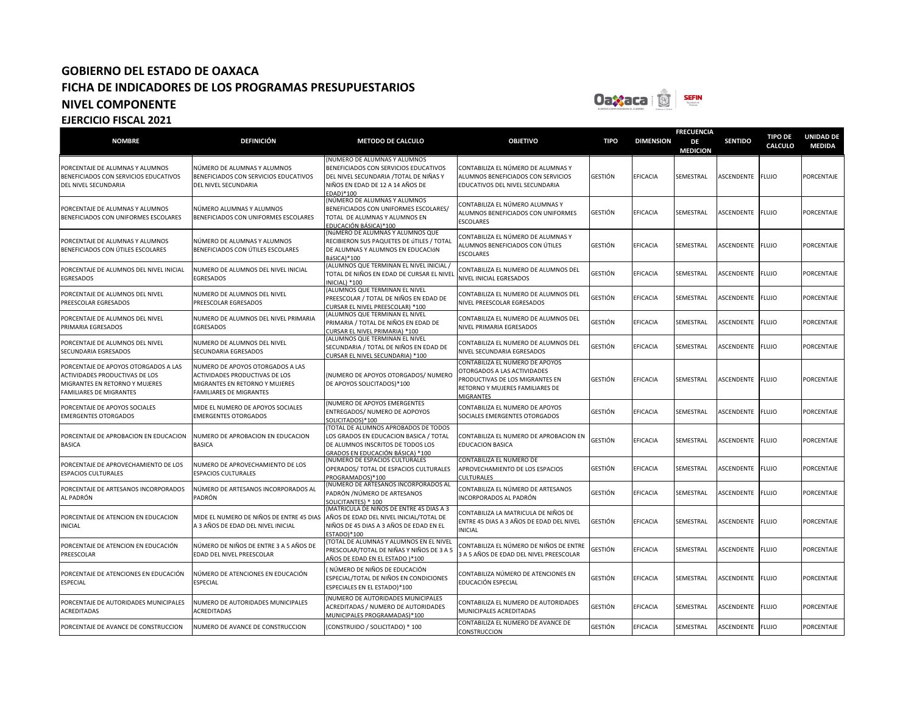# GOBIERNO DEL ESTADO DE OAXACA
## FICHA DE INDICADORES DE LOS PROGRAMAS PRESUPUESTARIOS
## NIVEL COMPONENTE
## EJERCICIO FISCAL 2021

| NOMBRE | DEFINICIÓN | METODO DE CALCULO | OBJETIVO | TIPO | DIMENSION | FRECUENCIA DE MEDICION | SENTIDO | TIPO DE CALCULO | UNIDAD DE MEDIDA |
|---|---|---|---|---|---|---|---|---|---|
| PORCENTAJE DE ALUMNAS Y ALUMNOS BENEFICIADOS CON SERVICIOS EDUCATIVOS DEL NIVEL SECUNDARIA | NÚMERO DE ALUMNAS Y ALUMNOS BENEFICIADOS CON SERVICIOS EDUCATIVOS DEL NIVEL SECUNDARIA | (NUMERO DE ALUMNAS Y ALUMNOS BENEFICIADOS CON SERVICIOS EDUCATIVOS DEL NIVEL SECUNDARIA /TOTAL DE NIÑAS Y NIÑOS EN EDAD DE 12 A 14 AÑOS DE EDAD)*100 | CONTABILIZA EL NÚMERO DE ALUMNAS Y ALUMNOS BENEFICIADOS CON SERVICIOS EDUCATIVOS DEL NIVEL SECUNDARIA | GESTIÓN | EFICACIA | SEMESTRAL | ASCENDENTE | FLUJO | PORCENTAJE |
| PORCENTAJE DE ALUMNAS Y ALUMNOS BENEFICIADOS CON UNIFORMES ESCOLARES | NÚMERO ALUMNAS Y ALUMNOS BENEFICIADOS CON UNIFORMES ESCOLARES | (NÚMERO DE ALUMNAS Y ALUMNOS BENEFICIADOS CON UNIFORMES ESCOLARES/ TOTAL DE ALUMNAS Y ALUMNOS EN EDUCACIÓN BÁSICA)*100 | CONTABILIZA EL NÚMERO ALUMNAS Y ALUMNOS BENEFICIADOS CON UNIFORMES ESCOLARES | GESTIÓN | EFICACIA | SEMESTRAL | ASCENDENTE | FLUJO | PORCENTAJE |
| PORCENTAJE DE ALUMNAS Y ALUMNOS BENEFICIADOS CON ÚTILES ESCOLARES | NÚMERO DE ALUMNAS Y ALUMNOS BENEFICIADOS CON ÚTILES ESCOLARES | (NúMERO DE ALUMNAS Y ALUMNOS QUE RECIBIERON SUS PAQUETES DE úTILES / TOTAL DE ALUMNAS Y ALUMNOS EN EDUCACIóN BáSICA)*100 | CONTABILIZA EL NÚMERO DE ALUMNAS Y ALUMNOS BENEFICIADOS CON ÚTILES ESCOLARES | GESTIÓN | EFICACIA | SEMESTRAL | ASCENDENTE | FLUJO | PORCENTAJE |
| PORCENTAJE DE ALUMNOS DEL NIVEL INICIAL EGRESADOS | NUMERO DE ALUMNOS DEL NIVEL INICIAL EGRESADOS | (ALUMNOS QUE TERMINAN EL NIVEL INICIAL / TOTAL DE NIÑOS EN EDAD DE CURSAR EL NIVEL INICIAL) *100 | CONTABILIZA EL NUMERO DE ALUMNOS DEL NIVEL INICIAL EGRESADOS | GESTIÓN | EFICACIA | SEMESTRAL | ASCENDENTE | FLUJO | PORCENTAJE |
| PORCENTAJE DE ALUMNOS DEL NIVEL PREESCOLAR EGRESADOS | NUMERO DE ALUMNOS DEL NIVEL PREESCOLAR EGRESADOS | (ALUMNOS QUE TERMINAN EL NIVEL PREESCOLAR / TOTAL DE NIÑOS EN EDAD DE CURSAR EL NIVEL PREESCOLAR) *100 | CONTABILIZA EL NUMERO DE ALUMNOS DEL NIVEL PREESCOLAR EGRESADOS | GESTIÓN | EFICACIA | SEMESTRAL | ASCENDENTE | FLUJO | PORCENTAJE |
| PORCENTAJE DE ALUMNOS DEL NIVEL PRIMARIA EGRESADOS | NUMERO DE ALUMNOS DEL NIVEL PRIMARIA EGRESADOS | (ALUMNOS QUE TERMINAN EL NIVEL PRIMARIA / TOTAL DE NIÑOS EN EDAD DE CURSAR EL NIVEL PRIMARIA) *100 | CONTABILIZA EL NUMERO DE ALUMNOS DEL NIVEL PRIMARIA EGRESADOS | GESTIÓN | EFICACIA | SEMESTRAL | ASCENDENTE | FLUJO | PORCENTAJE |
| PORCENTAJE DE ALUMNOS DEL NIVEL SECUNDARIA EGRESADOS | NUMERO DE ALUMNOS DEL NIVEL SECUNDARIA EGRESADOS | (ALUMNOS QUE TERMINAN EL NIVEL SECUNDARIA / TOTAL DE NIÑOS EN EDAD DE CURSAR EL NIVEL SECUNDARIA) *100 | CONTABILIZA EL NUMERO DE ALUMNOS DEL NIVEL SECUNDARIA EGRESADOS | GESTIÓN | EFICACIA | SEMESTRAL | ASCENDENTE | FLUJO | PORCENTAJE |
| PORCENTAJE DE APOYOS OTORGADOS A LAS ACTIVIDADES PRODUCTIVAS DE LOS MIGRANTES EN RETORNO Y MUJERES FAMILIARES DE MIGRANTES | NUMERO DE APOYOS OTORGADOS A LAS ACTIVIDADES PRODUCTIVAS DE LOS MIGRANTES EN RETORNO Y MUJERES FAMILIARES DE MIGRANTES | (NUMERO DE APOYOS OTORGADOS/ NUMERO DE APOYOS SOLICITADOS)*100 | CONTABILIZA EL NUMERO DE APOYOS OTORGADOS A LAS ACTIVIDADES PRODUCTIVAS DE LOS MIGRANTES EN RETORNO Y MUJERES FAMILIARES DE MIGRANTES | GESTIÓN | EFICACIA | SEMESTRAL | ASCENDENTE | FLUJO | PORCENTAJE |
| PORCENTAJE DE APOYOS SOCIALES EMERGENTES OTORGADOS | MIDE EL NUMERO DE APOYOS SOCIALES EMERGENTES OTORGADOS | (NUMERO DE APOYOS EMERGENTES ENTREGADOS/ NUMERO DE AOPOYOS SOLICITADOS)*100 | CONTABILIZA EL NUMERO DE APOYOS SOCIALES EMERGENTES OTORGADOS | GESTIÓN | EFICACIA | SEMESTRAL | ASCENDENTE | FLUJO | PORCENTAJE |
| PORCENTAJE DE APROBACION EN EDUCACION BASICA | NUMERO DE APROBACION EN EDUCACION BASICA | (TOTAL DE ALUMNOS APROBADOS DE TODOS LOS GRADOS EN EDUCACION BASICA / TOTAL DE ALUMNOS INSCRITOS DE TODOS LOS GRADOS EN EDUCACIÓN BÁSICA) *100 | CONTABILIZA EL NUMERO DE APROBACION EN EDUCACION BASICA | GESTIÓN | EFICACIA | SEMESTRAL | ASCENDENTE | FLUJO | PORCENTAJE |
| PORCENTAJE DE APROVECHAMIENTO DE LOS ESPACIOS CULTURALES | NUMERO DE APROVECHAMIENTO DE LOS ESPACIOS CULTURALES | (NUMERO DE ESPACIOS CULTURALES OPERADOS/ TOTAL DE ESPACIOS CULTURALES PROGRAMADOS)*100 | CONTABILIZA EL NUMERO DE APROVECHAMIENTO DE LOS ESPACIOS CULTURALES | GESTIÓN | EFICACIA | SEMESTRAL | ASCENDENTE | FLUJO | PORCENTAJE |
| PORCENTAJE DE ARTESANOS INCORPORADOS AL PADRÓN | NÚMERO DE ARTESANOS INCORPORADOS AL PADRÓN | (NUMERO DE ARTESANOS INCORPORADOS AL PADRÓN /NÚMERO DE ARTESANOS SOLICITANTES) * 100 | CONTABILIZA EL NÚMERO DE ARTESANOS INCORPORADOS AL PADRÓN | GESTIÓN | EFICACIA | SEMESTRAL | ASCENDENTE | FLUJO | PORCENTAJE |
| PORCENTAJE DE ATENCION EN EDUCACION INICIAL | MIDE EL NUMERO DE NIÑOS DE ENTRE 45 DIAS A 3 AÑOS DE EDAD DEL NIVEL INICIAL | (MATRICULA DE NIÑOS DE ENTRE 45 DIAS A 3 AÑOS DE EDAD DEL NIVEL INICIAL/TOTAL DE NIÑOS DE 45 DIAS A 3 AÑOS DE EDAD EN EL ESTADO)*100 | CONTABILIZA LA MATRICULA DE NIÑOS DE ENTRE 45 DIAS A 3 AÑOS DE EDAD DEL NIVEL INICIAL | GESTIÓN | EFICACIA | SEMESTRAL | ASCENDENTE | FLUJO | PORCENTAJE |
| PORCENTAJE DE ATENCION EN EDUCACIÓN PREESCOLAR | NÚMERO DE NIÑOS DE ENTRE 3 A 5 AÑOS DE EDAD DEL NIVEL PREESCOLAR | (TOTAL DE ALUMNAS Y ALUMNOS EN EL NIVEL PRESCOLAR/TOTAL DE NIÑAS Y NIÑOS DE 3 A 5 AÑOS DE EDAD EN EL ESTADO )*100 | CONTABILIZA EL NÚMERO DE NIÑOS DE ENTRE 3 A 5 AÑOS DE EDAD DEL NIVEL PREESCOLAR | GESTIÓN | EFICACIA | SEMESTRAL | ASCENDENTE | FLUJO | PORCENTAJE |
| PORCENTAJE DE ATENCIONES EN EDUCACIÓN ESPECIAL | NÚMERO DE ATENCIONES EN EDUCACIÓN ESPECIAL | ( NÚMERO DE NIÑOS DE EDUCACIÓN ESPECIAL/TOTAL DE NIÑOS EN CONDICIONES ESPECIALES EN EL ESTADO)*100 | CONTABILIZA NÚMERO DE ATENCIONES EN EDUCACIÓN ESPECIAL | GESTIÓN | EFICACIA | SEMESTRAL | ASCENDENTE | FLUJO | PORCENTAJE |
| PORCENTAJE DE AUTORIDADES MUNICIPALES ACREDITADAS | NUMERO DE AUTORIDADES MUNICIPALES ACREDITADAS | (NUMERO DE AUTORIDADES MUNICIPALES ACREDITADAS / NUMERO DE AUTORIDADES MUNICIPALES PROGRAMADAS)*100 | CONTABILIZA EL NUMERO DE AUTORIDADES MUNICIPALES ACREDITADAS | GESTIÓN | EFICACIA | SEMESTRAL | ASCENDENTE | FLUJO | PORCENTAJE |
| PORCENTAJE DE AVANCE DE CONSTRUCCION | NUMERO DE AVANCE DE CONSTRUCCION | (CONSTRUIDO / SOLICITADO) * 100 | CONTABILIZA EL NUMERO DE AVANCE DE CONSTRUCCION | GESTIÓN | EFICACIA | SEMESTRAL | ASCENDENTE | FLUJO | PORCENTAJE |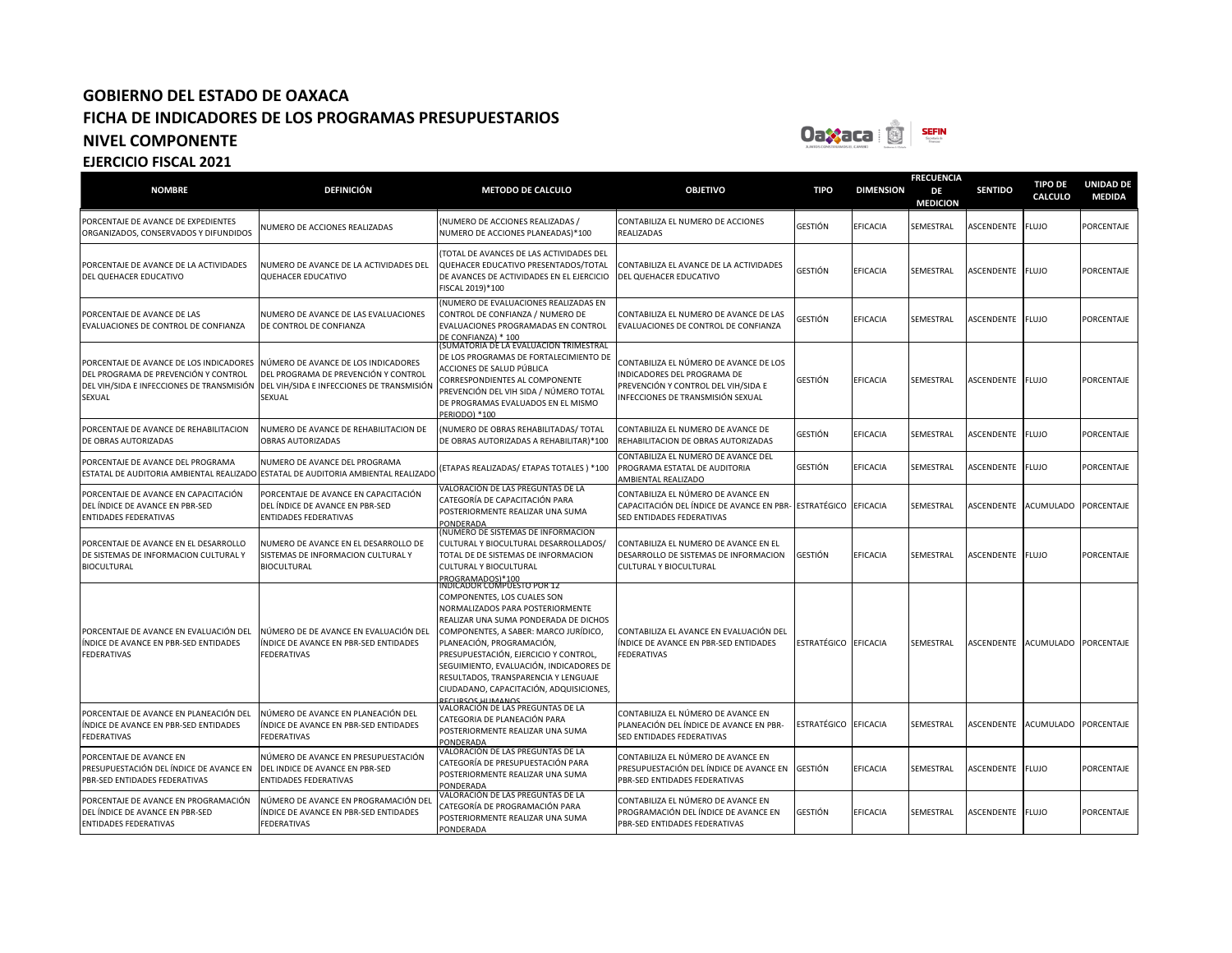# GOBIERNO DEL ESTADO DE OAXACA
## FICHA DE INDICADORES DE LOS PROGRAMAS PRESUPUESTARIOS
## NIVEL COMPONENTE
### EJERCICIO FISCAL 2021

| NOMBRE | DEFINICIÓN | METODO DE CALCULO | OBJETIVO | TIPO | DIMENSION | FRECUENCIA DE MEDICION | SENTIDO | TIPO DE CALCULO | UNIDAD DE MEDIDA |
|---|---|---|---|---|---|---|---|---|---|
| PORCENTAJE DE AVANCE DE EXPEDIENTES ORGANIZADOS, CONSERVADOS Y DIFUNDIDOS | NUMERO DE ACCIONES REALIZADAS | (NUMERO DE ACCIONES REALIZADAS / NUMERO DE ACCIONES PLANEADAS)*100 | CONTABILIZA EL NUMERO DE ACCIONES REALIZADAS | GESTIÓN | EFICACIA | SEMESTRAL | ASCENDENTE | FLUJO | PORCENTAJE |
| PORCENTAJE DE AVANCE DE LA ACTIVIDADES DEL QUEHACER EDUCATIVO | NUMERO DE AVANCE DE LA ACTIVIDADES DEL QUEHACER EDUCATIVO | (TOTAL DE AVANCES DE LAS ACTIVIDADES DEL QUEHACER EDUCATIVO PRESENTADOS/TOTAL DE AVANCES DE ACTIVIDADES EN EL EJERCICIO FISCAL 2019)*100 | CONTABILIZA EL AVANCE DE LA ACTIVIDADES DEL QUEHACER EDUCATIVO | GESTIÓN | EFICACIA | SEMESTRAL | ASCENDENTE | FLUJO | PORCENTAJE |
| PORCENTAJE DE AVANCE DE LAS EVALUACIONES DE CONTROL DE CONFIANZA | NUMERO DE AVANCE DE LAS EVALUACIONES DE CONTROL DE CONFIANZA | (NUMERO DE EVALUACIONES REALIZADAS EN CONTROL DE CONFIANZA / NUMERO DE EVALUACIONES PROGRAMADAS EN CONTROL DE CONFIANZA) * 100 | CONTABILIZA EL NUMERO DE AVANCE DE LAS EVALUACIONES DE CONTROL DE CONFIANZA | GESTIÓN | EFICACIA | SEMESTRAL | ASCENDENTE | FLUJO | PORCENTAJE |
| PORCENTAJE DE AVANCE DE LOS INDICADORES DEL PROGRAMA DE PREVENCIÓN Y CONTROL DEL VIH/SIDA E INFECCIONES DE TRANSMISIÓN SEXUAL | NÚMERO DE AVANCE DE LOS INDICADORES DEL PROGRAMA DE PREVENCIÓN Y CONTROL DEL VIH/SIDA E INFECCIONES DE TRANSMISIÓN SEXUAL | (SUMATORIA DE LA EVALUACIÓN TRIMESTRAL DE LOS PROGRAMAS DE FORTALECIMIENTO DE ACCIONES DE SALUD PÚBLICA CORRESPONDIENTES AL COMPONENTE PREVENCIÓN DEL VIH SIDA / NÚMERO TOTAL DE PROGRAMAS EVALUADOS EN EL MISMO PERIODO) *100 | CONTABILIZA EL NÚMERO DE AVANCE DE LOS INDICADORES DEL PROGRAMA DE PREVENCIÓN Y CONTROL DEL VIH/SIDA E INFECCIONES DE TRANSMISIÓN SEXUAL | GESTIÓN | EFICACIA | SEMESTRAL | ASCENDENTE | FLUJO | PORCENTAJE |
| PORCENTAJE DE AVANCE DE REHABILITACION DE OBRAS AUTORIZADAS | NUMERO DE AVANCE DE REHABILITACION DE OBRAS AUTORIZADAS | (NUMERO DE OBRAS REHABILITADAS/ TOTAL DE OBRAS AUTORIZADAS A REHABILITAR)*100 | CONTABILIZA EL NUMERO DE AVANCE DE REHABILITACION DE OBRAS AUTORIZADAS | GESTIÓN | EFICACIA | SEMESTRAL | ASCENDENTE | FLUJO | PORCENTAJE |
| PORCENTAJE DE AVANCE DEL PROGRAMA ESTATAL DE AUDITORIA AMBIENTAL REALIZADO | NUMERO DE AVANCE DEL PROGRAMA ESTATAL DE AUDITORIA AMBIENTAL REALIZADO | (ETAPAS REALIZADAS/ ETAPAS TOTALES ) *100 | CONTABILIZA EL NUMERO DE AVANCE DEL PROGRAMA ESTATAL DE AUDITORIA AMBIENTAL REALIZADO | GESTIÓN | EFICACIA | SEMESTRAL | ASCENDENTE | FLUJO | PORCENTAJE |
| PORCENTAJE DE AVANCE EN CAPACITACIÓN DEL ÍNDICE DE AVANCE EN PBR-SED ENTIDADES FEDERATIVAS | PORCENTAJE DE AVANCE EN CAPACITACIÓN DEL ÍNDICE DE AVANCE EN PBR-SED ENTIDADES FEDERATIVAS | VALORACIÓN DE LAS PREGUNTAS DE LA CATEGORÍA DE CAPACITACIÓN PARA POSTERIORMENTE REALIZAR UNA SUMA PONDERADA | CONTABILIZA EL NÚMERO DE AVANCE EN CAPACITACIÓN DEL ÍNDICE DE AVANCE EN PBR-SED ENTIDADES FEDERATIVAS | ESTRATÉGICO | EFICACIA | SEMESTRAL | ASCENDENTE | ACUMULADO | PORCENTAJE |
| PORCENTAJE DE AVANCE EN EL DESARROLLO DE SISTEMAS DE INFORMACION CULTURAL Y BIOCULTURAL | NUMERO DE AVANCE EN EL DESARROLLO DE SISTEMAS DE INFORMACION CULTURAL Y BIOCULTURAL | (NUMERO DE SISTEMAS DE INFORMACION CULTURAL Y BIOCULTURAL DESARROLLADOS/ TOTAL DE DE SISTEMAS DE INFORMACION CULTURAL Y BIOCULTURAL PROGRAMADOS)*100 | CONTABILIZA EL NUMERO DE AVANCE EN EL DESARROLLO DE SISTEMAS DE INFORMACION CULTURAL Y BIOCULTURAL | GESTIÓN | EFICACIA | SEMESTRAL | ASCENDENTE | FLUJO | PORCENTAJE |
| PORCENTAJE DE AVANCE EN EVALUACIÓN DEL ÍNDICE DE AVANCE EN PBR-SED ENTIDADES FEDERATIVAS | NÚMERO DE AVANCE EN EVALUACIÓN DEL ÍNDICE DE AVANCE EN PBR-SED ENTIDADES FEDERATIVAS | INDICADOR COMPUESTO POR 12 COMPONENTES, LOS CUALES SON NORMALIZADOS PARA POSTERIORMENTE REALIZAR UNA SUMA PONDERADA DE DICHOS COMPONENTES, A SABER: MARCO JURÍDICO, PLANEACIÓN, PROGRAMACIÓN, PRESUPUESTACIÓN, EJERCICIO Y CONTROL, SEGUIMIENTO, EVALUACIÓN, INDICADORES DE RESULTADOS, TRANSPARENCIA Y LENGUAJE CIUDADANO, CAPACITACIÓN, ADQUISICIONES, RECURSOS HUMANOS | CONTABILIZA EL AVANCE EN EVALUACIÓN DEL ÍNDICE DE AVANCE EN PBR-SED ENTIDADES FEDERATIVAS | ESTRATÉGICO | EFICACIA | SEMESTRAL | ASCENDENTE | ACUMULADO | PORCENTAJE |
| PORCENTAJE DE AVANCE EN PLANEACIÓN DEL ÍNDICE DE AVANCE EN PBR-SED ENTIDADES FEDERATIVAS | NÚMERO DE AVANCE EN PLANEACIÓN DEL ÍNDICE DE AVANCE EN PBR-SED ENTIDADES FEDERATIVAS | VALORACIÓN DE LAS PREGUNTAS DE LA CATEGORIA DE PLANEACIÓN PARA POSTERIORMENTE REALIZAR UNA SUMA PONDERADA | CONTABILIZA EL NÚMERO DE AVANCE EN PLANEACIÓN DEL ÍNDICE DE AVANCE EN PBR-SED ENTIDADES FEDERATIVAS | ESTRATÉGICO | EFICACIA | SEMESTRAL | ASCENDENTE | ACUMULADO | PORCENTAJE |
| PORCENTAJE DE AVANCE EN PRESUPUESTACIÓN DEL ÍNDICE DE AVANCE EN PBR-SED ENTIDADES FEDERATIVAS | NÚMERO DE AVANCE EN PRESUPUESTACIÓN DEL INDICE DE AVANCE EN PBR-SED ENTIDADES FEDERATIVAS | VALORACIÓN DE LAS PREGUNTAS DE LA CATEGORÍA DE PRESUPUESTACIÓN PARA POSTERIORMENTE REALIZAR UNA SUMA PONDERADA | CONTABILIZA EL NÚMERO DE AVANCE EN PRESUPUESTACIÓN DEL ÍNDICE DE AVANCE EN PBR-SED ENTIDADES FEDERATIVAS | GESTIÓN | EFICACIA | SEMESTRAL | ASCENDENTE | FLUJO | PORCENTAJE |
| PORCENTAJE DE AVANCE EN PROGRAMACIÓN DEL ÍNDICE DE AVANCE EN PBR-SED ENTIDADES FEDERATIVAS | NÚMERO DE AVANCE EN PROGRAMACIÓN DEL ÍNDICE DE AVANCE EN PBR-SED ENTIDADES FEDERATIVAS | VALORACIÓN DE LAS PREGUNTAS DE LA CATEGORÍA DE PROGRAMACIÓN PARA POSTERIORMENTE REALIZAR UNA SUMA PONDERADA | CONTABILIZA EL NÚMERO DE AVANCE EN PROGRAMACIÓN DEL ÍNDICE DE AVANCE EN PBR-SED ENTIDADES FEDERATIVAS | GESTIÓN | EFICACIA | SEMESTRAL | ASCENDENTE | FLUJO | PORCENTAJE |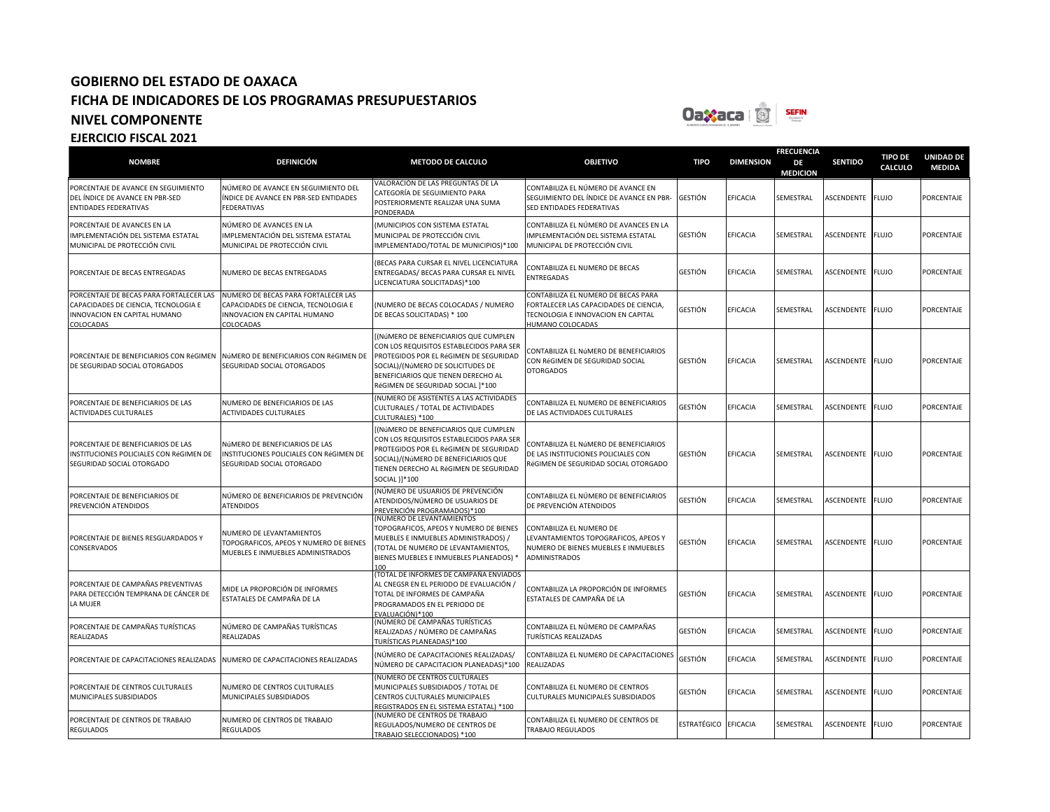# GOBIERNO DEL ESTADO DE OAXACA
## FICHA DE INDICADORES DE LOS PROGRAMAS PRESUPUESTARIOS
## NIVEL COMPONENTE
### EJERCICIO FISCAL 2021

| NOMBRE | DEFINICIÓN | METODO DE CALCULO | OBJETIVO | TIPO | DIMENSION | FRECUENCIA DE MEDICION | SENTIDO | TIPO DE CALCULO | UNIDAD DE MEDIDA |
|---|---|---|---|---|---|---|---|---|---|
| PORCENTAJE DE AVANCE EN SEGUIMIENTO DEL ÍNDICE DE AVANCE EN PBR-SED ENTIDADES FEDERATIVAS | NÚMERO DE AVANCE EN SEGUIMIENTO DEL ÍNDICE DE AVANCE EN PBR-SED ENTIDADES FEDERATIVAS | VALORACIÓN DE LAS PREGUNTAS DE LA CATEGORÍA DE SEGUIMIENTO PARA POSTERIORMENTE REALIZAR UNA SUMA PONDERADA | CONTABILIZA EL NÚMERO DE AVANCE EN SEGUIMIENTO DEL ÍNDICE DE AVANCE EN PBR-SED ENTIDADES FEDERATIVAS | GESTIÓN | EFICACIA | SEMESTRAL | ASCENDENTE | FLUJO | PORCENTAJE |
| PORCENTAJE DE AVANCES EN LA IMPLEMENTACIÓN DEL SISTEMA ESTATAL MUNICIPAL DE PROTECCIÓN CIVIL | NÚMERO DE AVANCES EN LA IMPLEMENTACIÓN DEL SISTEMA ESTATAL MUNICIPAL DE PROTECCIÓN CIVIL | (MUNICIPIOS CON SISTEMA ESTATAL MUNICIPAL DE PROTECCIÓN CIVIL IMPLEMENTADO/TOTAL DE MUNICIPIOS)*100 | CONTABILIZA EL NÚMERO DE AVANCES EN LA IMPLEMENTACIÓN DEL SISTEMA ESTATAL MUNICIPAL DE PROTECCIÓN CIVIL | GESTIÓN | EFICACIA | SEMESTRAL | ASCENDENTE | FLUJO | PORCENTAJE |
| PORCENTAJE DE BECAS ENTREGADAS | NUMERO DE BECAS ENTREGADAS | (BECAS PARA CURSAR EL NIVEL LICENCIATURA ENTREGADAS/ BECAS PARA CURSAR EL NIVEL LICENCIATURA SOLICITADAS)*100 | CONTABILIZA EL NUMERO DE BECAS ENTREGADAS | GESTIÓN | EFICACIA | SEMESTRAL | ASCENDENTE | FLUJO | PORCENTAJE |
| PORCENTAJE DE BECAS PARA FORTALECER LAS CAPACIDADES DE CIENCIA, TECNOLOGIA E INNOVACION EN CAPITAL HUMANO COLOCADAS | NUMERO DE BECAS PARA FORTALECER LAS CAPACIDADES DE CIENCIA, TECNOLOGIA E INNOVACION EN CAPITAL HUMANO COLOCADAS | (NUMERO DE BECAS COLOCADAS / NUMERO DE BECAS SOLICITADAS) * 100 | CONTABILIZA EL NUMERO DE BECAS PARA FORTALECER LAS CAPACIDADES DE CIENCIA, TECNOLOGIA E INNOVACION EN CAPITAL HUMANO COLOCADAS | GESTIÓN | EFICACIA | SEMESTRAL | ASCENDENTE | FLUJO | PORCENTAJE |
| PORCENTAJE DE BENEFICIARIOS CON RéGIMEN DE SEGURIDAD SOCIAL OTORGADOS | NúMERO DE BENEFICIARIOS CON RéGIMEN DE SEGURIDAD SOCIAL OTORGADOS | [(NúMERO DE BENEFICIARIOS QUE CUMPLEN CON LOS REQUISITOS ESTABLECIDOS PARA SER PROTEGIDOS POR EL RéGIMEN DE SEGURIDAD SOCIAL)/(NúMERO DE SOLICITUDES DE BENEFICIARIOS QUE TIENEN DERECHO AL RéGIMEN DE SEGURIDAD SOCIAL ]*100 | CONTABILIZA EL NúMERO DE BENEFICIARIOS CON RéGIMEN DE SEGURIDAD SOCIAL OTORGADOS | GESTIÓN | EFICACIA | SEMESTRAL | ASCENDENTE | FLUJO | PORCENTAJE |
| PORCENTAJE DE BENEFICIARIOS DE LAS ACTIVIDADES CULTURALES | NUMERO DE BENEFICIARIOS DE LAS ACTIVIDADES CULTURALES | (NUMERO DE ASISTENTES A LAS ACTIVIDADES CULTURALES / TOTAL DE ACTIVIDADES CULTURALES) *100 | CONTABILIZA EL NUMERO DE BENEFICIARIOS DE LAS ACTIVIDADES CULTURALES | GESTIÓN | EFICACIA | SEMESTRAL | ASCENDENTE | FLUJO | PORCENTAJE |
| PORCENTAJE DE BENEFICIARIOS DE LAS INSTITUCIONES POLICIALES CON RéGIMEN DE SEGURIDAD SOCIAL OTORGADO | NúMERO DE BENEFICIARIOS DE LAS INSTITUCIONES POLICIALES CON RéGIMEN DE SEGURIDAD SOCIAL OTORGADO | [(NúMERO DE BENEFICIARIOS QUE CUMPLEN CON LOS REQUISITOS ESTABLECIDOS PARA SER PROTEGIDOS POR EL RéGIMEN DE SEGURIDAD SOCIAL)/(NúMERO DE BENEFICIARIOS QUE TIENEN DERECHO AL RéGIMEN DE SEGURIDAD SOCIAL )]*100 | CONTABILIZA EL NúMERO DE BENEFICIARIOS DE LAS INSTITUCIONES POLICIALES CON RéGIMEN DE SEGURIDAD SOCIAL OTORGADO | GESTIÓN | EFICACIA | SEMESTRAL | ASCENDENTE | FLUJO | PORCENTAJE |
| PORCENTAJE DE BENEFICIARIOS DE PREVENCIÓN ATENDIDOS | NÚMERO DE BENEFICIARIOS DE PREVENCIÓN ATENDIDOS | (NÚMERO DE USUARIOS DE PREVENCIÓN ATENDIDOS/NÚMERO DE USUARIOS DE PREVENCIÓN PROGRAMADOS)*100 | CONTABILIZA EL NÚMERO DE BENEFICIARIOS DE PREVENCIÓN ATENDIDOS | GESTIÓN | EFICACIA | SEMESTRAL | ASCENDENTE | FLUJO | PORCENTAJE |
| PORCENTAJE DE BIENES RESGUARDADOS Y CONSERVADOS | NUMERO DE LEVANTAMIENTOS TOPOGRAFICOS, APEOS Y NUMERO DE BIENES MUEBLES E INMUEBLES ADMINISTRADOS | (NUMERO DE LEVANTAMIENTOS TOPOGRAFICOS, APEOS Y NUMERO DE BIENES MUEBLES E INMUEBLES ADMINISTRADOS) / (TOTAL DE NUMERO DE LEVANTAMIENTOS, BIENES MUEBLES E INMUEBLES PLANEADOS) * 100 | CONTABILIZA EL NUMERO DE LEVANTAMIENTOS TOPOGRAFICOS, APEOS Y NUMERO DE BIENES MUEBLES E INMUEBLES ADMINISTRADOS | GESTIÓN | EFICACIA | SEMESTRAL | ASCENDENTE | FLUJO | PORCENTAJE |
| PORCENTAJE DE CAMPAÑAS PREVENTIVAS PARA DETECCIÓN TEMPRANA DE CÁNCER DE LA MUJER | MIDE LA PROPORCIÓN DE INFORMES ESTATALES DE CAMPAÑA DE LA | (TOTAL DE INFORMES DE CAMPAÑA ENVIADOS AL CNEGSR EN EL PERIODO DE EVALUACIÓN / TOTAL DE INFORMES DE CAMPAÑA PROGRAMADOS EN EL PERIODO DE EVALUACIÓN)*100 | CONTABILIZA LA PROPORCIÓN DE INFORMES ESTATALES DE CAMPAÑA DE LA | GESTIÓN | EFICACIA | SEMESTRAL | ASCENDENTE | FLUJO | PORCENTAJE |
| PORCENTAJE DE CAMPAÑAS TURÍSTICAS REALIZADAS | NÚMERO DE CAMPAÑAS TURÍSTICAS REALIZADAS | (NÚMERO DE CAMPAÑAS TURÍSTICAS REALIZADAS / NÚMERO DE CAMPAÑAS TURÍSTICAS PLANEADAS)*100 | CONTABILIZA EL NÚMERO DE CAMPAÑAS TURÍSTICAS REALIZADAS | GESTIÓN | EFICACIA | SEMESTRAL | ASCENDENTE | FLUJO | PORCENTAJE |
| PORCENTAJE DE CAPACITACIONES REALIZADAS | NUMERO DE CAPACITACIONES REALIZADAS | (NÚMERO DE CAPACITACIONES REALIZADAS/ NÚMERO DE CAPACITACION PLANEADAS)*100 | CONTABILIZA EL NUMERO DE CAPACITACIONES REALIZADAS | GESTIÓN | EFICACIA | SEMESTRAL | ASCENDENTE | FLUJO | PORCENTAJE |
| PORCENTAJE DE CENTROS CULTURALES MUNICIPALES SUBSIDIADOS | NUMERO DE CENTROS CULTURALES MUNICIPALES SUBSIDIADOS | (NUMERO DE CENTROS CULTURALES MUNICIPALES SUBSIDIADOS / TOTAL DE CENTROS CULTURALES MUNICIPALES REGISTRADOS EN EL SISTEMA ESTATAL) *100 | CONTABILIZA EL NUMERO DE CENTROS CULTURALES MUNICIPALES SUBSIDIADOS | GESTIÓN | EFICACIA | SEMESTRAL | ASCENDENTE | FLUJO | PORCENTAJE |
| PORCENTAJE DE CENTROS DE TRABAJO REGULADOS | NUMERO DE CENTROS DE TRABAJO REGULADOS | (NUMERO DE CENTROS DE TRABAJO REGULADOS/NUMERO DE CENTROS DE TRABAJO SELECCIONADOS) *100 | CONTABILIZA EL NUMERO DE CENTROS DE TRABAJO REGULADOS | ESTRATÉGICO | EFICACIA | SEMESTRAL | ASCENDENTE | FLUJO | PORCENTAJE |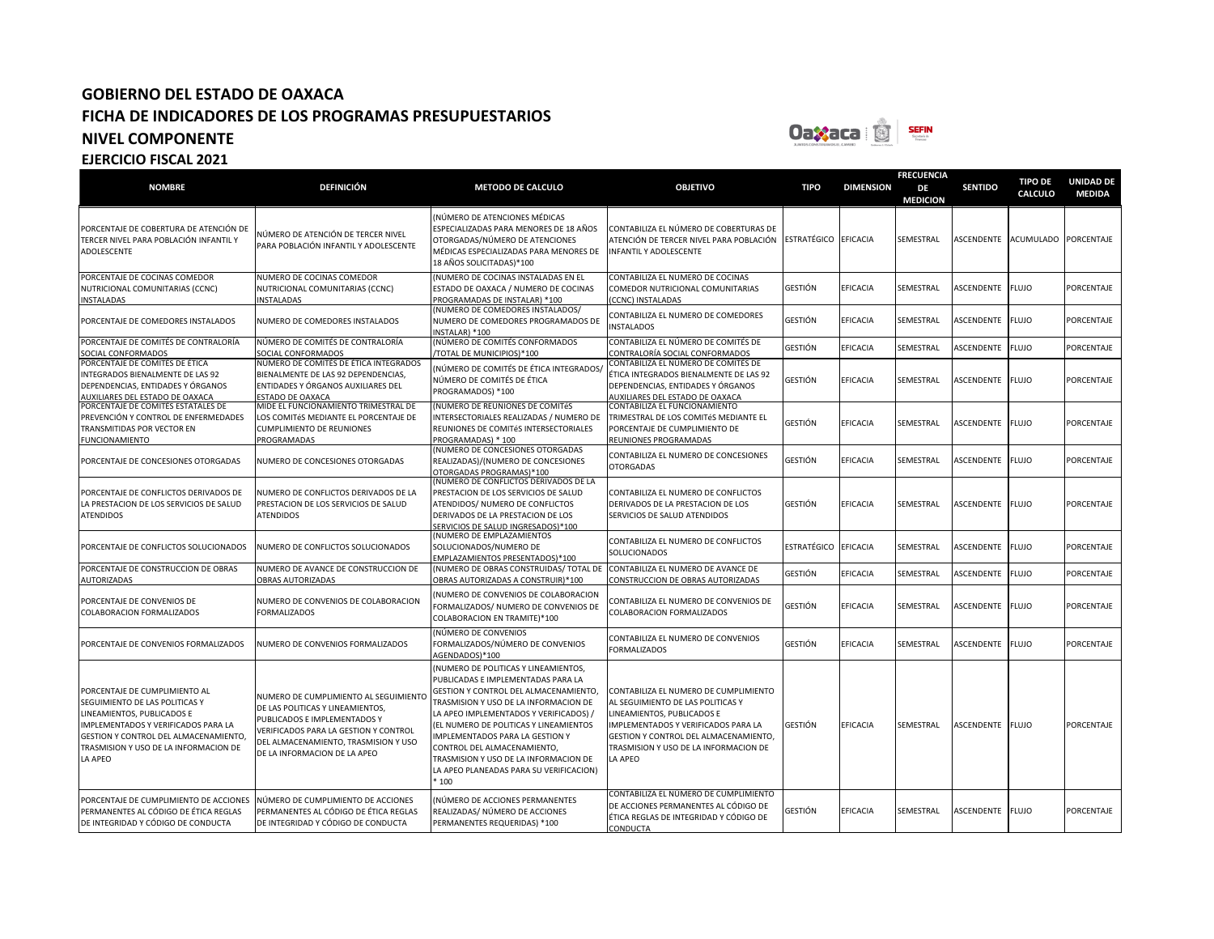# GOBIERNO DEL ESTADO DE OAXACA
## FICHA DE INDICADORES DE LOS PROGRAMAS PRESUPUESTARIOS
## NIVEL COMPONENTE
## EJERCICIO FISCAL 2021

| NOMBRE | DEFINICIÓN | METODO DE CALCULO | OBJETIVO | TIPO | DIMENSION | FRECUENCIA DE MEDICION | SENTIDO | TIPO DE CALCULO | UNIDAD DE MEDIDA |
|---|---|---|---|---|---|---|---|---|---|
| PORCENTAJE DE COBERTURA DE ATENCIÓN DE TERCER NIVEL PARA POBLACIÓN INFANTIL Y ADOLESCENTE | NÚMERO DE ATENCIÓN DE TERCER NIVEL PARA POBLACIÓN INFANTIL Y ADOLESCENTE | (NÚMERO DE ATENCIONES MÉDICAS ESPECIALIZADAS PARA MENORES DE 18 AÑOS OTORGADAS/NÚMERO DE ATENCIONES MÉDICAS ESPECIALIZADAS PARA MENORES DE 18 AÑOS SOLICITADAS)*100 | CONTABILIZA EL NÚMERO DE COBERTURAS DE ATENCIÓN DE TERCER NIVEL PARA POBLACIÓN INFANTIL Y ADOLESCENTE | ESTRATÉGICO | EFICACIA | SEMESTRAL | ASCENDENTE | ACUMULADO | PORCENTAJE |
| PORCENTAJE DE COCINAS COMEDOR NUTRICIONAL COMUNITARIAS (CCNC) INSTALADAS | NUMERO DE COCINAS COMEDOR NUTRICIONAL COMUNITARIAS (CCNC) INSTALADAS | (NUMERO DE COCINAS INSTALADAS EN EL ESTADO DE OAXACA / NUMERO DE COCINAS PROGRAMADAS DE INSTALAR) *100 | CONTABILIZA EL NUMERO DE COCINAS COMEDOR NUTRICIONAL COMUNITARIAS (CCNC) INSTALADAS | GESTIÓN | EFICACIA | SEMESTRAL | ASCENDENTE | FLUJO | PORCENTAJE |
| PORCENTAJE DE COMEDORES INSTALADOS | NUMERO DE COMEDORES INSTALADOS | (NUMERO DE COMEDORES INSTALADOS/ NUMERO DE COMEDORES PROGRAMADOS DE INSTALAR) *100 | CONTABILIZA EL NUMERO DE COMEDORES INSTALADOS | GESTIÓN | EFICACIA | SEMESTRAL | ASCENDENTE | FLUJO | PORCENTAJE |
| PORCENTAJE DE COMITÉS DE CONTRALORÍA SOCIAL CONFORMADOS | NÚMERO DE COMITÉS DE CONTRALORÍA SOCIAL CONFORMADOS | (NÚMERO DE COMITÉS CONFORMADOS /TOTAL DE MUNICIPIOS)*100 | CONTABILIZA EL NÚMERO DE COMITÉS DE CONTRALORÍA SOCIAL CONFORMADOS | GESTIÓN | EFICACIA | SEMESTRAL | ASCENDENTE | FLUJO | PORCENTAJE |
| PORCENTAJE DE COMITÉS DE ÉTICA INTEGRADOS BIENALMENTE DE LAS 92 DEPENDENCIAS, ENTIDADES Y ÓRGANOS AUXILIARES DEL ESTADO DE OAXACA | NÚMERO DE COMITÉS DE ÉTICA INTEGRADOS BIENALMENTE DE LAS 92 DEPENDENCIAS, ENTIDADES Y ÓRGANOS AUXILIARES DEL ESTADO DE OAXACA | (NÚMERO DE COMITÉS DE ÉTICA INTEGRADOS/ NÚMERO DE COMITÉS DE ÉTICA PROGRAMADOS) *100 | CONTABILIZA EL NÚMERO DE COMITÉS DE ÉTICA INTEGRADOS BIENALMENTE DE LAS 92 DEPENDENCIAS, ENTIDADES Y ÓRGANOS AUXILIARES DEL ESTADO DE OAXACA | GESTIÓN | EFICACIA | SEMESTRAL | ASCENDENTE | FLUJO | PORCENTAJE |
| PORCENTAJE DE COMITES ESTATALES DE PREVENCIÓN Y CONTROL DE ENFERMEDADES TRANSMITIDAS POR VECTOR EN FUNCIONAMIENTO | MIDE EL FUNCIONAMIENTO TRIMESTRAL DE LOS COMITéS MEDIANTE EL PORCENTAJE DE CUMPLIMIENTO DE REUNIONES PROGRAMADAS | (NUMERO DE REUNIONES DE COMITéS INTERSECTORIALES REALIZADAS / NUMERO DE REUNIONES DE COMITéS INTERSECTORIALES PROGRAMADAS) * 100 | CONTABILIZA EL FUNCIONAMIENTO TRIMESTRAL DE LOS COMITéS MEDIANTE EL PORCENTAJE DE CUMPLIMIENTO DE REUNIONES PROGRAMADAS | GESTIÓN | EFICACIA | SEMESTRAL | ASCENDENTE | FLUJO | PORCENTAJE |
| PORCENTAJE DE CONCESIONES OTORGADAS | NUMERO DE CONCESIONES OTORGADAS | (NUMERO DE CONCESIONES OTORGADAS REALIZADAS)/(NUMERO DE CONCESIONES OTORGADAS PROGRAMAS)*100 | CONTABILIZA EL NUMERO DE CONCESIONES OTORGADAS | GESTIÓN | EFICACIA | SEMESTRAL | ASCENDENTE | FLUJO | PORCENTAJE |
| PORCENTAJE DE CONFLICTOS DERIVADOS DE LA PRESTACION DE LOS SERVICIOS DE SALUD ATENDIDOS | NUMERO DE CONFLICTOS DERIVADOS DE LA PRESTACION DE LOS SERVICIOS DE SALUD ATENDIDOS | (NUMERO DE CONFLICTOS DERIVADOS DE LA PRESTACION DE LOS SERVICIOS DE SALUD ATENDIDOS/ NUMERO DE CONFLICTOS DERIVADOS DE LA PRESTACION DE LOS SERVICIOS DE SALUD INGRESADOS)*100 | CONTABILIZA EL NUMERO DE CONFLICTOS DERIVADOS DE LA PRESTACION DE LOS SERVICIOS DE SALUD ATENDIDOS | GESTIÓN | EFICACIA | SEMESTRAL | ASCENDENTE | FLUJO | PORCENTAJE |
| PORCENTAJE DE CONFLICTOS SOLUCIONADOS | NUMERO DE CONFLICTOS SOLUCIONADOS | (NUMERO DE EMPLAZAMIENTOS SOLUCIONADOS/NUMERO DE EMPLAZAMIENTOS PRESENTADOS)*100 | CONTABILIZA EL NUMERO DE CONFLICTOS SOLUCIONADOS | ESTRATÉGICO | EFICACIA | SEMESTRAL | ASCENDENTE | FLUJO | PORCENTAJE |
| PORCENTAJE DE CONSTRUCCION DE OBRAS AUTORIZADAS | NUMERO DE AVANCE DE CONSTRUCCION DE OBRAS AUTORIZADAS | (NUMERO DE OBRAS CONSTRUIDAS/ TOTAL DE OBRAS AUTORIZADAS A CONSTRUIR)*100 | CONTABILIZA EL NUMERO DE AVANCE DE CONSTRUCCION DE OBRAS AUTORIZADAS | GESTIÓN | EFICACIA | SEMESTRAL | ASCENDENTE | FLUJO | PORCENTAJE |
| PORCENTAJE DE CONVENIOS DE COLABORACION FORMALIZADOS | NUMERO DE CONVENIOS DE COLABORACION FORMALIZADOS | (NUMERO DE CONVENIOS DE COLABORACION FORMALIZADOS/ NUMERO DE CONVENIOS DE COLABORACION EN TRAMITE)*100 | CONTABILIZA EL NUMERO DE CONVENIOS DE COLABORACION FORMALIZADOS | GESTIÓN | EFICACIA | SEMESTRAL | ASCENDENTE | FLUJO | PORCENTAJE |
| PORCENTAJE DE CONVENIOS FORMALIZADOS | NUMERO DE CONVENIOS FORMALIZADOS | (NÚMERO DE CONVENIOS FORMALIZADOS/NÚMERO DE CONVENIOS AGENDADOS)*100 | CONTABILIZA EL NUMERO DE CONVENIOS FORMALIZADOS | GESTIÓN | EFICACIA | SEMESTRAL | ASCENDENTE | FLUJO | PORCENTAJE |
| PORCENTAJE DE CUMPLIMIENTO AL SEGUIMIENTO DE LAS POLITICAS Y LINEAMIENTOS, PUBLICADOS E IMPLEMENTADOS Y VERIFICADOS PARA LA GESTION Y CONTROL DEL ALMACENAMIENTO, TRASMISION Y USO DE LA INFORMACION DE LA APEO | NUMERO DE CUMPLIMIENTO AL SEGUIMIENTO DE LAS POLITICAS Y LINEAMIENTOS, PUBLICADOS E IMPLEMENTADOS Y VERIFICADOS PARA LA GESTION Y CONTROL DEL ALMACENAMIENTO, TRASMISION Y USO DE LA INFORMACION DE LA APEO | (NUMERO DE POLITICAS Y LINEAMIENTOS, PUBLICADAS E IMPLEMENTADAS PARA LA GESTION Y CONTROL DEL ALMACENAMIENTO, TRASMISION Y USO DE LA INFORMACION DE LA APEO IMPLEMENTADOS Y VERIFICADOS) / (EL NUMERO DE POLITICAS Y LINEAMIENTOS IMPLEMENTADOS PARA LA GESTION Y CONTROL DEL ALMACENAMIENTO, TRASMISION Y USO DE LA INFORMACION DE LA APEO PLANEADAS PARA SU VERIFICACION) * 100 | CONTABILIZA EL NUMERO DE CUMPLIMIENTO AL SEGUIMIENTO DE LAS POLITICAS Y LINEAMIENTOS, PUBLICADOS E IMPLEMENTADOS Y VERIFICADOS PARA LA GESTION Y CONTROL DEL ALMACENAMIENTO, TRASMISION Y USO DE LA INFORMACION DE LA APEO | GESTIÓN | EFICACIA | SEMESTRAL | ASCENDENTE | FLUJO | PORCENTAJE |
| PORCENTAJE DE CUMPLIMIENTO DE ACCIONES PERMANENTES AL CÓDIGO DE ÉTICA REGLAS DE INTEGRIDAD Y CÓDIGO DE CONDUCTA | NÚMERO DE CUMPLIMIENTO DE ACCIONES PERMANENTES AL CÓDIGO DE ÉTICA REGLAS DE INTEGRIDAD Y CÓDIGO DE CONDUCTA | (NÚMERO DE ACCIONES PERMANENTES REALIZADAS/ NÚMERO DE ACCIONES PERMANENTES REQUERIDAS) *100 | CONTABILIZA EL NÚMERO DE CUMPLIMIENTO DE ACCIONES PERMANENTES AL CÓDIGO DE ÉTICA REGLAS DE INTEGRIDAD Y CÓDIGO DE CONDUCTA | GESTIÓN | EFICACIA | SEMESTRAL | ASCENDENTE | FLUJO | PORCENTAJE |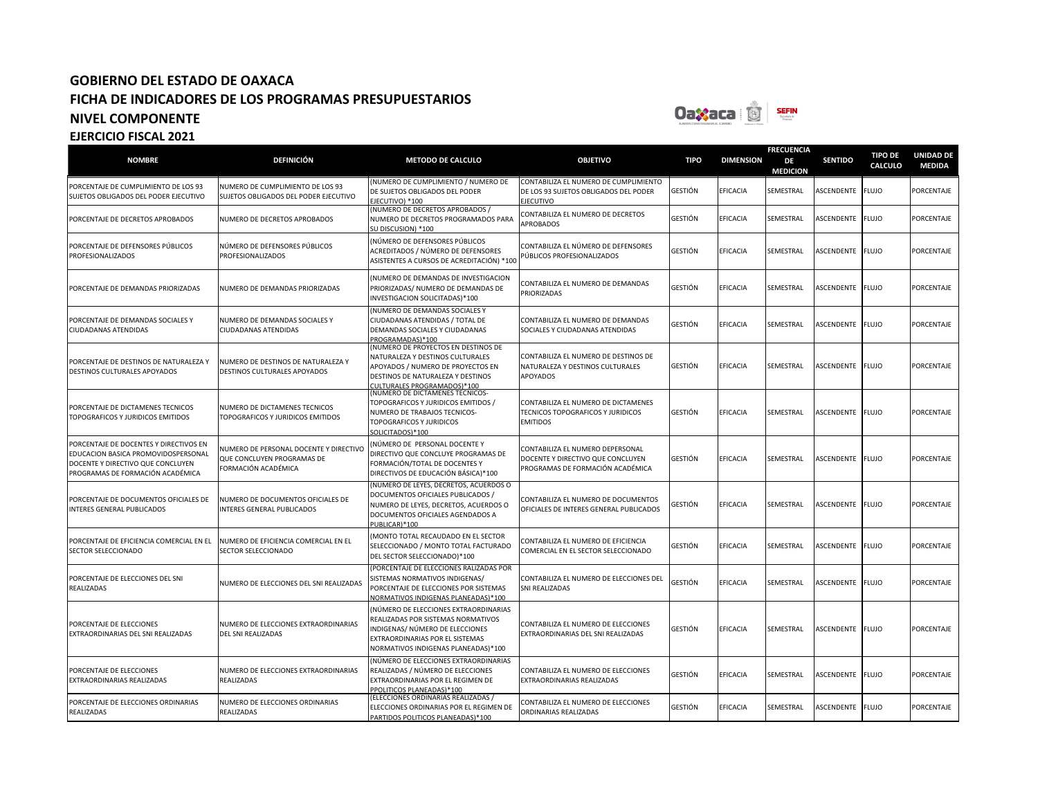# GOBIERNO DEL ESTADO DE OAXACA
## FICHA DE INDICADORES DE LOS PROGRAMAS PRESUPUESTARIOS
## NIVEL COMPONENTE
### EJERCICIO FISCAL 2021

| NOMBRE | DEFINICIÓN | METODO DE CALCULO | OBJETIVO | TIPO | DIMENSION | FRECUENCIA DE MEDICION | SENTIDO | TIPO DE CALCULO | UNIDAD DE MEDIDA |
|---|---|---|---|---|---|---|---|---|---|
| PORCENTAJE DE CUMPLIMIENTO DE LOS 93 SUJETOS OBLIGADOS DEL PODER EJECUTIVO | NUMERO DE CUMPLIMIENTO DE LOS 93 SUJETOS OBLIGADOS DEL PODER EJECUTIVO | (NUMERO DE CUMPLIMIENTO / NUMERO DE DE SUJETOS OBLIGADOS DEL PODER EJECUTIVO) *100 | CONTABILIZA EL NUMERO DE CUMPLIMIENTO DE LOS 93 SUJETOS OBLIGADOS DEL PODER EJECUTIVO | GESTIÓN | EFICACIA | SEMESTRAL | ASCENDENTE | FLUJO | PORCENTAJE |
| PORCENTAJE DE DECRETOS APROBADOS | NUMERO DE DECRETOS APROBADOS | (NUMERO DE DECRETOS APROBADOS / NUMERO DE DECRETOS PROGRAMADOS PARA SU DISCUSION) *100 | CONTABILIZA EL NUMERO DE DECRETOS APROBADOS | GESTIÓN | EFICACIA | SEMESTRAL | ASCENDENTE | FLUJO | PORCENTAJE |
| PORCENTAJE DE DEFENSORES PÚBLICOS PROFESIONALIZADOS | NÚMERO DE DEFENSORES PÚBLICOS PROFESIONALIZADOS | (NÚMERO DE DEFENSORES PÚBLICOS ACREDITADOS / NÚMERO DE DEFENSORES ASISTENTES A CURSOS DE ACREDITACIÓN) *100 | CONTABILIZA EL NÚMERO DE DEFENSORES PÚBLICOS PROFESIONALIZADOS | GESTIÓN | EFICACIA | SEMESTRAL | ASCENDENTE | FLUJO | PORCENTAJE |
| PORCENTAJE DE DEMANDAS PRIORIZADAS | NUMERO DE DEMANDAS PRIORIZADAS | (NUMERO DE DEMANDAS DE INVESTIGACION PRIORIZADAS/ NUMERO DE DEMANDAS DE INVESTIGACION SOLICITADAS)*100 | CONTABILIZA EL NUMERO DE DEMANDAS PRIORIZADAS | GESTIÓN | EFICACIA | SEMESTRAL | ASCENDENTE | FLUJO | PORCENTAJE |
| PORCENTAJE DE DEMANDAS SOCIALES Y CIUDADANAS ATENDIDAS | NUMERO DE DEMANDAS SOCIALES Y CIUDADANAS ATENDIDAS | (NUMERO DE DEMANDAS SOCIALES Y CIUDADANAS ATENDIDAS / TOTAL DE DEMANDAS SOCIALES Y CIUDADANAS PROGRAMADAS)*100 | CONTABILIZA EL NUMERO DE DEMANDAS SOCIALES Y CIUDADANAS ATENDIDAS | GESTIÓN | EFICACIA | SEMESTRAL | ASCENDENTE | FLUJO | PORCENTAJE |
| PORCENTAJE DE DESTINOS DE NATURALEZA Y DESTINOS CULTURALES APOYADOS | NUMERO DE DESTINOS DE NATURALEZA Y DESTINOS CULTURALES APOYADOS | (NUMERO DE PROYECTOS EN DESTINOS DE NATURALEZA Y DESTINOS CULTURALES APOYADOS / NUMERO DE PROYECTOS EN DESTINOS DE NATURALEZA Y DESTINOS CULTURALES PROGRAMADOS)*100 | CONTABILIZA EL NUMERO DE DESTINOS DE NATURALEZA Y DESTINOS CULTURALES APOYADOS | GESTIÓN | EFICACIA | SEMESTRAL | ASCENDENTE | FLUJO | PORCENTAJE |
| PORCENTAJE DE DICTAMENES TECNICOS TOPOGRAFICOS Y JURIDICOS EMITIDOS | NUMERO DE DICTAMENES TECNICOS TOPOGRAFICOS Y JURIDICOS EMITIDOS | (NUMERO DE DICTAMENES TECNICOS-TOPOGRAFICOS Y JURIDICOS EMITIDOS / NUMERO DE TRABAJOS TECNICOS-TOPOGRAFICOS Y JURIDICOS SOLICITADOS)*100 | CONTABILIZA EL NUMERO DE DICTAMENES TECNICOS TOPOGRAFICOS Y JURIDICOS EMITIDOS | GESTIÓN | EFICACIA | SEMESTRAL | ASCENDENTE | FLUJO | PORCENTAJE |
| PORCENTAJE DE DOCENTES Y DIRECTIVOS EN EDUCACION BASICA PROMOVIDOSPERSONAL DOCENTE Y DIRECTIVO QUE CONCLUYEN PROGRAMAS DE FORMACIÓN ACADÉMICA | NUMERO DE PERSONAL DOCENTE Y DIRECTIVO QUE CONCLUYEN PROGRAMAS DE FORMACIÓN ACADÉMICA | (NÚMERO DE PERSONAL DOCENTE Y DIRECTIVO QUE CONCLUYE PROGRAMAS DE FORMACIÓN/TOTAL DE DOCENTES Y DIRECTIVOS DE EDUCACIÓN BÁSICA)*100 | CONTABILIZA EL NUMERO DEPERSONAL DOCENTE Y DIRECTIVO QUE CONCLUYEN PROGRAMAS DE FORMACIÓN ACADÉMICA | GESTIÓN | EFICACIA | SEMESTRAL | ASCENDENTE | FLUJO | PORCENTAJE |
| PORCENTAJE DE DOCUMENTOS OFICIALES DE INTERES GENERAL PUBLICADOS | NUMERO DE DOCUMENTOS OFICIALES DE INTERES GENERAL PUBLICADOS | (NUMERO DE LEYES, DECRETOS, ACUERDOS O DOCUMENTOS OFICIALES PUBLICADOS / NUMERO DE LEYES, DECRETOS, ACUERDOS O DOCUMENTOS OFICIALES AGENDADOS A PUBLICAR)*100 | CONTABILIZA EL NUMERO DE DOCUMENTOS OFICIALES DE INTERES GENERAL PUBLICADOS | GESTIÓN | EFICACIA | SEMESTRAL | ASCENDENTE | FLUJO | PORCENTAJE |
| PORCENTAJE DE EFICIENCIA COMERCIAL EN EL SECTOR SELECCIONADO | NUMERO DE EFICIENCIA COMERCIAL EN EL SECTOR SELECCIONADO | (MONTO TOTAL RECAUDADO EN EL SECTOR SELECCIONADO / MONTO TOTAL FACTURADO DEL SECTOR SELECCIONADO)*100 | CONTABILIZA EL NUMERO DE EFICIENCIA COMERCIAL EN EL SECTOR SELECCIONADO | GESTIÓN | EFICACIA | SEMESTRAL | ASCENDENTE | FLUJO | PORCENTAJE |
| PORCENTAJE DE ELECCIONES DEL SNI REALIZADAS | NUMERO DE ELECCIONES DEL SNI REALIZADAS | (PORCENTAJE DE ELECCIONES RALIZADAS POR SISTEMAS NORMATIVOS INDIGENAS/ PORCENTAJE DE ELECCIONES POR SISTEMAS NORMATIVOS INDIGENAS PLANEADAS)*100 | CONTABILIZA EL NUMERO DE ELECCIONES DEL SNI REALIZADAS | GESTIÓN | EFICACIA | SEMESTRAL | ASCENDENTE | FLUJO | PORCENTAJE |
| PORCENTAJE DE ELECCIONES EXTRAORDINARIAS DEL SNI REALIZADAS | NUMERO DE ELECCIONES EXTRAORDINARIAS DEL SNI REALIZADAS | (NÚMERO DE ELECCIONES EXTRAORDINARIAS REALIZADAS POR SISTEMAS NORMATIVOS INDIGENAS/ NÚMERO DE ELECCIONES EXTRAORDINARIAS POR EL SISTEMAS NORMATIVOS INDIGENAS PLANEADAS)*100 | CONTABILIZA EL NUMERO DE ELECCIONES EXTRAORDINARIAS DEL SNI REALIZADAS | GESTIÓN | EFICACIA | SEMESTRAL | ASCENDENTE | FLUJO | PORCENTAJE |
| PORCENTAJE DE ELECCIONES EXTRAORDINARIAS REALIZADAS | NUMERO DE ELECCIONES EXTRAORDINARIAS REALIZADAS | (NÚMERO DE ELECCIONES EXTRAORDINARIAS REALIZADAS / NÚMERO DE ELECCIONES EXTRAORDINARIAS POR EL REGIMEN DE PPOLITICOS PLANEADAS)*100 | CONTABILIZA EL NUMERO DE ELECCIONES EXTRAORDINARIAS REALIZADAS | GESTIÓN | EFICACIA | SEMESTRAL | ASCENDENTE | FLUJO | PORCENTAJE |
| PORCENTAJE DE ELECCIONES ORDINARIAS REALIZADAS | NUMERO DE ELECCIONES ORDINARIAS REALIZADAS | (ELECCIONES ORDINARIAS REALIZADAS / ELECCIONES ORDINARIAS POR EL REGIMEN DE PARTIDOS POLITICOS PLANEADAS)*100 | CONTABILIZA EL NUMERO DE ELECCIONES ORDINARIAS REALIZADAS | GESTIÓN | EFICACIA | SEMESTRAL | ASCENDENTE | FLUJO | PORCENTAJE |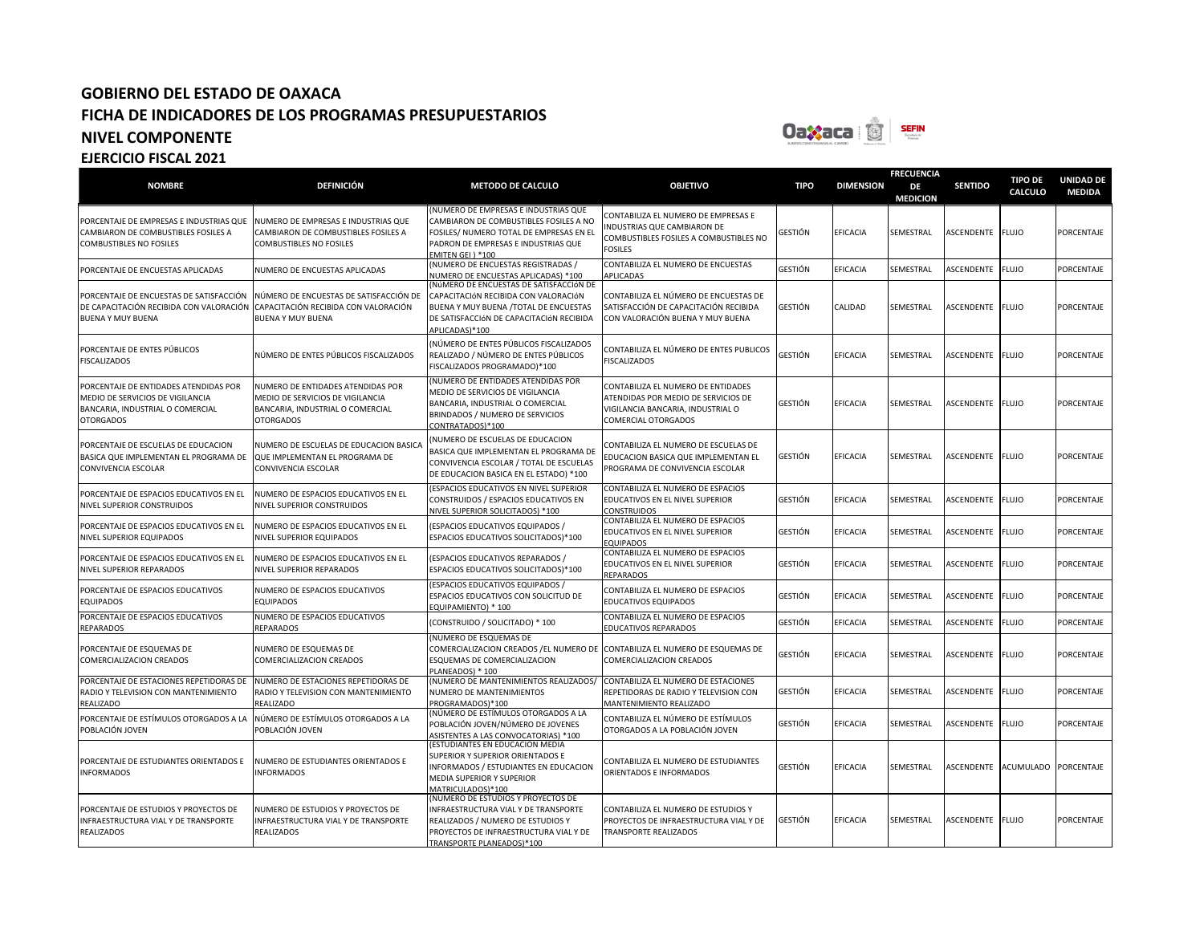# GOBIERNO DEL ESTADO DE OAXACA
## FICHA DE INDICADORES DE LOS PROGRAMAS PRESUPUESTARIOS
## NIVEL COMPONENTE
### EJERCICIO FISCAL 2021

| NOMBRE | DEFINICIÓN | METODO DE CALCULO | OBJETIVO | TIPO | DIMENSION | FRECUENCIA DE MEDICION | SENTIDO | TIPO DE CALCULO | UNIDAD DE MEDIDA |
|---|---|---|---|---|---|---|---|---|---|
| PORCENTAJE DE EMPRESAS E INDUSTRIAS QUE CAMBIARON DE COMBUSTIBLES FOSILES A COMBUSTIBLES NO FOSILES | NUMERO DE EMPRESAS E INDUSTRIAS QUE CAMBIARON DE COMBUSTIBLES FOSILES A COMBUSTIBLES NO FOSILES | (NUMERO DE EMPRESAS E INDUSTRIAS QUE CAMBIARON DE COMBUSTIBLES FOSILES A NO FOSILES/ NUMERO TOTAL DE EMPRESAS EN EL PADRON DE EMPRESAS E INDUSTRIAS QUE EMITEN GEI ) *100 | CONTABILIZA EL NUMERO DE EMPRESAS E INDUSTRIAS QUE CAMBIARON DE COMBUSTIBLES FOSILES A COMBUSTIBLES NO FOSILES | GESTIÓN | EFICACIA | SEMESTRAL | ASCENDENTE | FLUJO | PORCENTAJE |
| PORCENTAJE DE ENCUESTAS APLICADAS | NUMERO DE ENCUESTAS APLICADAS | (NUMERO DE ENCUESTAS REGISTRADAS / NUMERO DE ENCUESTAS APLICADAS) *100 | CONTABILIZA EL NUMERO DE ENCUESTAS APLICADAS | GESTIÓN | EFICACIA | SEMESTRAL | ASCENDENTE | FLUJO | PORCENTAJE |
| PORCENTAJE DE ENCUESTAS DE SATISFACCIÓN DE CAPACITACIÓN RECIBIDA CON VALORACIÓN BUENA Y MUY BUENA | NÚMERO DE ENCUESTAS DE SATISFACCIÓN DE CAPACITACIÓN RECIBIDA CON VALORACIÓN BUENA Y MUY BUENA | (NúMERO DE ENCUESTAS DE SATISFACCIóN DE CAPACITACIóN RECIBIDA CON VALORACIóN BUENA Y MUY BUENA /TOTAL DE ENCUESTAS DE SATISFACCIóN DE CAPACITACIóN RECIBIDA APLICADAS)*100 | CONTABILIZA EL NÚMERO DE ENCUESTAS DE SATISFACCIÓN DE CAPACITACIÓN RECIBIDA CON VALORACIÓN BUENA Y MUY BUENA | GESTIÓN | CALIDAD | SEMESTRAL | ASCENDENTE | FLUJO | PORCENTAJE |
| PORCENTAJE DE ENTES PÚBLICOS FISCALIZADOS | NÚMERO DE ENTES PÚBLICOS FISCALIZADOS | (NÚMERO DE ENTES PÚBLICOS FISCALIZADOS REALIZADO / NÚMERO DE ENTES PÚBLICOS FISCALIZADOS PROGRAMADO)*100 | CONTABILIZA EL NÚMERO DE ENTES PUBLICOS FISCALIZADOS | GESTIÓN | EFICACIA | SEMESTRAL | ASCENDENTE | FLUJO | PORCENTAJE |
| PORCENTAJE DE ENTIDADES ATENDIDAS POR MEDIO DE SERVICIOS DE VIGILANCIA BANCARIA, INDUSTRIAL O COMERCIAL OTORGADOS | NUMERO DE ENTIDADES ATENDIDAS POR MEDIO DE SERVICIOS DE VIGILANCIA BANCARIA, INDUSTRIAL O COMERCIAL OTORGADOS | (NUMERO DE ENTIDADES ATENDIDAS POR MEDIO DE SERVICIOS DE VIGILANCIA BANCARIA, INDUSTRIAL O COMERCIAL BRINDADOS / NUMERO DE SERVICIOS CONTRATADOS)*100 | CONTABILIZA EL NUMERO DE ENTIDADES ATENDIDAS POR MEDIO DE SERVICIOS DE VIGILANCIA BANCARIA, INDUSTRIAL O COMERCIAL OTORGADOS | GESTIÓN | EFICACIA | SEMESTRAL | ASCENDENTE | FLUJO | PORCENTAJE |
| PORCENTAJE DE ESCUELAS DE EDUCACION BASICA QUE IMPLEMENTAN EL PROGRAMA DE CONVIVENCIA ESCOLAR | NUMERO DE ESCUELAS DE EDUCACION BASICA QUE IMPLEMENTAN EL PROGRAMA DE CONVIVENCIA ESCOLAR | (NUMERO DE ESCUELAS DE EDUCACION BASICA QUE IMPLEMENTAN EL PROGRAMA DE CONVIVENCIA ESCOLAR / TOTAL DE ESCUELAS DE EDUCACION BASICA EN EL ESTADO) *100 | CONTABILIZA EL NUMERO DE ESCUELAS DE EDUCACION BASICA QUE IMPLEMENTAN EL PROGRAMA DE CONVIVENCIA ESCOLAR | GESTIÓN | EFICACIA | SEMESTRAL | ASCENDENTE | FLUJO | PORCENTAJE |
| PORCENTAJE DE ESPACIOS EDUCATIVOS EN EL NIVEL SUPERIOR CONSTRUIDOS | NUMERO DE ESPACIOS EDUCATIVOS EN EL NIVEL SUPERIOR CONSTRUIDOS | (ESPACIOS EDUCATIVOS EN NIVEL SUPERIOR CONSTRUIDOS / ESPACIOS EDUCATIVOS EN NIVEL SUPERIOR SOLICITADOS) *100 | CONTABILIZA EL NUMERO DE ESPACIOS EDUCATIVOS EN EL NIVEL SUPERIOR CONSTRUIDOS | GESTIÓN | EFICACIA | SEMESTRAL | ASCENDENTE | FLUJO | PORCENTAJE |
| PORCENTAJE DE ESPACIOS EDUCATIVOS EN EL NIVEL SUPERIOR EQUIPADOS | NUMERO DE ESPACIOS EDUCATIVOS EN EL NIVEL SUPERIOR EQUIPADOS | (ESPACIOS EDUCATIVOS EQUIPADOS / ESPACIOS EDUCATIVOS SOLICITADOS)*100 | CONTABILIZA EL NUMERO DE ESPACIOS EDUCATIVOS EN EL NIVEL SUPERIOR EQUIPADOS | GESTIÓN | EFICACIA | SEMESTRAL | ASCENDENTE | FLUJO | PORCENTAJE |
| PORCENTAJE DE ESPACIOS EDUCATIVOS EN EL NIVEL SUPERIOR REPARADOS | NUMERO DE ESPACIOS EDUCATIVOS EN EL NIVEL SUPERIOR REPARADOS | (ESPACIOS EDUCATIVOS REPARADOS / ESPACIOS EDUCATIVOS SOLICITADOS)*100 | CONTABILIZA EL NUMERO DE ESPACIOS EDUCATIVOS EN EL NIVEL SUPERIOR REPARADOS | GESTIÓN | EFICACIA | SEMESTRAL | ASCENDENTE | FLUJO | PORCENTAJE |
| PORCENTAJE DE ESPACIOS EDUCATIVOS EQUIPADOS | NUMERO DE ESPACIOS EDUCATIVOS EQUIPADOS | (ESPACIOS EDUCATIVOS EQUIPADOS / ESPACIOS EDUCATIVOS CON SOLICITUD DE EQUIPAMIENTO) * 100 | CONTABILIZA EL NUMERO DE ESPACIOS EDUCATIVOS EQUIPADOS | GESTIÓN | EFICACIA | SEMESTRAL | ASCENDENTE | FLUJO | PORCENTAJE |
| PORCENTAJE DE ESPACIOS EDUCATIVOS REPARADOS | NUMERO DE ESPACIOS EDUCATIVOS REPARADOS | (CONSTRUIDO / SOLICITADO) * 100 | CONTABILIZA EL NUMERO DE ESPACIOS EDUCATIVOS REPARADOS | GESTIÓN | EFICACIA | SEMESTRAL | ASCENDENTE | FLUJO | PORCENTAJE |
| PORCENTAJE DE ESQUEMAS DE COMERCIALIZACION CREADOS | NUMERO DE ESQUEMAS DE COMERCIALIZACION CREADOS | (NUMERO DE ESQUEMAS DE COMERCIALIZACION CREADOS /EL NUMERO DE ESQUEMAS DE COMERCIALIZACION PLANEADOS) * 100 | CONTABILIZA EL NUMERO DE ESQUEMAS DE COMERCIALIZACION CREADOS | GESTIÓN | EFICACIA | SEMESTRAL | ASCENDENTE | FLUJO | PORCENTAJE |
| PORCENTAJE DE ESTACIONES REPETIDORAS DE RADIO Y TELEVISION CON MANTENIMIENTO REALIZADO | NUMERO DE ESTACIONES REPETIDORAS DE RADIO Y TELEVISION CON MANTENIMIENTO REALIZADO | (NUMERO DE MANTENIMIENTOS REALIZADOS/ NUMERO DE MANTENIMIENTOS PROGRAMADOS)*100 | CONTABILIZA EL NUMERO DE ESTACIONES REPETIDORAS DE RADIO Y TELEVISION CON MANTENIMIENTO REALIZADO | GESTIÓN | EFICACIA | SEMESTRAL | ASCENDENTE | FLUJO | PORCENTAJE |
| PORCENTAJE DE ESTÍMULOS OTORGADOS A LA POBLACIÓN JOVEN | NÚMERO DE ESTÍMULOS OTORGADOS A LA POBLACIÓN JOVEN | (NÚMERO DE ESTÍMULOS OTORGADOS A LA POBLACIÓN JOVEN/NÚMERO DE JOVENES ASISTENTES A LAS CONVOCATORIAS) *100 | CONTABILIZA EL NÚMERO DE ESTÍMULOS OTORGADOS A LA POBLACIÓN JOVEN | GESTIÓN | EFICACIA | SEMESTRAL | ASCENDENTE | FLUJO | PORCENTAJE |
| PORCENTAJE DE ESTUDIANTES ORIENTADOS E INFORMADOS | NUMERO DE ESTUDIANTES ORIENTADOS E INFORMADOS | (ESTUDIANTES EN EDUCACION MEDIA SUPERIOR Y SUPERIOR ORIENTADOS E INFORMADOS / ESTUDIANTES EN EDUCACION MEDIA SUPERIOR Y SUPERIOR MATRICULADOS)*100 | CONTABILIZA EL NUMERO DE ESTUDIANTES ORIENTADOS E INFORMADOS | GESTIÓN | EFICACIA | SEMESTRAL | ASCENDENTE | ACUMULADO | PORCENTAJE |
| PORCENTAJE DE ESTUDIOS Y PROYECTOS DE INFRAESTRUCTURA VIAL Y DE TRANSPORTE REALIZADOS | NUMERO DE ESTUDIOS Y PROYECTOS DE INFRAESTRUCTURA VIAL Y DE TRANSPORTE REALIZADOS | (NUMERO DE ESTUDIOS Y PROYECTOS DE INFRAESTRUCTURA VIAL Y DE TRANSPORTE REALIZADOS / NUMERO DE ESTUDIOS Y PROYECTOS DE INFRAESTRUCTURA VIAL Y DE TRANSPORTE PLANEADOS)*100 | CONTABILIZA EL NUMERO DE ESTUDIOS Y PROYECTOS DE INFRAESTRUCTURA VIAL Y DE TRANSPORTE REALIZADOS | GESTIÓN | EFICACIA | SEMESTRAL | ASCENDENTE | FLUJO | PORCENTAJE |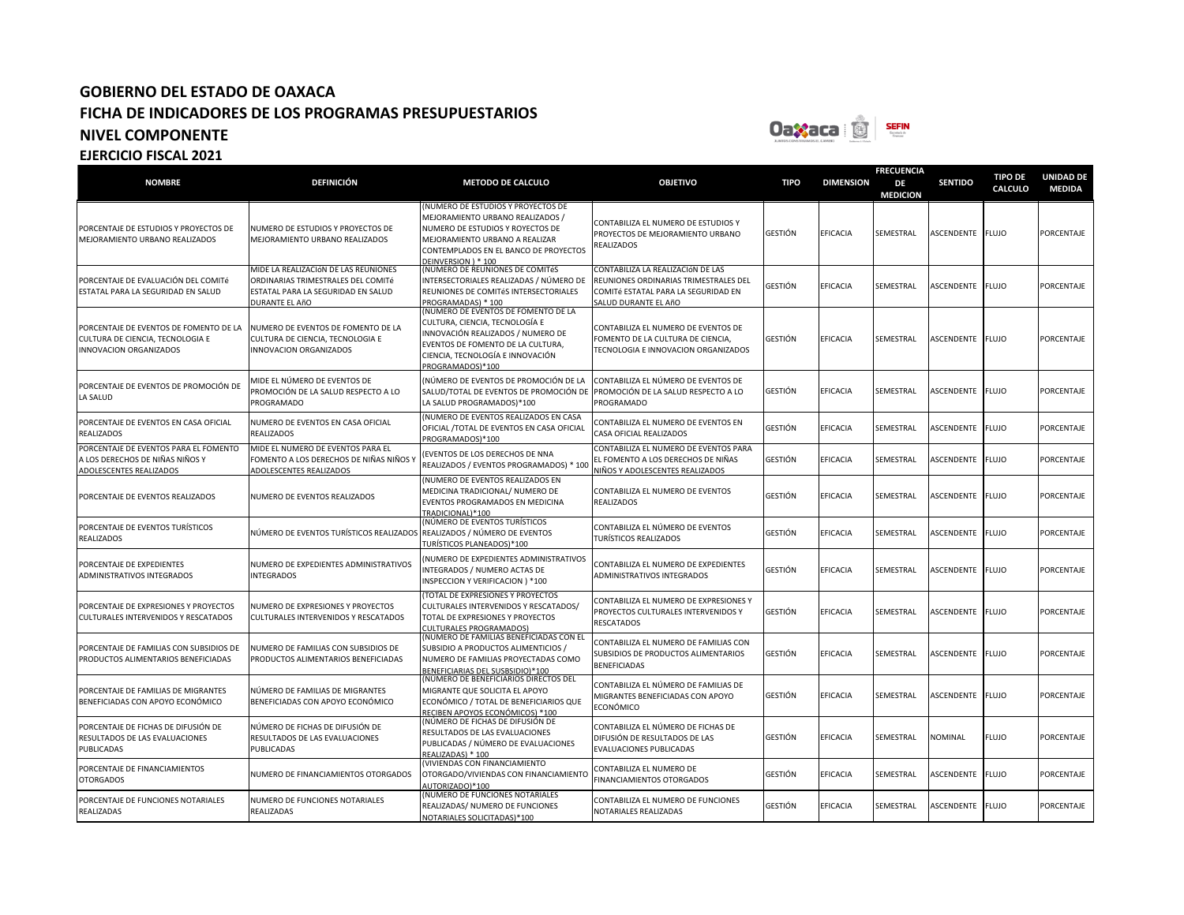# GOBIERNO DEL ESTADO DE OAXACA
## FICHA DE INDICADORES DE LOS PROGRAMAS PRESUPUESTARIOS
## NIVEL COMPONENTE
## EJERCICIO FISCAL 2021

| NOMBRE | DEFINICIÓN | METODO DE CALCULO | OBJETIVO | TIPO | DIMENSION | FRECUENCIA DE MEDICION | SENTIDO | TIPO DE CALCULO | UNIDAD DE MEDIDA |
|---|---|---|---|---|---|---|---|---|---|
| PORCENTAJE DE ESTUDIOS Y PROYECTOS DE MEJORAMIENTO URBANO REALIZADOS | NUMERO DE ESTUDIOS Y PROYECTOS DE MEJORAMIENTO URBANO REALIZADOS | (NUMERO DE ESTUDIOS Y PROYECTOS DE MEJORAMIENTO URBANO REALIZADOS / NUMERO DE ESTUDIOS Y ROYECTOS DE MEJORAMIENTO URBANO A REALIZAR CONTEMPLADOS EN EL BANCO DE PROYECTOS DEINVERSION ) * 100 | CONTABILIZA EL NUMERO DE ESTUDIOS Y PROYECTOS DE MEJORAMIENTO URBANO REALIZADOS | GESTIÓN | EFICACIA | SEMESTRAL | ASCENDENTE | FLUJO | PORCENTAJE |
| PORCENTAJE DE EVALUACIÓN DEL COMITé ESTATAL PARA LA SEGURIDAD EN SALUD | MIDE LA REALIZACIóN DE LAS REUNIONES ORDINARIAS TRIMESTRALES DEL COMITé ESTATAL PARA LA SEGURIDAD EN SALUD DURANTE EL AñO | (NUMERO DE REUNIONES DE COMITéS INTERSECTORIALES REALIZADAS / NÚMERO DE REUNIONES DE COMITéS INTERSECTORIALES PROGRAMADAS) * 100 | CONTABILIZA LA REALIZACIóN DE LAS REUNIONES ORDINARIAS TRIMESTRALES DEL COMITé ESTATAL PARA LA SEGURIDAD EN SALUD DURANTE EL AñO | GESTIÓN | EFICACIA | SEMESTRAL | ASCENDENTE | FLUJO | PORCENTAJE |
| PORCENTAJE DE EVENTOS DE FOMENTO DE LA CULTURA DE CIENCIA, TECNOLOGIA E INNOVACION ORGANIZADOS | NUMERO DE EVENTOS DE FOMENTO DE LA CULTURA DE CIENCIA, TECNOLOGIA E INNOVACION ORGANIZADOS | (NUMERO DE EVENTOS DE FOMENTO DE LA CULTURA, CIENCIA, TECNOLOGÍA E INNOVACIÓN REALIZADOS / NUMERO DE EVENTOS DE FOMENTO DE LA CULTURA, CIENCIA, TECNOLOGÍA E INNOVACIÓN PROGRAMADOS)*100 | CONTABILIZA EL NUMERO DE EVENTOS DE FOMENTO DE LA CULTURA DE CIENCIA, TECNOLOGIA E INNOVACION ORGANIZADOS | GESTIÓN | EFICACIA | SEMESTRAL | ASCENDENTE | FLUJO | PORCENTAJE |
| PORCENTAJE DE EVENTOS DE PROMOCIÓN DE LA SALUD | MIDE EL NÚMERO DE EVENTOS DE PROMOCIÓN DE LA SALUD RESPECTO A LO PROGRAMADO | (NÚMERO DE EVENTOS DE PROMOCIÓN DE LA SALUD/TOTAL DE EVENTOS DE PROMOCIÓN DE LA SALUD PROGRAMADOS)*100 | CONTABILIZA EL NÚMERO DE EVENTOS DE PROMOCIÓN DE LA SALUD RESPECTO A LO PROGRAMADO | GESTIÓN | EFICACIA | SEMESTRAL | ASCENDENTE | FLUJO | PORCENTAJE |
| PORCENTAJE DE EVENTOS EN CASA OFICIAL REALIZADOS | NUMERO DE EVENTOS EN CASA OFICIAL REALIZADOS | (NUMERO DE EVENTOS REALIZADOS EN CASA OFICIAL /TOTAL DE EVENTOS EN CASA OFICIAL PROGRAMADOS)*100 | CONTABILIZA EL NUMERO DE EVENTOS EN CASA OFICIAL REALIZADOS | GESTIÓN | EFICACIA | SEMESTRAL | ASCENDENTE | FLUJO | PORCENTAJE |
| PORCENTAJE DE EVENTOS PARA EL FOMENTO A LOS DERECHOS DE NIÑAS NIÑOS Y ADOLESCENTES REALIZADOS | MIDE EL NUMERO DE EVENTOS PARA EL FOMENTO A LOS DERECHOS DE NIÑAS NIÑOS Y ADOLESCENTES REALIZADOS | (EVENTOS DE LOS DERECHOS DE NNA REALIZADOS / EVENTOS PROGRAMADOS) * 100 | CONTABILIZA EL NUMERO DE EVENTOS PARA EL FOMENTO A LOS DERECHOS DE NIÑAS NIÑOS Y ADOLESCENTES REALIZADOS | GESTIÓN | EFICACIA | SEMESTRAL | ASCENDENTE | FLUJO | PORCENTAJE |
| PORCENTAJE DE EVENTOS REALIZADOS | NUMERO DE EVENTOS REALIZADOS | (NUMERO DE EVENTOS REALIZADOS EN MEDICINA TRADICIONAL/ NUMERO DE EVENTOS PROGRAMADOS EN MEDICINA TRADICIONAL)*100 | CONTABILIZA EL NUMERO DE EVENTOS REALIZADOS | GESTIÓN | EFICACIA | SEMESTRAL | ASCENDENTE | FLUJO | PORCENTAJE |
| PORCENTAJE DE EVENTOS TURÍSTICOS REALIZADOS | NÚMERO DE EVENTOS TURÍSTICOS REALIZADOS | (NÚMERO DE EVENTOS TURÍSTICOS REALIZADOS / NÚMERO DE EVENTOS TURÍSTICOS PLANEADOS)*100 | CONTABILIZA EL NÚMERO DE EVENTOS TURÍSTICOS REALIZADOS | GESTIÓN | EFICACIA | SEMESTRAL | ASCENDENTE | FLUJO | PORCENTAJE |
| PORCENTAJE DE EXPEDIENTES ADMINISTRATIVOS INTEGRADOS | NUMERO DE EXPEDIENTES ADMINISTRATIVOS INTEGRADOS | (NUMERO DE EXPEDIENTES ADMINISTRATIVOS INTEGRADOS / NUMERO ACTAS DE INSPECCION Y VERIFICACION ) *100 | CONTABILIZA EL NUMERO DE EXPEDIENTES ADMINISTRATIVOS INTEGRADOS | GESTIÓN | EFICACIA | SEMESTRAL | ASCENDENTE | FLUJO | PORCENTAJE |
| PORCENTAJE DE EXPRESIONES Y PROYECTOS CULTURALES INTERVENIDOS Y RESCATADOS | NUMERO DE EXPRESIONES Y PROYECTOS CULTURALES INTERVENIDOS Y RESCATADOS | (TOTAL DE EXPRESIONES Y PROYECTOS CULTURALES INTERVENIDOS Y RESCATADOS/ TOTAL DE EXPRESIONES Y PROYECTOS CULTURALES PROGRAMADOS) | CONTABILIZA EL NUMERO DE EXPRESIONES Y PROYECTOS CULTURALES INTERVENIDOS Y RESCATADOS | GESTIÓN | EFICACIA | SEMESTRAL | ASCENDENTE | FLUJO | PORCENTAJE |
| PORCENTAJE DE FAMILIAS CON SUBSIDIOS DE PRODUCTOS ALIMENTARIOS BENEFICIADAS | NUMERO DE FAMILIAS CON SUBSIDIOS DE PRODUCTOS ALIMENTARIOS BENEFICIADAS | (NUMERO DE FAMILIAS BENEFICIADAS CON EL SUBSIDIO A PRODUCTOS ALIMENTICIOS / NUMERO DE FAMILIAS PROYECTADAS COMO BENEFICIARIAS DEL SUSBSIDIO)*100 | CONTABILIZA EL NUMERO DE FAMILIAS CON SUBSIDIOS DE PRODUCTOS ALIMENTARIOS BENEFICIADAS | GESTIÓN | EFICACIA | SEMESTRAL | ASCENDENTE | FLUJO | PORCENTAJE |
| PORCENTAJE DE FAMILIAS DE MIGRANTES BENEFICIADAS CON APOYO ECONÓMICO | NÚMERO DE FAMILIAS DE MIGRANTES BENEFICIADAS CON APOYO ECONÓMICO | (NÚMERO DE BENEFICIARIOS DIRECTOS DEL MIGRANTE QUE SOLICITA EL APOYO ECONÓMICO / TOTAL DE BENEFICIARIOS QUE RECIBEN APOYOS ECONÓMICOS) *100 | CONTABILIZA EL NÚMERO DE FAMILIAS DE MIGRANTES BENEFICIADAS CON APOYO ECONÓMICO | GESTIÓN | EFICACIA | SEMESTRAL | ASCENDENTE | FLUJO | PORCENTAJE |
| PORCENTAJE DE FICHAS DE DIFUSIÓN DE RESULTADOS DE LAS EVALUACIONES PUBLICADAS | NÚMERO DE FICHAS DE DIFUSIÓN DE RESULTADOS DE LAS EVALUACIONES PUBLICADAS | (NÚMERO DE FICHAS DE DIFUSIÓN DE RESULTADOS DE LAS EVALUACIONES PUBLICADAS / NÚMERO DE EVALUACIONES REALIZADAS) * 100 | CONTABILIZA EL NÚMERO DE FICHAS DE DIFUSIÓN DE RESULTADOS DE LAS EVALUACIONES PUBLICADAS | GESTIÓN | EFICACIA | SEMESTRAL | NOMINAL | FLUJO | PORCENTAJE |
| PORCENTAJE DE FINANCIAMIENTOS OTORGADOS | NUMERO DE FINANCIAMIENTOS OTORGADOS | (VIVIENDAS CON FINANCIAMIENTO OTORGADO/VIVIENDAS CON FINANCIAMIENTO AUTORIZADO)*100 | CONTABILIZA EL NUMERO DE FINANCIAMIENTOS OTORGADOS | GESTIÓN | EFICACIA | SEMESTRAL | ASCENDENTE | FLUJO | PORCENTAJE |
| PORCENTAJE DE FUNCIONES NOTARIALES REALIZADAS | NUMERO DE FUNCIONES NOTARIALES REALIZADAS | (NUMERO DE FUNCIONES NOTARIALES REALIZADAS/ NUMERO DE FUNCIONES NOTARIALES SOLICITADAS)*100 | CONTABILIZA EL NUMERO DE FUNCIONES NOTARIALES REALIZADAS | GESTIÓN | EFICACIA | SEMESTRAL | ASCENDENTE | FLUJO | PORCENTAJE |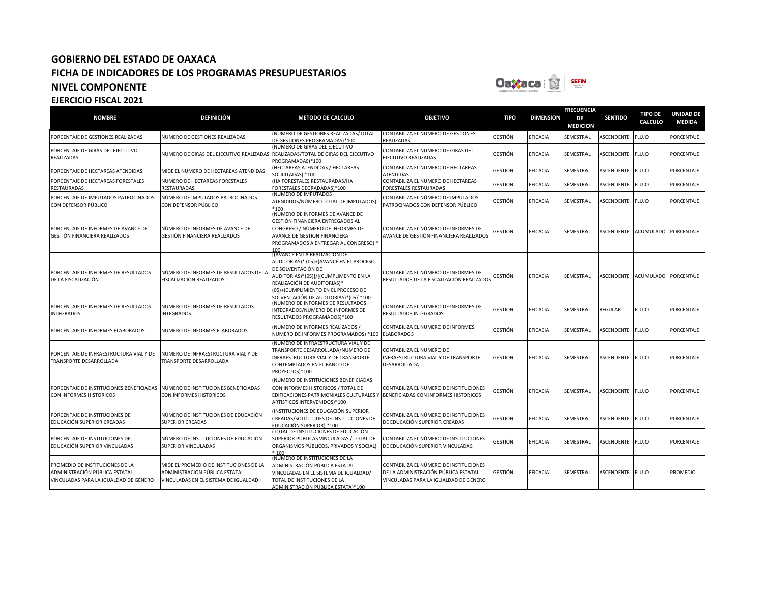# GOBIERNO DEL ESTADO DE OAXACA
## FICHA DE INDICADORES DE LOS PROGRAMAS PRESUPUESTARIOS
## NIVEL COMPONENTE
## EJERCICIO FISCAL 2021

| NOMBRE | DEFINICIÓN | METODO DE CALCULO | OBJETIVO | TIPO | DIMENSION | FRECUENCIA DE MEDICION | SENTIDO | TIPO DE CALCULO | UNIDAD DE MEDIDA |
|---|---|---|---|---|---|---|---|---|---|
| PORCENTAJE DE GESTIONES REALIZADAS | NUMERO DE GESTIONES REALIZADAS | (NUMERO DE GESTIONES REALIZADAS/TOTAL DE GESTIONES PROGRAMADAS)*100 | CONTABILIZA EL NUMERO DE GESTIONES REALIZADAS | GESTIÓN | EFICACIA | SEMESTRAL | ASCENDENTE | FLUJO | PORCENTAJE |
| PORCENTAJE DE GIRAS DEL EJECUTIVO REALIZADAS | NUMERO DE GIRAS DEL EJECUTIVO REALIZADAS | (NUMERO DE GIRAS DEL EJECUTIVO REALIZADAS/TOTAL DE GIRAS DEL EJECUTIVO PROGRAMADAS)*100 | CONTABILIZA EL NUMERO DE GIRAS DEL EJECUTIVO REALIZADAS | GESTIÓN | EFICACIA | SEMESTRAL | ASCENDENTE | FLUJO | PORCENTAJE |
| PORCENTAJE DE HECTAREAS ATENDIDAS | MIDE EL NUMERO DE HECTAREAS ATENDIDAS | (HECTAREAS ATENDIDAS / HECTAREAS SOLICITADAS) *100 | CONTABILIZA EL NUMERO DE HECTAREAS ATENDIDAS | GESTIÓN | EFICACIA | SEMESTRAL | ASCENDENTE | FLUJO | PORCENTAJE |
| PORCENTAJE DE HECTAREAS FORESTALES RESTAURADAS | NUMERO DE HECTAREAS FORESTALES RESTAURADAS | (HA FORESTALES RESTAURADAS/HA FORESTALES DEGRADADAS)*100 | CONTABILIZA EL NUMERO DE HECTAREAS FORESTALES RESTAURADAS | GESTIÓN | EFICACIA | SEMESTRAL | ASCENDENTE | FLUJO | PORCENTAJE |
| PORCENTAJE DE IMPUTADOS PATROCINADOS CON DEFENSOR PÚBLICO | NÚMERO DE IMPUTADOS PATROCINADOS CON DEFENSOR PÚBLICO | (NUMERO DE IMPUTADOS ATENDIDOS/NÚMERO TOTAL DE IMPUTADOS) *100 | CONTABILIZA EL NÚMERO DE IMPUTADOS PATROCINADOS CON DEFENSOR PÚBLICO | GESTIÓN | EFICACIA | SEMESTRAL | ASCENDENTE | FLUJO | PORCENTAJE |
| PORCENTAJE DE INFORMES DE AVANCE DE GESTIÓN FINANCIERA REALIZADOS | NÚMERO DE INFORMES DE AVANCE DE GESTIÓN FINANCIERA REALIZADOS | (NUMERO DE INFORMES DE AVANCE DE GESTIÓN FINANCIERA ENTREGADOS AL CONGRESO / NÚMERO DE INFORMES DE AVANCE DE GESTIÓN FINANCIERA PROGRAMADOS A ENTREGAR AL CONGRESO) * 100 | CONTABILIZA EL NÚMERO DE INFORMES DE AVANCE DE GESTIÓN FINANCIERA REALIZADOS | GESTIÓN | EFICACIA | SEMESTRAL | ASCENDENTE | ACUMULADO | PORCENTAJE |
| PORCENTAJE DE INFORMES DE RESULTADOS DE LA FISCALIZACIÓN | NÚMERO DE INFORMES DE RESULTADOS DE LA FISCALIZACIÓN REALIZADOS | [(AVANCE EN LA REALIZACION DE AUDITORIAS)* (05)+(AVANCE EN EL PROCESO DE SOLVENTACIÓN DE AUDITORIAS)*(05)]/[(CUMPLIMIENTO EN LA REALIZACIÓN DE AUDITORIAS)*(05)+(CUMPLIMIENTO EN EL PROCESO DE SOLVENTACIÓN DE AUDITORIAS)*(05)]*100 | CONTABILIZA EL NÚMERO DE INFORMES DE RESULTADOS DE LA FISCALIZACIÓN REALIZADOS | GESTIÓN | EFICACIA | SEMESTRAL | ASCENDENTE | ACUMULADO | PORCENTAJE |
| PORCENTAJE DE INFORMES DE RESULTADOS INTEGRADOS | NUMERO DE INFORMES DE RESULTADOS INTEGRADOS | (NUMERO DE INFORMES DE RESULTADOS INTEGRADOS/NUMERO DE INFORMES DE RESULTADOS PROGRAMADOS)*100 | CONTABILIZA EL NUMERO DE INFORMES DE RESULTADOS INTEGRADOS | GESTIÓN | EFICACIA | SEMESTRAL | REGULAR | FLUJO | PORCENTAJE |
| PORCENTAJE DE INFORMES ELABORADOS | NUMERO DE INFORMES ELABORADOS | (NUMERO DE INFORMES REALIZADOS / NUMERO DE INFORMES PROGRAMADOS) *100 | CONTABILIZA EL NUMERO DE INFORMES ELABORADOS | GESTIÓN | EFICACIA | SEMESTRAL | ASCENDENTE | FLUJO | PORCENTAJE |
| PORCENTAJE DE INFRAESTRUCTURA VIAL Y DE TRANSPORTE DESARROLLADA | NUMERO DE INFRAESTRUCTURA VIAL Y DE TRANSPORTE DESARROLLADA | (NUMERO DE INFRAESTRUCTURA VIAL Y DE TRANSPORTE DESARROLLADA/NUMERO DE INFRAESTRUCTURA VIAL Y DE TRANSPORTE CONTEMPLADOS EN EL BANCO DE PROYECTOS)*100 | CONTABILIZA EL NUMERO DE INFRAESTRUCTURA VIAL Y DE TRANSPORTE DESARROLLADA | GESTIÓN | EFICACIA | SEMESTRAL | ASCENDENTE | FLUJO | PORCENTAJE |
| PORCENTAJE DE INSTITUCIONES BENEFICIADAS CON INFORMES HISTORICOS | NUMERO DE INSTITUCIONES BENEFICIADAS CON INFORMES HISTORICOS | (NUMERO DE INSTITUCIONES BENEFICIADAS CON INFORMES HISTORICOS / TOTAL DE EDIFICACIONES PATRIMONIALES CULTURALES Y ARTISTICOS INTERVENIDOS)*100 | CONTABILIZA EL NUMERO DE INSTITUCIONES BENEFICIADAS CON INFORMES HISTORICOS | GESTIÓN | EFICACIA | SEMESTRAL | ASCENDENTE | FLUJO | PORCENTAJE |
| PORCENTAJE DE INSTITUCIONES DE EDUCACIÓN SUPERIOR CREADAS | NÚMERO DE INSTITUCIONES DE EDUCACIÓN SUPERIOR CREADAS | (INSTITUCIONES DE EDUCACIÓN SUPERIOR CREADAS/SOLICITUDES DE INSTITUCIONES DE EDUCACIÓN SUPERIOR) *100 | CONTABILIZA EL NÚMERO DE INSTITUCIONES DE EDUCACIÓN SUPERIOR CREADAS | GESTIÓN | EFICACIA | SEMESTRAL | ASCENDENTE | FLUJO | PORCENTAJE |
| PORCENTAJE DE INSTITUCIONES DE EDUCACIÓN SUPERIOR VINCULADAS | NÚMERO DE INSTITUCIONES DE EDUCACIÓN SUPERIOR VINCULADAS | (TOTAL DE INSTITUCIONES DE EDUCACIÓN SUPERIOR PÚBLICAS VINCULADAS / TOTAL DE ORGANISMOS PÚBLICOS, PRIVADOS Y SOCIAL) * 100 | CONTABILIZA EL NÚMERO DE INSTITUCIONES DE EDUCACIÓN SUPERIOR VINCULADAS | GESTIÓN | EFICACIA | SEMESTRAL | ASCENDENTE | FLUJO | PORCENTAJE |
| PROMEDIO DE INSTITUCIONES DE LA ADMINISTRACIÓN PÚBLICA ESTATAL VINCULADAS PARA LA IGUALDAD DE GÉNERO | MIDE EL PROMEDIO DE INSTITUCIONES DE LA ADMINISTRACIÓN PÚBLICA ESTATAL VINCULADAS EN EL SISTEMA DE IGUALDAD | (NÚMERO DE INSTITUCIONES DE LA ADMINISTRACIÓN PÚBLICA ESTATAL VINCULADAS EN EL SISTEMA DE IGUALDAD/ TOTAL DE INSTITUCIONES DE LA ADMINISTRACIÓN PÚBLICA ESTATA)*100 | CONTABILIZA EL NÚMERO DE INSTITUCIONES DE LA ADMINISTRACIÓN PÚBLICA ESTATAL VINCULADAS PARA LA IGUALDAD DE GÉNERO | GESTIÓN | EFICACIA | SEMESTRAL | ASCENDENTE | FLUJO | PROMEDIO |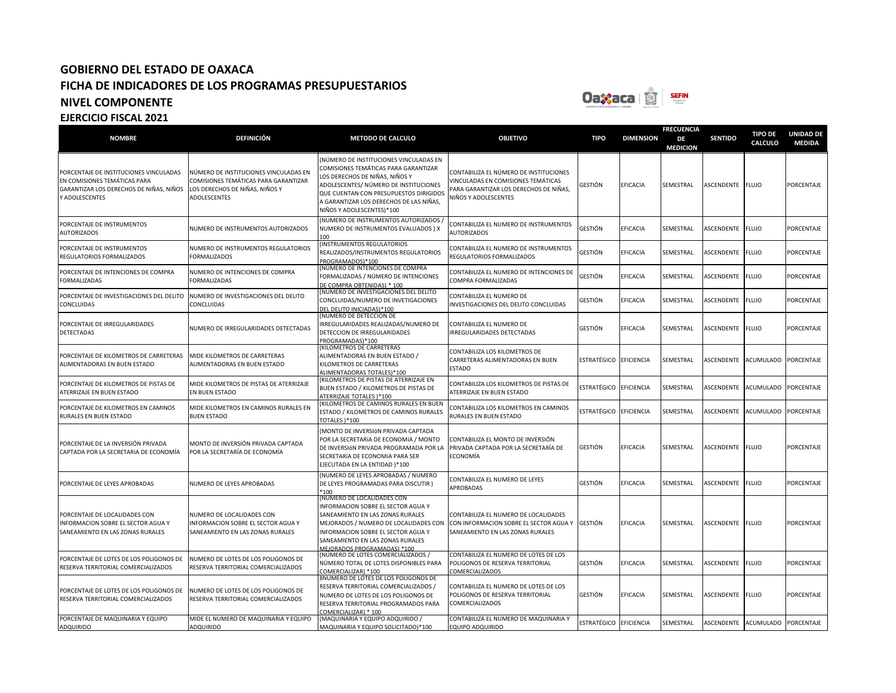# GOBIERNO DEL ESTADO DE OAXACA
## FICHA DE INDICADORES DE LOS PROGRAMAS PRESUPUESTARIOS
## NIVEL COMPONENTE
### EJERCICIO FISCAL 2021

| NOMBRE | DEFINICIÓN | METODO DE CALCULO | OBJETIVO | TIPO | DIMENSION | FRECUENCIA DE MEDICION | SENTIDO | TIPO DE CALCULO | UNIDAD DE MEDIDA |
|---|---|---|---|---|---|---|---|---|---|
| PORCENTAJE DE INSTITUCIONES VINCULADAS EN COMISIONES TEMÁTICAS PARA GARANTIZAR LOS DERECHOS DE NIÑAS, NIÑOS Y ADOLESCENTES | NÚMERO DE INSTITUCIONES VINCULADAS EN COMISIONES TEMÁTICAS PARA GARANTIZAR LOS DERECHOS DE NIÑAS, NIÑOS Y ADOLESCENTES | (NÚMERO DE INSTITUCIONES VINCULADAS EN COMISIONES TEMÁTICAS PARA GARANTIZAR LOS DERECHOS DE NIÑAS, NIÑOS Y ADOLESCENTES/ NÚMERO DE INSTITUCIONES QUE CUENTAN CON PRESUPUESTOS DIRIGIDOS A GARANTIZAR LOS DERECHOS DE LAS NIÑAS, NIÑOS Y ADOLESCENTES)*100 | CONTABILIZA EL NÚMERO DE INSTITUCIONES VINCULADAS EN COMISIONES TEMÁTICAS PARA GARANTIZAR LOS DERECHOS DE NIÑAS, NIÑOS Y ADOLESCENTES | GESTIÓN | EFICACIA | SEMESTRAL | ASCENDENTE | FLUJO | PORCENTAJE |
| PORCENTAJE DE INSTRUMENTOS AUTORIZADOS | NUMERO DE INSTRUMENTOS AUTORIZADOS | (NUMERO DE INSTRUMENTOS AUTORIZADOS / NUMERO DE INSTRUMENTOS EVALUADOS ) X 100 | CONTABILIZA EL NUMERO DE INSTRUMENTOS AUTORIZADOS | GESTIÓN | EFICACIA | SEMESTRAL | ASCENDENTE | FLUJO | PORCENTAJE |
| PORCENTAJE DE INSTRUMENTOS REGULATORIOS FORMALIZADOS | NUMERO DE INSTRUMENTOS REGULATORIOS FORMALIZADOS | (INSTRUMENTOS REGULATORIOS REALIZADOS/INSTRUMENTOS REGULATORIOS PROGRAMADOS)*100 | CONTABILIZA EL NUMERO DE INSTRUMENTOS REGULATORIOS FORMALIZADOS | GESTIÓN | EFICACIA | SEMESTRAL | ASCENDENTE | FLUJO | PORCENTAJE |
| PORCENTAJE DE INTENCIONES DE COMPRA FORMALIZADAS | NUMERO DE INTENCIONES DE COMPRA FORMALIZADAS | (NÚMERO DE INTENCIONES DE COMPRA FORMALIZADAS / NÚMERO DE INTENCIONES DE COMPRA OBTENIDAS) * 100 | CONTABILIZA EL NUMERO DE INTENCIONES DE COMPRA FORMALIZADAS | GESTIÓN | EFICACIA | SEMESTRAL | ASCENDENTE | FLUJO | PORCENTAJE |
| PORCENTAJE DE INVESTIGACIONES DEL DELITO CONCLUIDAS | NUMERO DE INVESTIGACIONES DEL DELITO CONCLUIDAS | (NUMERO DE INVESTIGACIONES DEL DELITO CONCLUIDAS/NUMERO DE INVETIGACIONES DEL DELITO INICIADAS)*100 | CONTABILIZA EL NUMERO DE INVESTIGACIONES DEL DELITO CONCLUIDAS | GESTIÓN | EFICACIA | SEMESTRAL | ASCENDENTE | FLUJO | PORCENTAJE |
| PORCENTAJE DE IRREGULARIDADES DETECTADAS | NUMERO DE IRREGULARIDADES DETECTADAS | (NUMERO DE DETECCION DE IRREGULARIDADES REALIZADAS/NUMERO DE DETECCION DE IRREGULARIDADES PROGRAMADAS)*100 | CONTABILIZA EL NUMERO DE IRREGULARIDADES DETECTADAS | GESTIÓN | EFICACIA | SEMESTRAL | ASCENDENTE | FLUJO | PORCENTAJE |
| PORCENTAJE DE KILOMETROS DE CARRETERAS ALIMENTADORAS EN BUEN ESTADO | MIDE KILOMETROS DE CARRETERAS ALIMENTADORAS EN BUEN ESTADO | (KILOMETROS DE CARRETERAS ALIMENTADORAS EN BUEN ESTADO / KILOMETROS DE CARRETERAS ALIMENTADORAS TOTALES)*100 | CONTABILIZA LOS KILOMETROS DE CARRETERAS ALIMENTADORAS EN BUEN ESTADO | ESTRATÉGICO | EFICIENCIA | SEMESTRAL | ASCENDENTE | ACUMULADO | PORCENTAJE |
| PORCENTAJE DE KILOMETROS DE PISTAS DE ATERRIZAJE EN BUEN ESTADO | MIDE KILOMETROS DE PISTAS DE ATERRIZAJE EN BUEN ESTADO | (KILOMETROS DE PISTAS DE ATERRIZAJE EN BUEN ESTADO / KILOMETROS DE PISTAS DE ATERRIZAJE TOTALES )*100 | CONTABILIZA LOS KILOMETROS DE PISTAS DE ATERRIZAJE EN BUEN ESTADO | ESTRATÉGICO | EFICIENCIA | SEMESTRAL | ASCENDENTE | ACUMULADO | PORCENTAJE |
| PORCENTAJE DE KILOMETROS EN CAMINOS RURALES EN BUEN ESTADO | MIDE KILOMETROS EN CAMINOS RURALES EN BUEN ESTADO | (KILOMETROS DE CAMINOS RURALES EN BUEN ESTADO / KILOMETROS DE CAMINOS RURALES TOTALES )*100 | CONTABILIZA LOS KILOMETROS EN CAMINOS RURALES EN BUEN ESTADO | ESTRATÉGICO | EFICIENCIA | SEMESTRAL | ASCENDENTE | ACUMULADO | PORCENTAJE |
| PORCENTAJE DE LA INVERSIÓN PRIVADA CAPTADA POR LA SECRETARíA DE ECONOMÍA | MONTO DE INVERSIÓN PRIVADA CAPTADA POR LA SECRETARÍA DE ECONOMÍA | (MONTO DE INVERSIóN PRIVADA CAPTADA POR LA SECRETARíA DE ECONOMíA / MONTO DE INVERSIóN PRIVADA PROGRAMADA POR LA SECRETARíA DE ECONOMíA PARA SER EJECUTADA EN LA ENTIDAD )*100 | CONTABILIZA EL MONTO DE INVERSIÓN PRIVADA CAPTADA POR LA SECRETARÍA DE ECONOMÍA | GESTIÓN | EFICACIA | SEMESTRAL | ASCENDENTE | FLUJO | PORCENTAJE |
| PORCENTAJE DE LEYES APROBADAS | NUMERO DE LEYES APROBADAS | (NUMERO DE LEYES APROBADAS / NUMERO DE LEYES PROGRAMADAS PARA DISCUTIR ) *100 | CONTABILIZA EL NUMERO DE LEYES APROBADAS | GESTIÓN | EFICACIA | SEMESTRAL | ASCENDENTE | FLUJO | PORCENTAJE |
| PORCENTAJE DE LOCALIDADES CON INFORMACION SOBRE EL SECTOR AGUA Y SANEAMIENTO EN LAS ZONAS RURALES | NUMERO DE LOCALIDADES CON INFORMACION SOBRE EL SECTOR AGUA Y SANEAMIENTO EN LAS ZONAS RURALES | (NUMERO DE LOCALIDADES CON INFORMACION SOBRE EL SECTOR AGUA Y SANEAMIENTO EN LAS ZONAS RURALES MEJORADOS / NUMERO DE LOCALIDADES CON INFORMACION SOBRE EL SECTOR AGUA Y SANEAMIENTO EN LAS ZONAS RURALES MEJORADOS PROGRAMADAS) *100 | CONTABILIZA EL NUMERO DE LOCALIDADES CON INFORMACION SOBRE EL SECTOR AGUA Y SANEAMIENTO EN LAS ZONAS RURALES | GESTIÓN | EFICACIA | SEMESTRAL | ASCENDENTE | FLUJO | PORCENTAJE |
| PORCENTAJE DE LOTES DE LOS POLIGONOS DE RESERVA TERRITORIAL COMERCIALIZADOS | NUMERO DE LOTES DE LOS POLIGONOS DE RESERVA TERRITORIAL COMERCIALIZADOS | (NÚMERO DE LOTES COMERCIALIZADOS / NÚMERO TOTAL DE LOTES DISPONIBLES PARA COMERCIALIZAR) *100 | CONTABILIZA EL NUMERO DE LOTES DE LOS POLIGONOS DE RESERVA TERRITORIAL COMERCIALIZADOS | GESTIÓN | EFICACIA | SEMESTRAL | ASCENDENTE | FLUJO | PORCENTAJE |
| PORCENTAJE DE LOTES DE LOS POLIGONOS DE RESERVA TERRITORIAL COMERCIALIZADOS | NUMERO DE LOTES DE LOS POLIGONOS DE RESERVA TERRITORIAL COMERCIALIZADOS | 8NUMERO DE LOTES DE LOS POLIGONOS DE RESERVA TERRITORIAL COMERCIALIZADOS / NUMERO DE LOTES DE LOS POLIGONOS DE RESERVA TERRITORIAL PROGRAMADOS PARA COMERCIALIZAR) * 100 | CONTABILIZA EL NUMERO DE LOTES DE LOS POLIGONOS DE RESERVA TERRITORIAL COMERCIALIZADOS | GESTIÓN | EFICACIA | SEMESTRAL | ASCENDENTE | FLUJO | PORCENTAJE |
| PORCENTAJE DE MAQUINARIA Y EQUIPO ADQUIRIDO | MIDE EL NUMERO DE MAQUINARIA Y EQUIPO ADQUIRIDO | (MAQUINARIA Y EQUIPO ADQUIRIDO / MAQUINARIA Y EQUIPO SOLICITADO)*100 | CONTABILIZA EL NUMERO DE MAQUINARIA Y EQUIPO ADQUIRIDO | ESTRATÉGICO | EFICIENCIA | SEMESTRAL | ASCENDENTE | ACUMULADO | PORCENTAJE |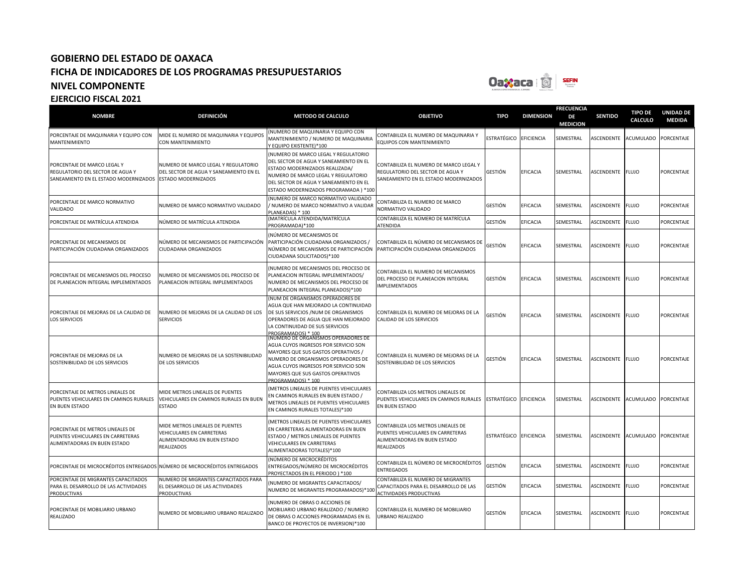# GOBIERNO DEL ESTADO DE OAXACA

## FICHA DE INDICADORES DE LOS PROGRAMAS PRESUPUESTARIOS

## NIVEL COMPONENTE

### EJERCICIO FISCAL 2021

| NOMBRE | DEFINICIÓN | METODO DE CALCULO | OBJETIVO | TIPO | DIMENSION | FRECUENCIA DE MEDICION | SENTIDO | TIPO DE CALCULO | UNIDAD DE MEDIDA |
|---|---|---|---|---|---|---|---|---|---|
| PORCENTAJE DE MAQUINARIA Y EQUIPO CON MANTENIMIENTO | MIDE EL NUMERO DE MAQUINARIA Y EQUIPOS CON MANTENIMIENTO | (NUMERO DE MAQUINARIA Y EQUIPO CON MANTENIMIENTO / NUMERO DE MAQUINARIA Y EQUIPO EXISTENTE)*100 | CONTABILIZA EL NUMERO DE MAQUINARIA Y EQUIPOS CON MANTENIMIENTO | ESTRATÉGICO | EFICIENCIA | SEMESTRAL | ASCENDENTE | ACUMULADO | PORCENTAJE |
| PORCENTAJE DE MARCO LEGAL Y REGULATORIO DEL SECTOR DE AGUA Y SANEAMIENTO EN EL ESTADO MODERNIZADOS | NUMERO DE MARCO LEGAL Y REGULATORIO DEL SECTOR DE AGUA Y SANEAMIENTO EN EL ESTADO MODERNIZADOS | (NUMERO DE MARCO LEGAL Y REGULATORIO DEL SECTOR DE AGUA Y SANEAMIENTO EN EL ESTADO MODERNIZADOS REALIZADA/ NUMERO DE MARCO LEGAL Y REGULATORIO DEL SECTOR DE AGUA Y SANEAMIENTO EN EL ESTADO MODERNIZADOS PROGRAMADA ) *100 | CONTABILIZA EL NUMERO DE MARCO LEGAL Y REGULATORIO DEL SECTOR DE AGUA Y SANEAMIENTO EN EL ESTADO MODERNIZADOS | GESTIÓN | EFICACIA | SEMESTRAL | ASCENDENTE | FLUJO | PORCENTAJE |
| PORCENTAJE DE MARCO NORMATIVO VALIDADO | NUMERO DE MARCO NORMATIVO VALIDADO | (NUMERO DE MARCO NORMATIVO VALIDADO / NUMERO DE MARCO NORMATIVO A VALIDAR PLANEADAS) * 100 | CONTABILIZA EL NUMERO DE MARCO NORMATIVO VALIDADO | GESTIÓN | EFICACIA | SEMESTRAL | ASCENDENTE | FLUJO | PORCENTAJE |
| PORCENTAJE DE MATRÍCULA ATENDIDA | NÚMERO DE MATRÍCULA ATENDIDA | (MATRÍCULA ATENDIDA/MATRÍCULA PROGRAMADA)*100 | CONTABILIZA EL NÚMERO DE MATRÍCULA ATENDIDA | GESTIÓN | EFICACIA | SEMESTRAL | ASCENDENTE | FLUJO | PORCENTAJE |
| PORCENTAJE DE MECANISMOS DE PARTICIPACIÓN CIUDADANA ORGANIZADOS | NÚMERO DE MECANISMOS DE PARTICIPACIÓN CIUDADANA ORGANIZADOS | (NÚMERO DE MECANISMOS DE PARTICIPACIÓN CIUDADANA ORGANIZADOS / NÚMERO DE MECANISMOS DE PARTICIPACIÓN CIUDADANA SOLICITADOS)*100 | CONTABILIZA EL NÚMERO DE MECANISMOS DE PARTICIPACIÓN CIUDADANA ORGANIZADOS | GESTIÓN | EFICACIA | SEMESTRAL | ASCENDENTE | FLUJO | PORCENTAJE |
| PORCENTAJE DE MECANISMOS DEL PROCESO DE PLANEACION INTEGRAL IMPLEMENTADOS | NUMERO DE MECANISMOS DEL PROCESO DE PLANEACION INTEGRAL IMPLEMENTADOS | (NUMERO DE MECANISMOS DEL PROCESO DE PLANEACION INTEGRAL IMPLEMENTADOS/ NUMERO DE MECANISMOS DEL PROCESO DE PLANEACION INTEGRAL PLANEADOS)*100 | CONTABILIZA EL NUMERO DE MECANISMOS DEL PROCESO DE PLANEACION INTEGRAL IMPLEMENTADOS | GESTIÓN | EFICACIA | SEMESTRAL | ASCENDENTE | FLUJO | PORCENTAJE |
| PORCENTAJE DE MEJORAS DE LA CALIDAD DE LOS SERVICIOS | NUMERO DE MEJORAS DE LA CALIDAD DE LOS SERVICIOS | (NUM DE ORGANISMOS OPERADORES DE AGUA QUE HAN MEJORADO LA CONTINUIDAD DE SUS SERVICIOS /NUM DE ORGANISMOS OPERADORES DE AGUA QUE HAN MEJORADO LA CONTINUIDAD DE SUS SERVICIOS PROGRAMADOS) * 100 | CONTABILIZA EL NUMERO DE MEJORAS DE LA CALIDAD DE LOS SERVICIOS | GESTIÓN | EFICACIA | SEMESTRAL | ASCENDENTE | FLUJO | PORCENTAJE |
| PORCENTAJE DE MEJORAS DE LA SOSTENIBILIDAD DE LOS SERVICIOS | NUMERO DE MEJORAS DE LA SOSTENIBILIDAD DE LOS SERVICIOS | (NUMERO DE ORGANISMOS OPERADORES DE AGUA CUYOS INGRESOS POR SERVICIO SON MAYORES QUE SUS GASTOS OPERATIVOS / NUMERO DE ORGANISMOS OPERADORES DE AGUA CUYOS INGRESOS POR SERVICIO SON MAYORES QUE SUS GASTOS OPERATIVOS PROGRAMADOS) * 100 | CONTABILIZA EL NUMERO DE MEJORAS DE LA SOSTENIBILIDAD DE LOS SERVICIOS | GESTIÓN | EFICACIA | SEMESTRAL | ASCENDENTE | FLUJO | PORCENTAJE |
| PORCENTAJE DE METROS LINEALES DE PUENTES VEHICULARES EN CAMINOS RURALES EN BUEN ESTADO | MIDE METROS LINEALES DE PUENTES VEHICULARES EN CAMINOS RURALES EN BUEN ESTADO | (METROS LINEALES DE PUENTES VEHICULARES EN CAMINOS RURALES EN BUEN ESTADO / METROS LINEALES DE PUENTES VEHICULARES EN CAMINOS RURALES TOTALES)*100 | CONTABILIZA LOS METROS LINEALES DE PUENTES VEHICULARES EN CAMINOS RURALES EN BUEN ESTADO | ESTRATÉGICO | EFICIENCIA | SEMESTRAL | ASCENDENTE | ACUMULADO | PORCENTAJE |
| PORCENTAJE DE METROS LINEALES DE PUENTES VEHICULARES EN CARRETERAS ALIMENTADORAS EN BUEN ESTADO | MIDE METROS LINEALES DE PUENTES VEHICULARES EN CARRETERAS ALIMENTADORAS EN BUEN ESTADO REALIZADOS | (METROS LINEALES DE PUENTES VEHICULARES EN CARRETERAS ALIMENTADORAS EN BUEN ESTADO / METROS LINEALES DE PUENTES VEHICULARES EN CARRETERAS ALIMENTADORAS TOTALES)*100 | CONTABILIZA LOS METROS LINEALES DE PUENTES VEHICULARES EN CARRETERAS ALIMENTADORAS EN BUEN ESTADO REALIZADOS | ESTRATÉGICO | EFICIENCIA | SEMESTRAL | ASCENDENTE | ACUMULADO | PORCENTAJE |
| PORCENTAJE DE MICROCRÉDITOS ENTREGADOS | NÚMERO DE MICROCRÉDITOS ENTREGADOS | (NÚMERO DE MICROCRÉDITOS ENTREGADOS/NÚMERO DE MICROCRÉDITOS PROYECTADOS EN EL PERIODO ) *100 | CONTABILIZA EL NÚMERO DE MICROCRÉDITOS ENTREGADOS | GESTIÓN | EFICACIA | SEMESTRAL | ASCENDENTE | FLUJO | PORCENTAJE |
| PORCENTAJE DE MIGRANTES CAPACITADOS PARA EL DESARROLLO DE LAS ACTIVIDADES PRODUCTIVAS | NUMERO DE MIGRANTES CAPACITADOS PARA EL DESARROLLO DE LAS ACTIVIDADES PRODUCTIVAS | (NUMERO DE MIGRANTES CAPACITADOS/ NUMERO DE MIGRANTES PROGRAMADOS)*100 | CONTABILIZA EL NUMERO DE MIGRANTES CAPACITADOS PARA EL DESARROLLO DE LAS ACTIVIDADES PRODUCTIVAS | GESTIÓN | EFICACIA | SEMESTRAL | ASCENDENTE | FLUJO | PORCENTAJE |
| PORCENTAJE DE MOBILIARIO URBANO REALIZADO | NUMERO DE MOBILIARIO URBANO REALIZADO | (NUMERO DE OBRAS O ACCIONES DE MOBILIARIO URBANO REALIZADO / NUMERO DE OBRAS O ACCIONES PROGRAMADAS EN EL BANCO DE PROYECTOS DE INVERSION)*100 | CONTABILIZA EL NUMERO DE MOBILIARIO URBANO REALIZADO | GESTIÓN | EFICACIA | SEMESTRAL | ASCENDENTE | FLUJO | PORCENTAJE |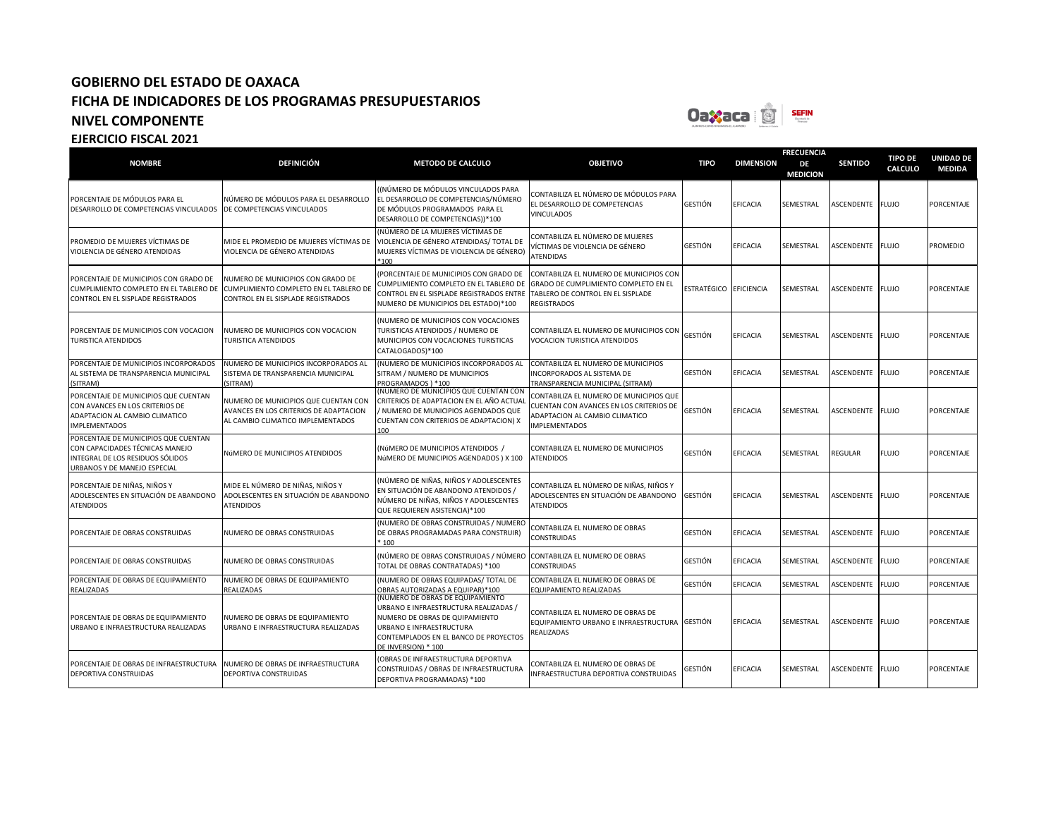# GOBIERNO DEL ESTADO DE OAXACA
## FICHA DE INDICADORES DE LOS PROGRAMAS PRESUPUESTARIOS
## NIVEL COMPONENTE
### EJERCICIO FISCAL 2021

| NOMBRE | DEFINICIÓN | METODO DE CALCULO | OBJETIVO | TIPO | DIMENSION | FRECUENCIA DE MEDICION | SENTIDO | TIPO DE CALCULO | UNIDAD DE MEDIDA |
|---|---|---|---|---|---|---|---|---|---|
| PORCENTAJE DE MÓDULOS PARA EL DESARROLLO DE COMPETENCIAS VINCULADOS | NÚMERO DE MÓDULOS PARA EL DESARROLLO DE COMPETENCIAS VINCULADOS | ((NÚMERO DE MÓDULOS VINCULADOS PARA EL DESARROLLO DE COMPETENCIAS/NÚMERO DE MÓDULOS PROGRAMADOS PARA EL DESARROLLO DE COMPETENCIAS))*100 | CONTABILIZA EL NÚMERO DE MÓDULOS PARA EL DESARROLLO DE COMPETENCIAS VINCULADOS | GESTIÓN | EFICACIA | SEMESTRAL | ASCENDENTE | FLUJO | PORCENTAJE |
| PROMEDIO DE MUJERES VÍCTIMAS DE VIOLENCIA DE GÉNERO ATENDIDAS | MIDE EL PROMEDIO DE MUJERES VÍCTIMAS DE VIOLENCIA DE GÉNERO ATENDIDAS | (NÚMERO DE LA MUJERES VÍCTIMAS DE VIOLENCIA DE GÉNERO ATENDIDAS/ TOTAL DE MUJERES VÍCTIMAS DE VIOLENCIA DE GÉNERO) *100 | CONTABILIZA EL NÚMERO DE MUJERES VÍCTIMAS DE VIOLENCIA DE GÉNERO ATENDIDAS | GESTIÓN | EFICACIA | SEMESTRAL | ASCENDENTE | FLUJO | PROMEDIO |
| PORCENTAJE DE MUNICIPIOS CON GRADO DE CUMPLIMIENTO COMPLETO EN EL TABLERO DE CONTROL EN EL SISPLADE REGISTRADOS | NUMERO DE MUNICIPIOS CON GRADO DE CUMPLIMIENTO COMPLETO EN EL TABLERO DE CONTROL EN EL SISPLADE REGISTRADOS | (PORCENTAJE DE MUNICIPIOS CON GRADO DE CUMPLIMIENTO COMPLETO EN EL TABLERO DE CONTROL EN EL SISPLADE REGISTRADOS ENTRE NUMERO DE MUNICIPIOS DEL ESTADO)*100 | CONTABILIZA EL NUMERO DE MUNICIPIOS CON GRADO DE CUMPLIMIENTO COMPLETO EN EL TABLERO DE CONTROL EN EL SISPLADE REGISTRADOS | ESTRATÉGICO | EFICIENCIA | SEMESTRAL | ASCENDENTE | FLUJO | PORCENTAJE |
| PORCENTAJE DE MUNICIPIOS CON VOCACION TURISTICA ATENDIDOS | NUMERO DE MUNICIPIOS CON VOCACION TURISTICA ATENDIDOS | (NUMERO DE MUNICIPIOS CON VOCACIONES TURISTICAS ATENDIDOS / NUMERO DE MUNICIPIOS CON VOCACIONES TURISTICAS CATALOGADOS)*100 | CONTABILIZA EL NUMERO DE MUNICIPIOS CON VOCACION TURISTICA ATENDIDOS | GESTIÓN | EFICACIA | SEMESTRAL | ASCENDENTE | FLUJO | PORCENTAJE |
| PORCENTAJE DE MUNICIPIOS INCORPORADOS AL SISTEMA DE TRANSPARENCIA MUNICIPAL (SITRAM) | NUMERO DE MUNICIPIOS INCORPORADOS AL SISTEMA DE TRANSPARENCIA MUNICIPAL (SITRAM) | (NUMERO DE MUNICIPIOS INCORPORADOS AL SITRAM / NUMERO DE MUNICIPIOS PROGRAMADOS ) *100 | CONTABILIZA EL NUMERO DE MUNICIPIOS INCORPORADOS AL SISTEMA DE TRANSPARENCIA MUNICIPAL (SITRAM) | GESTIÓN | EFICACIA | SEMESTRAL | ASCENDENTE | FLUJO | PORCENTAJE |
| PORCENTAJE DE MUNICIPIOS QUE CUENTAN CON AVANCES EN LOS CRITERIOS DE ADAPTACION AL CAMBIO CLIMATICO IMPLEMENTADOS | NUMERO DE MUNICIPIOS QUE CUENTAN CON AVANCES EN LOS CRITERIOS DE ADAPTACION AL CAMBIO CLIMATICO IMPLEMENTADOS | (NUMERO DE MUNICIPIOS QUE CUENTAN CON CRITERIOS DE ADAPTACION EN EL AÑO ACTUAL / NUMERO DE MUNICIPIOS AGENDADOS QUE CUENTAN CON CRITERIOS DE ADAPTACION) X 100 | CONTABILIZA EL NUMERO DE MUNICIPIOS QUE CUENTAN CON AVANCES EN LOS CRITERIOS DE ADAPTACION AL CAMBIO CLIMATICO IMPLEMENTADOS | GESTIÓN | EFICACIA | SEMESTRAL | ASCENDENTE | FLUJO | PORCENTAJE |
| PORCENTAJE DE MUNICIPIOS QUE CUENTAN CON CAPACIDADES TÉCNICAS MANEJO INTEGRAL DE LOS RESIDUOS SÓLIDOS URBANOS Y DE MANEJO ESPECIAL | NúMERO DE MUNICIPIOS ATENDIDOS | (NúMERO DE MUNICIPIOS ATENDIDOS / NúMERO DE MUNICIPIOS AGENDADOS ) X 100 | CONTABILIZA EL NUMERO DE MUNICIPIOS ATENDIDOS | GESTIÓN | EFICACIA | SEMESTRAL | REGULAR | FLUJO | PORCENTAJE |
| PORCENTAJE DE NIÑAS, NIÑOS Y ADOLESCENTES EN SITUACIÓN DE ABANDONO ATENDIDOS | MIDE EL NÚMERO DE NIÑAS, NIÑOS Y ADOLESCENTES EN SITUACIÓN DE ABANDONO ATENDIDOS | (NÚMERO DE NIÑAS, NIÑOS Y ADOLESCENTES EN SITUACIÓN DE ABANDONO ATENDIDOS / NÚMERO DE NIÑAS, NIÑOS Y ADOLESCENTES QUE REQUIEREN ASISTENCIA)*100 | CONTABILIZA EL NÚMERO DE NIÑAS, NIÑOS Y ADOLESCENTES EN SITUACIÓN DE ABANDONO ATENDIDOS | GESTIÓN | EFICACIA | SEMESTRAL | ASCENDENTE | FLUJO | PORCENTAJE |
| PORCENTAJE DE OBRAS CONSTRUIDAS | NUMERO DE OBRAS CONSTRUIDAS | (NUMERO DE OBRAS CONSTRUIDAS / NUMERO DE OBRAS PROGRAMADAS PARA CONSTRUIR) * 100 | CONTABILIZA EL NUMERO DE OBRAS CONSTRUIDAS | GESTIÓN | EFICACIA | SEMESTRAL | ASCENDENTE | FLUJO | PORCENTAJE |
| PORCENTAJE DE OBRAS CONSTRUIDAS | NUMERO DE OBRAS CONSTRUIDAS | (NÚMERO DE OBRAS CONSTRUIDAS / NÚMERO TOTAL DE OBRAS CONTRATADAS) *100 | CONTABILIZA EL NUMERO DE OBRAS CONSTRUIDAS | GESTIÓN | EFICACIA | SEMESTRAL | ASCENDENTE | FLUJO | PORCENTAJE |
| PORCENTAJE DE OBRAS DE EQUIPAMIENTO REALIZADAS | NUMERO DE OBRAS DE EQUIPAMIENTO REALIZADAS | (NUMERO DE OBRAS EQUIPADAS/ TOTAL DE OBRAS AUTORIZADAS A EQUIPAR)*100 | CONTABILIZA EL NUMERO DE OBRAS DE EQUIPAMIENTO REALIZADAS | GESTIÓN | EFICACIA | SEMESTRAL | ASCENDENTE | FLUJO | PORCENTAJE |
| PORCENTAJE DE OBRAS DE EQUIPAMIENTO URBANO E INFRAESTRUCTURA REALIZADAS | NUMERO DE OBRAS DE EQUIPAMIENTO URBANO E INFRAESTRUCTURA REALIZADAS | (NUMERO DE OBRAS DE EQUIPAMIENTO URBANO E INFRAESTRUCTURA REALIZADAS / NUMERO DE OBRAS DE QUIPAMIENTO URBANO E INFRAESTRUCTURA CONTEMPLADOS EN EL BANCO DE PROYECTOS DE INVERSION) * 100 | CONTABILIZA EL NUMERO DE OBRAS DE EQUIPAMIENTO URBANO E INFRAESTRUCTURA REALIZADAS | GESTIÓN | EFICACIA | SEMESTRAL | ASCENDENTE | FLUJO | PORCENTAJE |
| PORCENTAJE DE OBRAS DE INFRAESTRUCTURA DEPORTIVA CONSTRUIDAS | NUMERO DE OBRAS DE INFRAESTRUCTURA DEPORTIVA CONSTRUIDAS | (OBRAS DE INFRAESTRUCTURA DEPORTIVA CONSTRUIDAS / OBRAS DE INFRAESTRUCTURA DEPORTIVA PROGRAMADAS) *100 | CONTABILIZA EL NUMERO DE OBRAS DE INFRAESTRUCTURA DEPORTIVA CONSTRUIDAS | GESTIÓN | EFICACIA | SEMESTRAL | ASCENDENTE | FLUJO | PORCENTAJE |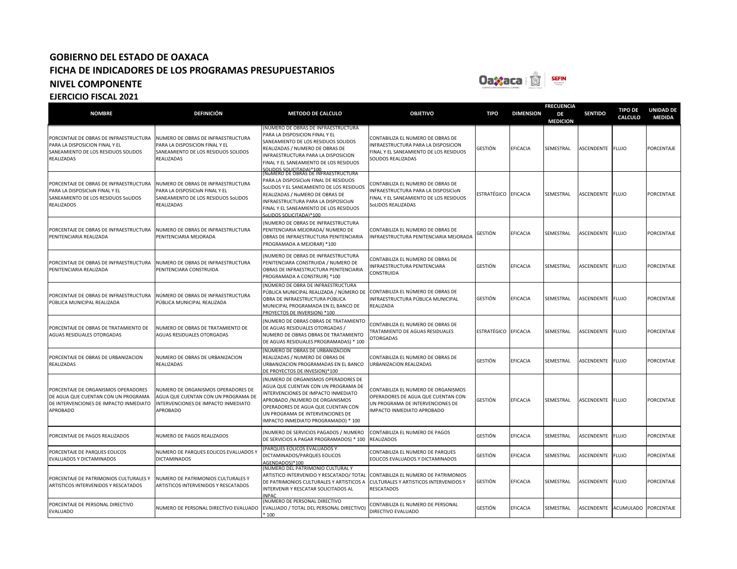# GOBIERNO DEL ESTADO DE OAXACA
## FICHA DE INDICADORES DE LOS PROGRAMAS PRESUPUESTARIOS
## NIVEL COMPONENTE
### EJERCICIO FISCAL 2021

| NOMBRE | DEFINICIÓN | METODO DE CALCULO | OBJETIVO | TIPO | DIMENSION | FRECUENCIA DE MEDICION | SENTIDO | TIPO DE CALCULO | UNIDAD DE MEDIDA |
|---|---|---|---|---|---|---|---|---|---|
| PORCENTAJE DE OBRAS DE INFRAESTRUCTURA PARA LA DISPOSICION FINAL Y EL SANEAMIENTO DE LOS RESIDUOS SOLIDOS REALIZADAS | NUMERO DE OBRAS DE INFRAESTRUCTURA PARA LA DISPOSICION FINAL Y EL SANEAMIENTO DE LOS RESIDUOS SOLIDOS REALIZADAS | (NUMERO DE OBRAS DE INFRAESTRUCTURA PARA LA DISPOSICION FINAL Y EL SANEAMIENTO DE LOS RESIDUOS SOLIDOS REALIZADAS / NUMERO DE OBRAS DE INFRAESTRUCTURA PARA LA DISPOSICION FINAL Y EL SANEAMIENTO DE LOS RESIDUOS SOLIDOS SOLICITADA)*100 | CONTABILIZA EL NUMERO DE OBRAS DE INFRAESTRUCTURA PARA LA DISPOSICION FINAL Y EL SANEAMIENTO DE LOS RESIDUOS SOLIDOS REALIZADAS | GESTIÓN | EFICACIA | SEMESTRAL | ASCENDENTE | FLUJO | PORCENTAJE |
| PORCENTAJE DE OBRAS DE INFRAESTRUCTURA PARA LA DISPOSICIoN FINAL Y EL SANEAMIENTO DE LOS RESIDUOS SoLIDOS REALIZADOS | NUMERO DE OBRAS DE INFRAESTRUCTURA PARA LA DISPOSICIoN FINAL Y EL SANEAMIENTO DE LOS RESIDUOS SoLIDOS REALIZADAS | (NuMERO DE OBRAS DE INFRAESTRUCTURA PARA LA DISPOSICIoN FINAL DE RESIDUOS SoLIDOS Y EL SANEAMIENTO DE LOS RESIDUOS REALIZADAS / NuMERO DE OBRAS DE INFRAESTRUCTURA PARA LA DISPOSICIoN FINAL Y EL SANEAMIENTO DE LOS RESIDUOS SoLIDOS SOLICITADA)*100 | CONTABILIZA EL NUMERO DE OBRAS DE INFRAESTRUCTURA PARA LA DISPOSICIoN FINAL Y EL SANEAMIENTO DE LOS RESIDUOS SoLIDOS REALIZADAS | ESTRATÉGICO | EFICACIA | SEMESTRAL | ASCENDENTE | FLUJO | PORCENTAJE |
| PORCENTAJE DE OBRAS DE INFRAESTRUCTURA PENITENCIARIA REALIZADA | NUMERO DE OBRAS DE INFRAESTRUCTURA PENITENCIARIA MEJORADA | (NUMERO DE OBRAS DE INFRAESTRUCTURA PENITENCIARIA MEJORADA/ NUMERO DE OBRAS DE INFRAESTRUCTURA PENITENCIARIA PROGRAMADA A MEJORAR) *100 | CONTABILIZA EL NUMERO DE OBRAS DE INFRAESTRUCTURA PENITENCIARIA MEJORADA | GESTIÓN | EFICACIA | SEMESTRAL | ASCENDENTE | FLUJO | PORCENTAJE |
| PORCENTAJE DE OBRAS DE INFRAESTRUCTURA PENITENCIARIA REALIZADA | NUMERO DE OBRAS DE INFRAESTRUCTURA PENITENCIARA CONSTRUIDA | (NUMERO DE OBRAS DE INFRAESTRUCTURA PENITENCIARA CONSTRUIDA / NUMERO DE OBRAS DE INFRAESTRUCTURA PENITENCIARIA PROGRAMADA A CONSTRUIR) *100 | CONTABILIZA EL NUMERO DE OBRAS DE INFRAESTRUCTURA PENITENCIARA CONSTRUIDA | GESTIÓN | EFICACIA | SEMESTRAL | ASCENDENTE | FLUJO | PORCENTAJE |
| PORCENTAJE DE OBRAS DE INFRAESTRUCTURA PÚBLICA MUNICIPAL REALIZADA | NÚMERO DE OBRAS DE INFRAESTRUCTURA PÚBLICA MUNICIPAL REALIZADA | (NÚMERO DE OBRA DE INFRAESTRUCTURA PÚBLICA MUNICIPAL REALIZADA / NÚMERO DE OBRA DE INFRAESTRUCTURA PÚBLICA MUNICIPAL PROGRAMADA EN EL BANCO DE PROYECTOS DE INVERSION) *100 | CONTABILIZA EL NÚMERO DE OBRAS DE INFRAESTRUCTURA PÚBLICA MUNICIPAL REALIZADA | GESTIÓN | EFICACIA | SEMESTRAL | ASCENDENTE | FLUJO | PORCENTAJE |
| PORCENTAJE DE OBRAS DE TRATAMIENTO DE AGUAS RESIDUALES OTORGADAS | NUMERO DE OBRAS DE TRATAMIENTO DE AGUAS RESIDUALES OTORGADAS | (NUMERO DE OBRAS OBRAS DE TRATAMIENTO DE AGUAS RESIDUALES OTORGADAS / NUMERO DE OBRAS OBRAS DE TRATAMIENTO DE AGUAS RESIDUALES PROGRAMADAS) * 100 | CONTABILIZA EL NUMERO DE OBRAS DE TRATAMIENTO DE AGUAS RESIDUALES OTORGADAS | ESTRATÉGICO | EFICACIA | SEMESTRAL | ASCENDENTE | FLUJO | PORCENTAJE |
| PORCENTAJE DE OBRAS DE URBANIZACION REALIZADAS | NUMERO DE OBRAS DE URBANIZACION REALIZADAS | (NUMERO DE OBRAS DE URBANIZACION REALIZADAS / NUMERO DE OBRAS DE URBANIZACION PROGRAMADAS EN EL BANCO DE PROYECTOS DE INVESION)*100 | CONTABILIZA EL NUMERO DE OBRAS DE URBANIZACION REALIZADAS | GESTIÓN | EFICACIA | SEMESTRAL | ASCENDENTE | FLUJO | PORCENTAJE |
| PORCENTAJE DE ORGANISMOS OPERADORES DE AGUA QUE CUENTAN CON UN PROGRAMA DE INTERVENCIONES DE IMPACTO INMEDIATO APROBADO | NUMERO DE ORGANISMOS OPERADORES DE AGUA QUE CUENTAN CON UN PROGRAMA DE INTERVENCIONES DE IMPACTO INMEDIATO APROBADO | (NUMERO DE ORGANISMOS OPERADORES DE AGUA QUE CUENTAN CON UN PROGRAMA DE INTERVENCIONES DE IMPACTO INMEDIATO APROBADO /NUMERO DE ORGANISMOS OPERADORES DE AGUA QUE CUENTAN CON UN PROGRAMA DE INTERVENCIONES DE IMPACTO INMEDIATO PROGRAMADO) * 100 | CONTABILIZA EL NUMERO DE ORGANISMOS OPERADORES DE AGUA QUE CUENTAN CON UN PROGRAMA DE INTERVENCIONES DE IMPACTO INMEDIATO APROBADO | GESTIÓN | EFICACIA | SEMESTRAL | ASCENDENTE | FLUJO | PORCENTAJE |
| PORCENTAJE DE PAGOS REALIZADOS | NUMERO DE PAGOS REALIZADOS | (NUMERO DE SERVICIOS PAGADOS / NUMERO DE SERVICIOS A PAGAR PROGRAMADOS) * 100 | CONTABILIZA EL NUMERO DE PAGOS REALIZADOS | GESTIÓN | EFICACIA | SEMESTRAL | ASCENDENTE | FLUJO | PORCENTAJE |
| PORCENTAJE DE PARQUES EOLICOS EVALUADOS Y DICTAMINADOS | NUMERO DE PARQUES EOLICOS EVALUADOS Y DICTAMINADOS | (PARQUES EOLICOS EVALUADOS Y DICTAMINADOS/PARQUES EOLICOS AGENDADOS)*100 | CONTABILIZA EL NUMERO DE PARQUES EOLICOS EVALUADOS Y DICTAMINADOS | GESTIÓN | EFICACIA | SEMESTRAL | ASCENDENTE | FLUJO | PORCENTAJE |
| PORCENTAJE DE PATRIMONIOS CULTURALES Y ARTISTICOS INTERVENIDOS Y RESCATADOS | NUMERO DE PATRIMONIOS CULTURALES Y ARTISTICOS INTERVENIDOS Y RESCATADOS | (NUMERO DEL PATRIMONIO CULTURAL Y ARTISTICO INTERVENIDO Y RESCATADO/ TOTAL DE PATRIMONIOS CULTURALES Y ARTISTICOS A INTERVENIR Y RESCATAR SOLICITADOS AL INPAC | CONTABILIZA EL NUMERO DE PATRIMONIOS CULTURALES Y ARTISTICOS INTERVENIDOS Y RESCATADOS | GESTIÓN | EFICACIA | SEMESTRAL | ASCENDENTE | FLUJO | PORCENTAJE |
| PORCENTAJE DE PERSONAL DIRECTIVO EVALUADO | NUMERO DE PERSONAL DIRECTIVO EVALUADO | (NUMERO DE PERSONAL DIRECTIVO EVALUADO / TOTAL DEL PERSONAL DIRECTIVO) * 100 | CONTABILIZA EL NUMERO DE PERSONAL DIRECTIVO EVALUADO | GESTIÓN | EFICACIA | SEMESTRAL | ASCENDENTE | ACUMULADO | PORCENTAJE |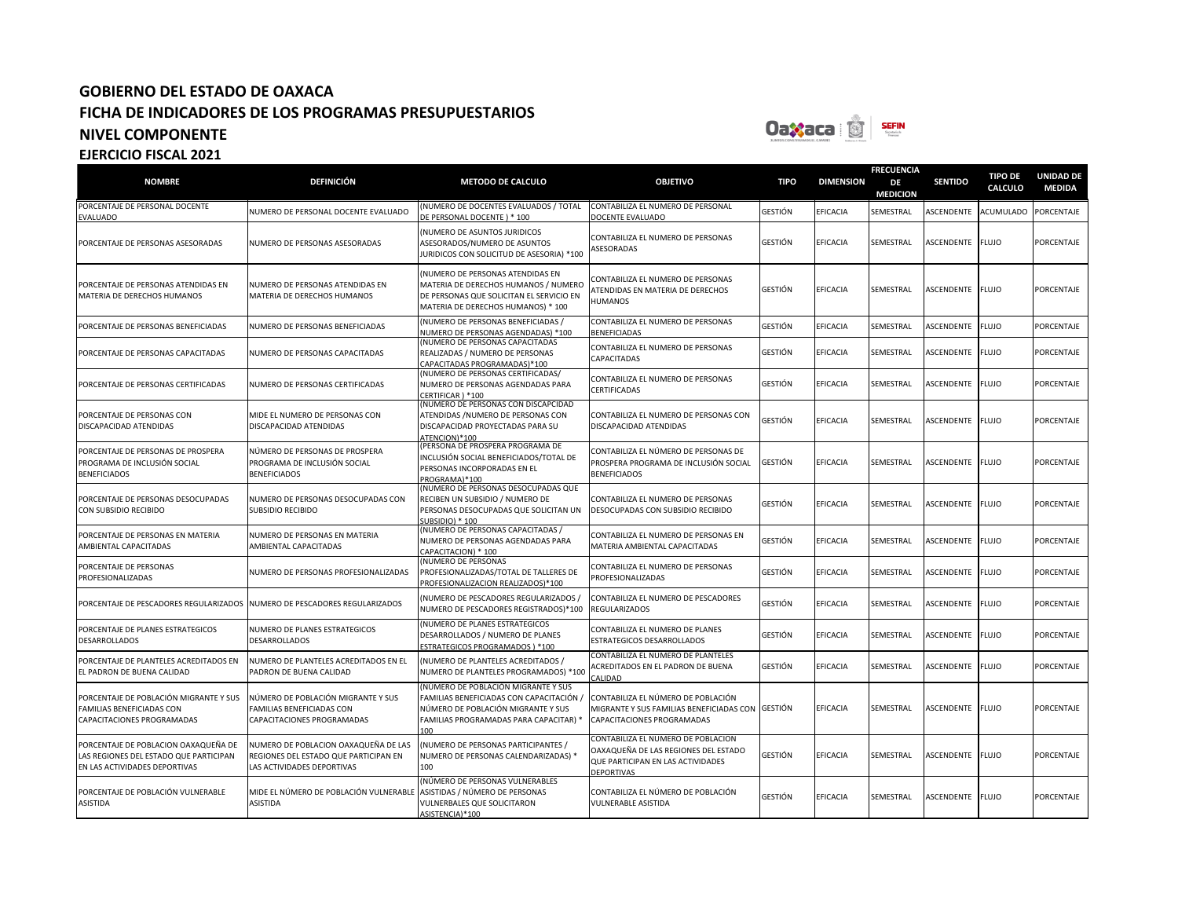# GOBIERNO DEL ESTADO DE OAXACA
## FICHA DE INDICADORES DE LOS PROGRAMAS PRESUPUESTARIOS
## NIVEL COMPONENTE
## EJERCICIO FISCAL 2021

| NOMBRE | DEFINICIÓN | METODO DE CALCULO | OBJETIVO | TIPO | DIMENSION | FRECUENCIA DE MEDICION | SENTIDO | TIPO DE CALCULO | UNIDAD DE MEDIDA |
|---|---|---|---|---|---|---|---|---|---|
| PORCENTAJE DE PERSONAL DOCENTE EVALUADO | NUMERO DE PERSONAL DOCENTE EVALUADO | (NUMERO DE DOCENTES EVALUADOS / TOTAL DE PERSONAL DOCENTE ) * 100 | CONTABILIZA EL NUMERO DE PERSONAL DOCENTE EVALUADO | GESTIÓN | EFICACIA | SEMESTRAL | ASCENDENTE | ACUMULADO | PORCENTAJE |
| PORCENTAJE DE PERSONAS ASESORADAS | NUMERO DE PERSONAS ASESORADAS | (NUMERO DE ASUNTOS JURIDICOS ASESORADOS/NUMERO DE ASUNTOS JURIDICOS CON SOLICITUD DE ASESORIA) *100 | CONTABILIZA EL NUMERO DE PERSONAS ASESORADAS | GESTIÓN | EFICACIA | SEMESTRAL | ASCENDENTE | FLUJO | PORCENTAJE |
| PORCENTAJE DE PERSONAS ATENDIDAS EN MATERIA DE DERECHOS HUMANOS | NUMERO DE PERSONAS ATENDIDAS EN MATERIA DE DERECHOS HUMANOS | (NUMERO DE PERSONAS ATENDIDAS EN MATERIA DE DERECHOS HUMANOS / NUMERO DE PERSONAS QUE SOLICITAN EL SERVICIO EN MATERIA DE DERECHOS HUMANOS) * 100 | CONTABILIZA EL NUMERO DE PERSONAS ATENDIDAS EN MATERIA DE DERECHOS HUMANOS | GESTIÓN | EFICACIA | SEMESTRAL | ASCENDENTE | FLUJO | PORCENTAJE |
| PORCENTAJE DE PERSONAS BENEFICIADAS | NUMERO DE PERSONAS BENEFICIADAS | (NUMERO DE PERSONAS BENEFICIADAS / NUMERO DE PERSONAS AGENDADAS) *100 | CONTABILIZA EL NUMERO DE PERSONAS BENEFICIADAS | GESTIÓN | EFICACIA | SEMESTRAL | ASCENDENTE | FLUJO | PORCENTAJE |
| PORCENTAJE DE PERSONAS CAPACITADAS | NUMERO DE PERSONAS CAPACITADAS | (NUMERO DE PERSONAS CAPACITADAS REALIZADAS / NUMERO DE PERSONAS CAPACITADAS PROGRAMADAS)*100 | CONTABILIZA EL NUMERO DE PERSONAS CAPACITADAS | GESTIÓN | EFICACIA | SEMESTRAL | ASCENDENTE | FLUJO | PORCENTAJE |
| PORCENTAJE DE PERSONAS CERTIFICADAS | NUMERO DE PERSONAS CERTIFICADAS | (NUMERO DE PERSONAS CERTIFICADAS/ NUMERO DE PERSONAS AGENDADAS PARA CERTIFICAR ) *100 | CONTABILIZA EL NUMERO DE PERSONAS CERTIFICADAS | GESTIÓN | EFICACIA | SEMESTRAL | ASCENDENTE | FLUJO | PORCENTAJE |
| PORCENTAJE DE PERSONAS CON DISCAPACIDAD ATENDIDAS | MIDE EL NUMERO DE PERSONAS CON DISCAPACIDAD ATENDIDAS | (NUMERO DE PERSONAS CON DISCAPCIDAD ATENDIDAS /NUMERO DE PERSONAS CON DISCAPACIDAD PROYECTADAS PARA SU ATENCION)*100 | CONTABILIZA EL NUMERO DE PERSONAS CON DISCAPACIDAD ATENDIDAS | GESTIÓN | EFICACIA | SEMESTRAL | ASCENDENTE | FLUJO | PORCENTAJE |
| PORCENTAJE DE PERSONAS DE PROSPERA PROGRAMA DE INCLUSIÓN SOCIAL BENEFICIADOS | NÚMERO DE PERSONAS DE PROSPERA PROGRAMA DE INCLUSIÓN SOCIAL BENEFICIADOS | (PERSONA DE PROSPERA PROGRAMA DE INCLUSIÓN SOCIAL BENEFICIADOS/TOTAL DE PERSONAS INCORPORADAS EN EL PROGRAMA)*100 | CONTABILIZA EL NÚMERO DE PERSONAS DE PROSPERA PROGRAMA DE INCLUSIÓN SOCIAL BENEFICIADOS | GESTIÓN | EFICACIA | SEMESTRAL | ASCENDENTE | FLUJO | PORCENTAJE |
| PORCENTAJE DE PERSONAS DESOCUPADAS CON SUBSIDIO RECIBIDO | NUMERO DE PERSONAS DESOCUPADAS CON SUBSIDIO RECIBIDO | (NUMERO DE PERSONAS DESOCUPADAS QUE RECIBEN UN SUBSIDIO / NUMERO DE PERSONAS DESOCUPADAS QUE SOLICITAN UN SUBSIDIO) * 100 | CONTABILIZA EL NUMERO DE PERSONAS DESOCUPADAS CON SUBSIDIO RECIBIDO | GESTIÓN | EFICACIA | SEMESTRAL | ASCENDENTE | FLUJO | PORCENTAJE |
| PORCENTAJE DE PERSONAS EN MATERIA AMBIENTAL CAPACITADAS | NUMERO DE PERSONAS EN MATERIA AMBIENTAL CAPACITADAS | (NUMERO DE PERSONAS CAPACITADAS / NUMERO DE PERSONAS AGENDADAS PARA CAPACITACION) * 100 | CONTABILIZA EL NUMERO DE PERSONAS EN MATERIA AMBIENTAL CAPACITADAS | GESTIÓN | EFICACIA | SEMESTRAL | ASCENDENTE | FLUJO | PORCENTAJE |
| PORCENTAJE DE PERSONAS PROFESIONALIZADAS | NUMERO DE PERSONAS PROFESIONALIZADAS | (NUMERO DE PERSONAS PROFESIONALIZADAS/TOTAL DE TALLERES DE PROFESIONALIZACION REALIZADOS)*100 | CONTABILIZA EL NUMERO DE PERSONAS PROFESIONALIZADAS | GESTIÓN | EFICACIA | SEMESTRAL | ASCENDENTE | FLUJO | PORCENTAJE |
| PORCENTAJE DE PESCADORES REGULARIZADOS | NUMERO DE PESCADORES REGULARIZADOS | (NUMERO DE PESCADORES REGULARIZADOS / NUMERO DE PESCADORES REGISTRADOS)*100 | CONTABILIZA EL NUMERO DE PESCADORES REGULARIZADOS | GESTIÓN | EFICACIA | SEMESTRAL | ASCENDENTE | FLUJO | PORCENTAJE |
| PORCENTAJE DE PLANES ESTRATEGICOS DESARROLLADOS | NUMERO DE PLANES ESTRATEGICOS DESARROLLADOS | (NUMERO DE PLANES ESTRATEGICOS DESARROLLADOS / NUMERO DE PLANES ESTRATEGICOS PROGRAMADOS ) *100 | CONTABILIZA EL NUMERO DE PLANES ESTRATEGICOS DESARROLLADOS | GESTIÓN | EFICACIA | SEMESTRAL | ASCENDENTE | FLUJO | PORCENTAJE |
| PORCENTAJE DE PLANTELES ACREDITADOS EN EL PADRON DE BUENA CALIDAD | NUMERO DE PLANTELES ACREDITADOS EN EL PADRON DE BUENA CALIDAD | (NUMERO DE PLANTELES ACREDITADOS / NUMERO DE PLANTELES PROGRAMADOS) *100 | CONTABILIZA EL NUMERO DE PLANTELES ACREDITADOS EN EL PADRON DE BUENA CALIDAD | GESTIÓN | EFICACIA | SEMESTRAL | ASCENDENTE | FLUJO | PORCENTAJE |
| PORCENTAJE DE POBLACIÓN MIGRANTE Y SUS FAMILIAS BENEFICIADAS CON CAPACITACIONES PROGRAMADAS | NÚMERO DE POBLACIÓN MIGRANTE Y SUS FAMILIAS BENEFICIADAS CON CAPACITACIONES PROGRAMADAS | (NUMERO DE POBLACION MIGRANTE Y SUS FAMILIAS BENEFICIADAS CON CAPACITACIÓN / NÚMERO DE POBLACIÓN MIGRANTE Y SUS FAMILIAS PROGRAMADAS PARA CAPACITAR) * 100 | CONTABILIZA EL NÚMERO DE POBLACIÓN MIGRANTE Y SUS FAMILIAS BENEFICIADAS CON CAPACITACIONES PROGRAMADAS | GESTIÓN | EFICACIA | SEMESTRAL | ASCENDENTE | FLUJO | PORCENTAJE |
| PORCENTAJE DE POBLACION OAXAQUEÑA DE LAS REGIONES DEL ESTADO QUE PARTICIPAN EN LAS ACTIVIDADES DEPORTIVAS | NUMERO DE POBLACION OAXAQUEÑA DE LAS REGIONES DEL ESTADO QUE PARTICIPAN EN LAS ACTIVIDADES DEPORTIVAS | (NUMERO DE PERSONAS PARTICIPANTES / NUMERO DE PERSONAS CALENDARIZADAS) * 100 | CONTABILIZA EL NUMERO DE POBLACION OAXAQUEÑA DE LAS REGIONES DEL ESTADO QUE PARTICIPAN EN LAS ACTIVIDADES DEPORTIVAS | GESTIÓN | EFICACIA | SEMESTRAL | ASCENDENTE | FLUJO | PORCENTAJE |
| PORCENTAJE DE POBLACIÓN VULNERABLE ASISTIDA | MIDE EL NÚMERO DE POBLACIÓN VULNERABLE ASISTIDA | (NÚMERO DE PERSONAS VULNERABLES ASISTIDAS / NÚMERO DE PERSONAS VULNERBALES QUE SOLICITARON ASISTENCIA)*100 | CONTABILIZA EL NÚMERO DE POBLACIÓN VULNERABLE ASISTIDA | GESTIÓN | EFICACIA | SEMESTRAL | ASCENDENTE | FLUJO | PORCENTAJE |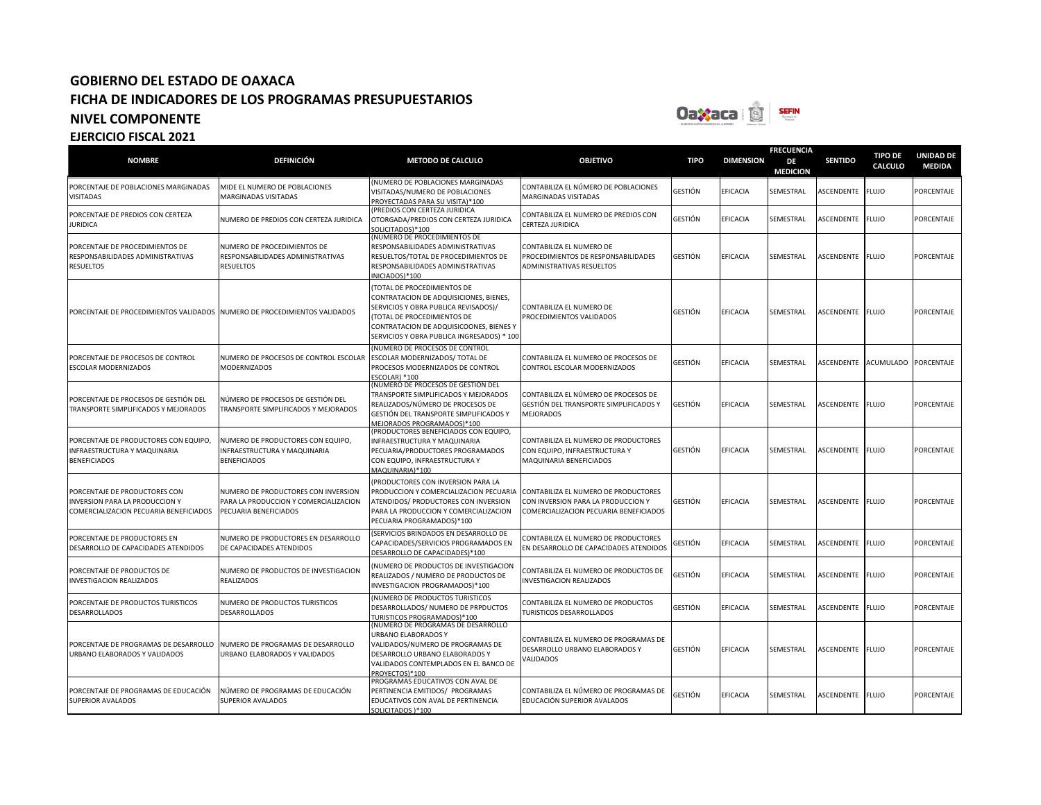# GOBIERNO DEL ESTADO DE OAXACA
## FICHA DE INDICADORES DE LOS PROGRAMAS PRESUPUESTARIOS
## NIVEL COMPONENTE
### EJERCICIO FISCAL 2021

| NOMBRE | DEFINICIÓN | METODO DE CALCULO | OBJETIVO | TIPO | DIMENSION | FRECUENCIA DE MEDICION | SENTIDO | TIPO DE CALCULO | UNIDAD DE MEDIDA |
|---|---|---|---|---|---|---|---|---|---|
| PORCENTAJE DE POBLACIONES MARGINADAS VISITADAS | MIDE EL NUMERO DE POBLACIONES MARGINADAS VISITADAS | (NUMERO DE POBLACIONES MARGINADAS VISITADAS/NUMERO DE POBLACIONES PROYECTADAS PARA SU VISITA)*100 | CONTABILIZA EL NÚMERO DE POBLACIONES MARGINADAS VISITADAS | GESTIÓN | EFICACIA | SEMESTRAL | ASCENDENTE | FLUJO | PORCENTAJE |
| PORCENTAJE DE PREDIOS CON CERTEZA JURIDICA | NUMERO DE PREDIOS CON CERTEZA JURIDICA | (PREDIOS CON CERTEZA JURIDICA OTORGADA/PREDIOS CON CERTEZA JURIDICA SOLICITADOS)*100 | CONTABILIZA EL NUMERO DE PREDIOS CON CERTEZA JURIDICA | GESTIÓN | EFICACIA | SEMESTRAL | ASCENDENTE | FLUJO | PORCENTAJE |
| PORCENTAJE DE PROCEDIMIENTOS DE RESPONSABILIDADES ADMINISTRATIVAS RESUELTOS | NUMERO DE PROCEDIMIENTOS DE RESPONSABILIDADES ADMINISTRATIVAS RESUELTOS | (NUMERO DE PROCEDIMIENTOS DE RESPONSABILIDADES ADMINISTRATIVAS RESUELTOS/TOTAL DE PROCEDIMIENTOS DE RESPONSABILIDADES ADMINISTRATIVAS INICIADOS)*100 | CONTABILIZA EL NUMERO DE PROCEDIMIENTOS DE RESPONSABILIDADES ADMINISTRATIVAS RESUELTOS | GESTIÓN | EFICACIA | SEMESTRAL | ASCENDENTE | FLUJO | PORCENTAJE |
| PORCENTAJE DE PROCEDIMIENTOS VALIDADOS | NUMERO DE PROCEDIMIENTOS VALIDADOS | (TOTAL DE PROCEDIMIENTOS DE CONTRATACION DE ADQUISICIONES, BIENES, SERVICIOS Y OBRA PUBLICA REVISADOS)/ (TOTAL DE PROCEDIMIENTOS DE CONTRATACION DE ADQUISICOONES, BIENES Y SERVICIOS Y OBRA PUBLICA INGRESADOS) * 100 | CONTABILIZA EL NUMERO DE PROCEDIMIENTOS VALIDADOS | GESTIÓN | EFICACIA | SEMESTRAL | ASCENDENTE | FLUJO | PORCENTAJE |
| PORCENTAJE DE PROCESOS DE CONTROL ESCOLAR MODERNIZADOS | NUMERO DE PROCESOS DE CONTROL ESCOLAR MODERNIZADOS | (NUMERO DE PROCESOS DE CONTROL ESCOLAR MODERNIZADOS/ TOTAL DE PROCESOS MODERNIZADOS DE CONTROL ESCOLAR) *100 | CONTABILIZA EL NUMERO DE PROCESOS DE CONTROL ESCOLAR MODERNIZADOS | GESTIÓN | EFICACIA | SEMESTRAL | ASCENDENTE | ACUMULADO | PORCENTAJE |
| PORCENTAJE DE PROCESOS DE GESTIÓN DEL TRANSPORTE SIMPLIFICADOS Y MEJORADOS | NÚMERO DE PROCESOS DE GESTIÓN DEL TRANSPORTE SIMPLIFICADOS Y MEJORADOS | (NUMERO DE PROCESOS DE GESTION DEL TRANSPORTE SIMPLIFICADOS Y MEJORADOS REALIZADOS/NÚMERO DE PROCESOS DE GESTIÓN DEL TRANSPORTE SIMPLIFICADOS Y MEJORADOS PROGRAMADOS)*100 | CONTABILIZA EL NÚMERO DE PROCESOS DE GESTIÓN DEL TRANSPORTE SIMPLIFICADOS Y MEJORADOS | GESTIÓN | EFICACIA | SEMESTRAL | ASCENDENTE | FLUJO | PORCENTAJE |
| PORCENTAJE DE PRODUCTORES CON EQUIPO, INFRAESTRUCTURA Y MAQUINARIA BENEFICIADOS | NUMERO DE PRODUCTORES CON EQUIPO, INFRAESTRUCTURA Y MAQUINARIA BENEFICIADOS | (PRODUCTORES BENEFICIADOS CON EQUIPO, INFRAESTRUCTURA Y MAQUINARIA PECUARIA/PRODUCTORES PROGRAMADOS CON EQUIPO, INFRAESTRUCTURA Y MAQUINARIA)*100 | CONTABILIZA EL NUMERO DE PRODUCTORES CON EQUIPO, INFRAESTRUCTURA Y MAQUINARIA BENEFICIADOS | GESTIÓN | EFICACIA | SEMESTRAL | ASCENDENTE | FLUJO | PORCENTAJE |
| PORCENTAJE DE PRODUCTORES CON INVERSION PARA LA PRODUCCION Y COMERCIALIZACION PECUARIA BENEFICIADOS | NUMERO DE PRODUCTORES CON INVERSION PARA LA PRODUCCION Y COMERCIALIZACION PECUARIA BENEFICIADOS | (PRODUCTORES CON INVERSION PARA LA PRODUCCION Y COMERCIALIZACION PECUARIA ATENDIDOS/ PRODUCTORES CON INVERSION PARA LA PRODUCCION Y COMERCIALIZACION PECUARIA PROGRAMADOS)*100 | CONTABILIZA EL NUMERO DE PRODUCTORES CON INVERSION PARA LA PRODUCCION Y COMERCIALIZACION PECUARIA BENEFICIADOS | GESTIÓN | EFICACIA | SEMESTRAL | ASCENDENTE | FLUJO | PORCENTAJE |
| PORCENTAJE DE PRODUCTORES EN DESARROLLO DE CAPACIDADES ATENDIDOS | NUMERO DE PRODUCTORES EN DESARROLLO DE CAPACIDADES ATENDIDOS | (SERVICIOS BRINDADOS EN DESARROLLO DE CAPACIDADES/SERVICIOS PROGRAMADOS EN DESARROLLO DE CAPACIDADES)*100 | CONTABILIZA EL NUMERO DE PRODUCTORES EN DESARROLLO DE CAPACIDADES ATENDIDOS | GESTIÓN | EFICACIA | SEMESTRAL | ASCENDENTE | FLUJO | PORCENTAJE |
| PORCENTAJE DE PRODUCTOS DE INVESTIGACION REALIZADOS | NUMERO DE PRODUCTOS DE INVESTIGACION REALIZADOS | (NUMERO DE PRODUCTOS DE INVESTIGACION REALIZADOS / NUMERO DE PRODUCTOS DE INVESTIGACION PROGRAMADOS)*100 | CONTABILIZA EL NUMERO DE PRODUCTOS DE INVESTIGACION REALIZADOS | GESTIÓN | EFICACIA | SEMESTRAL | ASCENDENTE | FLUJO | PORCENTAJE |
| PORCENTAJE DE PRODUCTOS TURISTICOS DESARROLLADOS | NUMERO DE PRODUCTOS TURISTICOS DESARROLLADOS | (NUMERO DE PRODUCTOS TURISTICOS DESARROLLADOS/ NUMERO DE PRPDUCTOS TURISTICOS PROGRAMADOS)*100 | CONTABILIZA EL NUMERO DE PRODUCTOS TURISTICOS DESARROLLADOS | GESTIÓN | EFICACIA | SEMESTRAL | ASCENDENTE | FLUJO | PORCENTAJE |
| PORCENTAJE DE PROGRAMAS DE DESARROLLO URBANO ELABORADOS Y VALIDADOS | NUMERO DE PROGRAMAS DE DESARROLLO URBANO ELABORADOS Y VALIDADOS | (NUMERO DE PROGRAMAS DE DESARROLLO URBANO ELABORADOS Y VALIDADOS/NUMERO DE PROGRAMAS DE DESARROLLO URBANO ELABORADOS Y VALIDADOS CONTEMPLADOS EN EL BANCO DE PROYECTOS)*100 | CONTABILIZA EL NUMERO DE PROGRAMAS DE DESARROLLO URBANO ELABORADOS Y VALIDADOS | GESTIÓN | EFICACIA | SEMESTRAL | ASCENDENTE | FLUJO | PORCENTAJE |
| PORCENTAJE DE PROGRAMAS DE EDUCACIÓN SUPERIOR AVALADOS | NÚMERO DE PROGRAMAS DE EDUCACIÓN SUPERIOR AVALADOS | PROGRAMAS EDUCATIVOS CON AVAL DE PERTINENCIA EMITIDOS/ PROGRAMAS EDUCATIVOS CON AVAL DE PERTINENCIA SOLICITADOS )*100 | CONTABILIZA EL NÚMERO DE PROGRAMAS DE EDUCACIÓN SUPERIOR AVALADOS | GESTIÓN | EFICACIA | SEMESTRAL | ASCENDENTE | FLUJO | PORCENTAJE |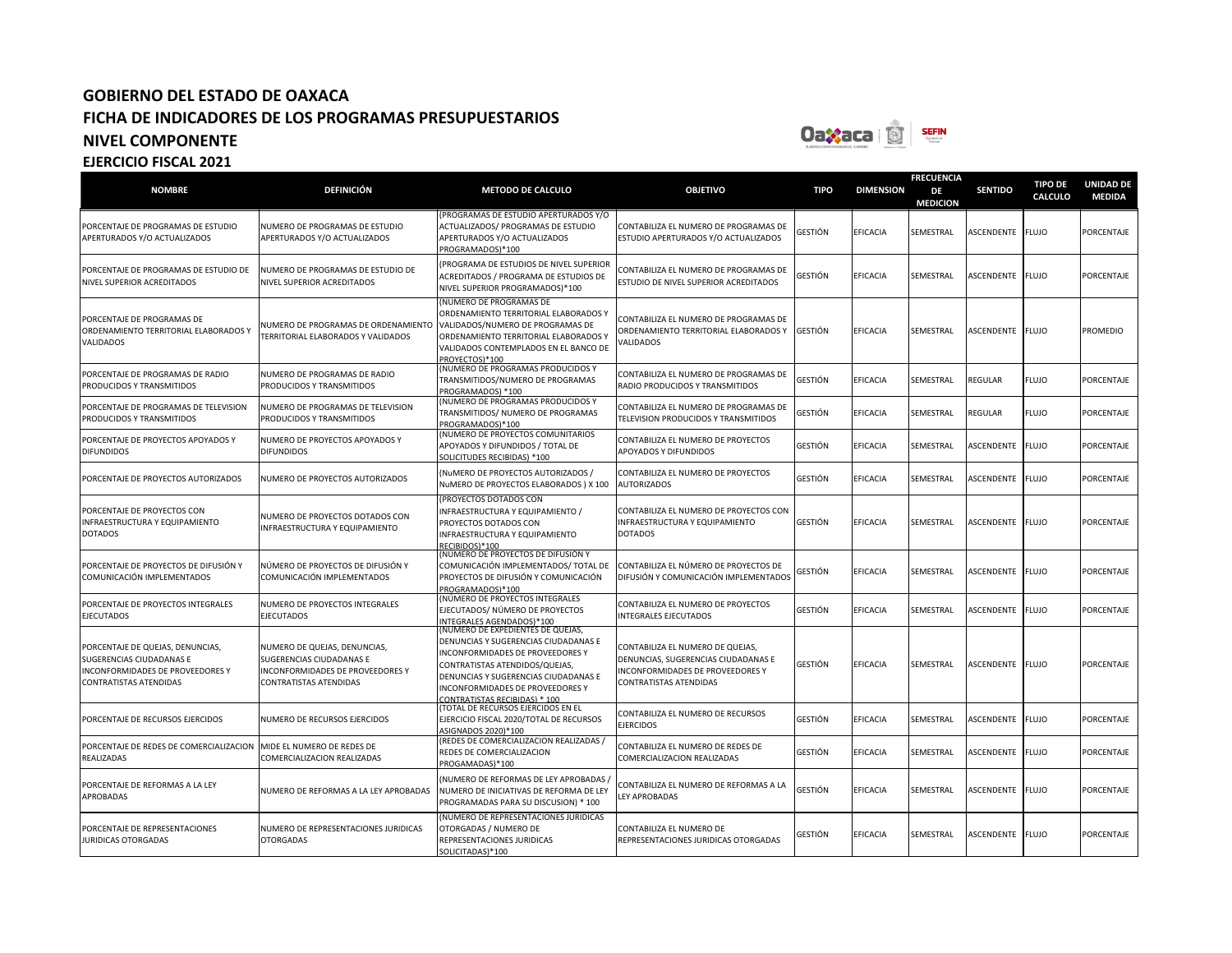# GOBIERNO DEL ESTADO DE OAXACA
## FICHA DE INDICADORES DE LOS PROGRAMAS PRESUPUESTARIOS
## NIVEL COMPONENTE
### EJERCICIO FISCAL 2021

| NOMBRE | DEFINICIÓN | METODO DE CALCULO | OBJETIVO | TIPO | DIMENSION | FRECUENCIA DE MEDICION | SENTIDO | TIPO DE CALCULO | UNIDAD DE MEDIDA |
|---|---|---|---|---|---|---|---|---|---|
| PORCENTAJE DE PROGRAMAS DE ESTUDIO APERTURADOS Y/O ACTUALIZADOS | NUMERO DE PROGRAMAS DE ESTUDIO APERTURADOS Y/O ACTUALIZADOS | (PROGRAMAS DE ESTUDIO APERTURADOS Y/O ACTUALIZADOS/ PROGRAMAS DE ESTUDIO APERTURADOS Y/O ACTUALIZADOS PROGRAMADOS)*100 | CONTABILIZA EL NUMERO DE PROGRAMAS DE ESTUDIO APERTURADOS Y/O ACTUALIZADOS | GESTIÓN | EFICACIA | SEMESTRAL | ASCENDENTE | FLUJO | PORCENTAJE |
| PORCENTAJE DE PROGRAMAS DE ESTUDIO DE NIVEL SUPERIOR ACREDITADOS | NUMERO DE PROGRAMAS DE ESTUDIO DE NIVEL SUPERIOR ACREDITADOS | (PROGRAMA DE ESTUDIOS DE NIVEL SUPERIOR ACREDITADOS / PROGRAMA DE ESTUDIOS DE NIVEL SUPERIOR PROGRAMADOS)*100 | CONTABILIZA EL NUMERO DE PROGRAMAS DE ESTUDIO DE NIVEL SUPERIOR ACREDITADOS | GESTIÓN | EFICACIA | SEMESTRAL | ASCENDENTE | FLUJO | PORCENTAJE |
| PORCENTAJE DE PROGRAMAS DE ORDENAMIENTO TERRITORIAL ELABORADOS Y VALIDADOS | NUMERO DE PROGRAMAS DE ORDENAMIENTO TERRITORIAL ELABORADOS Y VALIDADOS | (NUMERO DE PROGRAMAS DE ORDENAMIENTO TERRITORIAL ELABORADOS Y VALIDADOS/NUMERO DE PROGRAMAS DE ORDENAMIENTO TERRITORIAL ELABORADOS Y VALIDADOS CONTEMPLADOS EN EL BANCO DE PROYECTOS)*100 | CONTABILIZA EL NUMERO DE PROGRAMAS DE ORDENAMIENTO TERRITORIAL ELABORADOS Y VALIDADOS | GESTIÓN | EFICACIA | SEMESTRAL | ASCENDENTE | FLUJO | PROMEDIO |
| PORCENTAJE DE PROGRAMAS DE RADIO PRODUCIDOS Y TRANSMITIDOS | NUMERO DE PROGRAMAS DE RADIO PRODUCIDOS Y TRANSMITIDOS | (NUMERO DE PROGRAMAS PRODUCIDOS Y TRANSMITIDOS/NUMERO DE PROGRAMAS PROGRAMADOS) *100 | CONTABILIZA EL NUMERO DE PROGRAMAS DE RADIO PRODUCIDOS Y TRANSMITIDOS | GESTIÓN | EFICACIA | SEMESTRAL | REGULAR | FLUJO | PORCENTAJE |
| PORCENTAJE DE PROGRAMAS DE TELEVISION PRODUCIDOS Y TRANSMITIDOS | NUMERO DE PROGRAMAS DE TELEVISION PRODUCIDOS Y TRANSMITIDOS | (NUMERO DE PROGRAMAS PRODUCIDOS Y TRANSMITIDOS/ NUMERO DE PROGRAMAS PROGRAMADOS)*100 | CONTABILIZA EL NUMERO DE PROGRAMAS DE TELEVISION PRODUCIDOS Y TRANSMITIDOS | GESTIÓN | EFICACIA | SEMESTRAL | REGULAR | FLUJO | PORCENTAJE |
| PORCENTAJE DE PROYECTOS APOYADOS Y DIFUNDIDOS | NUMERO DE PROYECTOS APOYADOS Y DIFUNDIDOS | (NUMERO DE PROYECTOS COMUNITARIOS APOYADOS Y DIFUNDIDOS / TOTAL DE SOLICITUDES RECIBIDAS) *100 | CONTABILIZA EL NUMERO DE PROYECTOS APOYADOS Y DIFUNDIDOS | GESTIÓN | EFICACIA | SEMESTRAL | ASCENDENTE | FLUJO | PORCENTAJE |
| PORCENTAJE DE PROYECTOS AUTORIZADOS | NUMERO DE PROYECTOS AUTORIZADOS | (NuMERO DE PROYECTOS AUTORIZADOS / NuMERO DE PROYECTOS ELABORADOS ) X 100 | CONTABILIZA EL NUMERO DE PROYECTOS AUTORIZADOS | GESTIÓN | EFICACIA | SEMESTRAL | ASCENDENTE | FLUJO | PORCENTAJE |
| PORCENTAJE DE PROYECTOS CON INFRAESTRUCTURA Y EQUIPAMIENTO DOTADOS | NUMERO DE PROYECTOS DOTADOS CON INFRAESTRUCTURA Y EQUIPAMIENTO | (PROYECTOS DOTADOS CON INFRAESTRUCTURA Y EQUIPAMIENTO / PROYECTOS DOTADOS CON INFRAESTRUCTURA Y EQUIPAMIENTO RECIBIDOS)*100 | CONTABILIZA EL NUMERO DE PROYECTOS CON INFRAESTRUCTURA Y EQUIPAMIENTO DOTADOS | GESTIÓN | EFICACIA | SEMESTRAL | ASCENDENTE | FLUJO | PORCENTAJE |
| PORCENTAJE DE PROYECTOS DE DIFUSIÓN Y COMUNICACIÓN IMPLEMENTADOS | NÚMERO DE PROYECTOS DE DIFUSIÓN Y COMUNICACIÓN IMPLEMENTADOS | (NÚMERO DE PROYECTOS DE DIFUSIÓN Y COMUNICACIÓN IMPLEMENTADOS/ TOTAL DE PROYECTOS DE DIFUSIÓN Y COMUNICACIÓN PROGRAMADOS)*100 | CONTABILIZA EL NÚMERO DE PROYECTOS DE DIFUSIÓN Y COMUNICACIÓN IMPLEMENTADOS | GESTIÓN | EFICACIA | SEMESTRAL | ASCENDENTE | FLUJO | PORCENTAJE |
| PORCENTAJE DE PROYECTOS INTEGRALES EJECUTADOS | NUMERO DE PROYECTOS INTEGRALES EJECUTADOS | (NÚMERO DE PROYECTOS INTEGRALES EJECUTADOS/ NÚMERO DE PROYECTOS INTEGRALES AGENDADOS)*100 | CONTABILIZA EL NUMERO DE PROYECTOS INTEGRALES EJECUTADOS | GESTIÓN | EFICACIA | SEMESTRAL | ASCENDENTE | FLUJO | PORCENTAJE |
| PORCENTAJE DE QUEJAS, DENUNCIAS, SUGERENCIAS CIUDADANAS E INCONFORMIDADES DE PROVEEDORES Y CONTRATISTAS ATENDIDAS | NUMERO DE QUEJAS, DENUNCIAS, SUGERENCIAS CIUDADANAS E INCONFORMIDADES DE PROVEEDORES Y CONTRATISTAS ATENDIDAS | (NUMERO DE EXPEDIENTES DE QUEJAS, DENUNCIAS Y SUGERENCIAS CIUDADANAS E INCONFORMIDADES DE PROVEEDORES Y CONTRATISTAS ATENDIDOS/QUEJAS, DENUNCIAS Y SUGERENCIAS CIUDADANAS E INCONFORMIDADES DE PROVEEDORES Y CONTRATISTAS RECIBIDAS) * 100 | CONTABILIZA EL NUMERO DE QUEJAS, DENUNCIAS, SUGERENCIAS CIUDADANAS E INCONFORMIDADES DE PROVEEDORES Y CONTRATISTAS ATENDIDAS | GESTIÓN | EFICACIA | SEMESTRAL | ASCENDENTE | FLUJO | PORCENTAJE |
| PORCENTAJE DE RECURSOS EJERCIDOS | NUMERO DE RECURSOS EJERCIDOS | (TOTAL DE RECURSOS EJERCIDOS EN EL EJERCICIO FISCAL 2020/TOTAL DE RECURSOS ASIGNADOS 2020)*100 | CONTABILIZA EL NUMERO DE RECURSOS EJERCIDOS | GESTIÓN | EFICACIA | SEMESTRAL | ASCENDENTE | FLUJO | PORCENTAJE |
| PORCENTAJE DE REDES DE COMERCIALIZACION REALIZADAS | MIDE EL NUMERO DE REDES DE COMERCIALIZACION REALIZADAS | (REDES DE COMERCIALIZACION REALIZADAS / REDES DE COMERCIALIZACION PROGAMADAS)*100 | CONTABILIZA EL NUMERO DE REDES DE COMERCIALIZACION REALIZADAS | GESTIÓN | EFICACIA | SEMESTRAL | ASCENDENTE | FLUJO | PORCENTAJE |
| PORCENTAJE DE REFORMAS A LA LEY APROBADAS | NUMERO DE REFORMAS A LA LEY APROBADAS | (NUMERO DE REFORMAS DE LEY APROBADAS / NUMERO DE INICIATIVAS DE REFORMA DE LEY PROGRAMADAS PARA SU DISCUSION) * 100 | CONTABILIZA EL NUMERO DE REFORMAS A LA LEY APROBADAS | GESTIÓN | EFICACIA | SEMESTRAL | ASCENDENTE | FLUJO | PORCENTAJE |
| PORCENTAJE DE REPRESENTACIONES JURIDICAS OTORGADAS | NUMERO DE REPRESENTACIONES JURIDICAS OTORGADAS | (NUMERO DE REPRESENTACIONES JURIDICAS OTORGADAS / NUMERO DE REPRESENTACIONES JURIDICAS SOLICITADAS)*100 | CONTABILIZA EL NUMERO DE REPRESENTACIONES JURIDICAS OTORGADAS | GESTIÓN | EFICACIA | SEMESTRAL | ASCENDENTE | FLUJO | PORCENTAJE |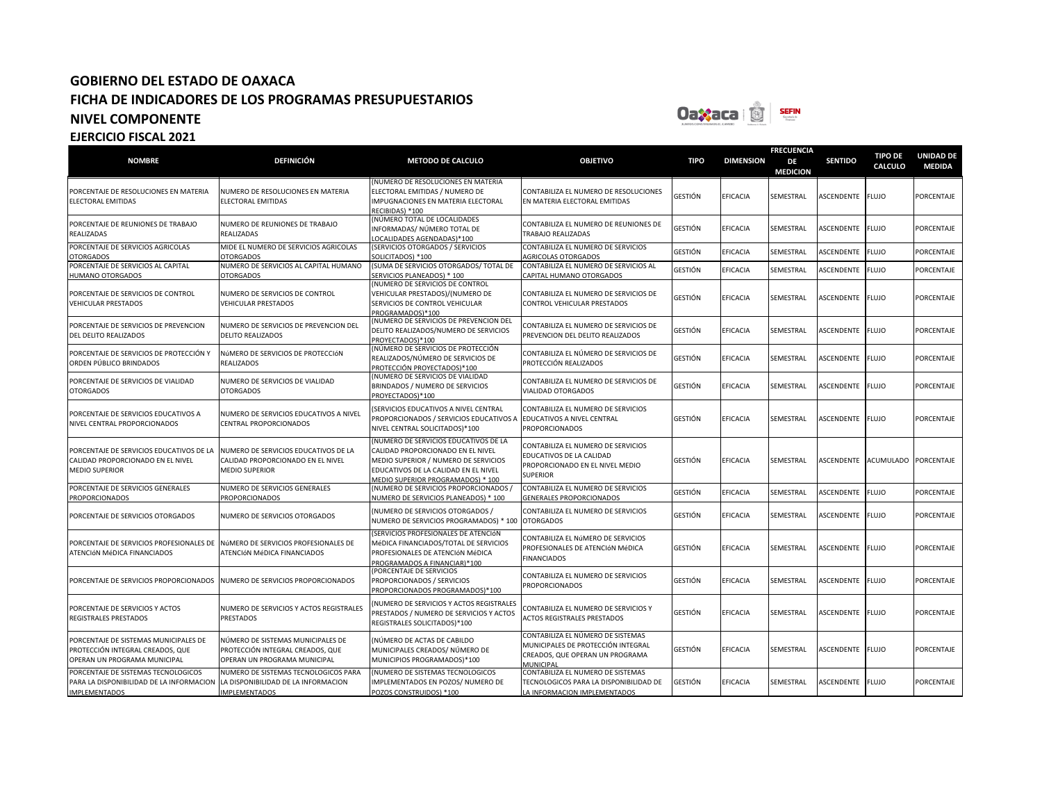# GOBIERNO DEL ESTADO DE OAXACA

## FICHA DE INDICADORES DE LOS PROGRAMAS PRESUPUESTARIOS

## NIVEL COMPONENTE

### EJERCICIO FISCAL 2021

| NOMBRE | DEFINICIÓN | METODO DE CALCULO | OBJETIVO | TIPO | DIMENSION | FRECUENCIA DE MEDICION | SENTIDO | TIPO DE CALCULO | UNIDAD DE MEDIDA |
|---|---|---|---|---|---|---|---|---|---|
| PORCENTAJE DE RESOLUCIONES EN MATERIA ELECTORAL EMITIDAS | NUMERO DE RESOLUCIONES EN MATERIA ELECTORAL EMITIDAS | (NUMERO DE RESOLUCIONES EN MATERIA ELECTORAL EMITIDAS / NUMERO DE IMPUGNACIONES EN MATERIA ELECTORAL RECIBIDAS) *100 | CONTABILIZA EL NUMERO DE RESOLUCIONES EN MATERIA ELECTORAL EMITIDAS | GESTIÓN | EFICACIA | SEMESTRAL | ASCENDENTE | FLUJO | PORCENTAJE |
| PORCENTAJE DE REUNIONES DE TRABAJO REALIZADAS | NUMERO DE REUNIONES DE TRABAJO REALIZADAS | (NÚMERO TOTAL DE LOCALIDADES INFORMADAS/ NÚMERO TOTAL DE LOCALIDADES AGENDADAS)*100 | CONTABILIZA EL NUMERO DE REUNIONES DE TRABAJO REALIZADAS | GESTIÓN | EFICACIA | SEMESTRAL | ASCENDENTE | FLUJO | PORCENTAJE |
| PORCENTAJE DE SERVICIOS AGRICOLAS OTORGADOS | MIDE EL NUMERO DE SERVICIOS AGRICOLAS OTORGADOS | (SERVICIOS OTORGADOS / SERVICIOS SOLICITADOS) *100 | CONTABILIZA EL NUMERO DE SERVICIOS AGRICOLAS OTORGADOS | GESTIÓN | EFICACIA | SEMESTRAL | ASCENDENTE | FLUJO | PORCENTAJE |
| PORCENTAJE DE SERVICIOS AL CAPITAL HUMANO OTORGADOS | NUMERO DE SERVICIOS AL CAPITAL HUMANO OTORGADOS | (SUMA DE SERVICIOS OTORGADOS/ TOTAL DE SERVICIOS PLANEADOS) * 100 | CONTABILIZA EL NUMERO DE SERVICIOS AL CAPITAL HUMANO OTORGADOS | GESTIÓN | EFICACIA | SEMESTRAL | ASCENDENTE | FLUJO | PORCENTAJE |
| PORCENTAJE DE SERVICIOS DE CONTROL VEHICULAR PRESTADOS | NUMERO DE SERVICIOS DE CONTROL VEHICULAR PRESTADOS | (NUMERO DE SERVICIOS DE CONTROL VEHICULAR PRESTADOS)/(NUMERO DE SERVICIOS DE CONTROL VEHICULAR PROGRAMADOS)*100 | CONTABILIZA EL NUMERO DE SERVICIOS DE CONTROL VEHICULAR PRESTADOS | GESTIÓN | EFICACIA | SEMESTRAL | ASCENDENTE | FLUJO | PORCENTAJE |
| PORCENTAJE DE SERVICIOS DE PREVENCION DEL DELITO REALIZADOS | NUMERO DE SERVICIOS DE PREVENCION DEL DELITO REALIZADOS | (NUMERO DE SERVICIOS DE PREVENCION DEL DELITO REALIZADOS/NUMERO DE SERVICIOS PROYECTADOS)*100 | CONTABILIZA EL NUMERO DE SERVICIOS DE PREVENCION DEL DELITO REALIZADOS | GESTIÓN | EFICACIA | SEMESTRAL | ASCENDENTE | FLUJO | PORCENTAJE |
| PORCENTAJE DE SERVICIOS DE PROTECCIÓN Y ORDEN PÚBLICO BRINDADOS | NúMERO DE SERVICIOS DE PROTECCIóN REALIZADOS | (NÚMERO DE SERVICIOS DE PROTECCIÓN REALIZADOS/NÚMERO DE SERVICIOS DE PROTECCIÓN PROYECTADOS)*100 | CONTABILIZA EL NÚMERO DE SERVICIOS DE PROTECCIÓN REALIZADOS | GESTIÓN | EFICACIA | SEMESTRAL | ASCENDENTE | FLUJO | PORCENTAJE |
| PORCENTAJE DE SERVICIOS DE VIALIDAD OTORGADOS | NUMERO DE SERVICIOS DE VIALIDAD OTORGADOS | (NUMERO DE SERVICIOS DE VIALIDAD BRINDADOS / NUMERO DE SERVICIOS PROYECTADOS)*100 | CONTABILIZA EL NUMERO DE SERVICIOS DE VIALIDAD OTORGADOS | GESTIÓN | EFICACIA | SEMESTRAL | ASCENDENTE | FLUJO | PORCENTAJE |
| PORCENTAJE DE SERVICIOS EDUCATIVOS A NIVEL CENTRAL PROPORCIONADOS | NUMERO DE SERVICIOS EDUCATIVOS A NIVEL CENTRAL PROPORCIONADOS | (SERVICIOS EDUCATIVOS A NIVEL CENTRAL PROPORCIONADOS / SERVICIOS EDUCATIVOS A NIVEL CENTRAL SOLICITADOS)*100 | CONTABILIZA EL NUMERO DE SERVICIOS EDUCATIVOS A NIVEL CENTRAL PROPORCIONADOS | GESTIÓN | EFICACIA | SEMESTRAL | ASCENDENTE | FLUJO | PORCENTAJE |
| PORCENTAJE DE SERVICIOS EDUCATIVOS DE LA CALIDAD PROPORCIONADO EN EL NIVEL MEDIO SUPERIOR | NUMERO DE SERVICIOS EDUCATIVOS DE LA CALIDAD PROPORCIONADO EN EL NIVEL MEDIO SUPERIOR | (NUMERO DE SERVICIOS EDUCATIVOS DE LA CALIDAD PROPORCIONADO EN EL NIVEL MEDIO SUPERIOR / NUMERO DE SERVICIOS EDUCATIVOS DE LA CALIDAD EN EL NIVEL MEDIO SUPERIOR PROGRAMADOS) * 100 | CONTABILIZA EL NUMERO DE SERVICIOS EDUCATIVOS DE LA CALIDAD PROPORCIONADO EN EL NIVEL MEDIO SUPERIOR | GESTIÓN | EFICACIA | SEMESTRAL | ASCENDENTE | ACUMULADO | PORCENTAJE |
| PORCENTAJE DE SERVICIOS GENERALES PROPORCIONADOS | NUMERO DE SERVICIOS GENERALES PROPORCIONADOS | (NUMERO DE SERVICIOS PROPORCIONADOS / NUMERO DE SERVICIOS PLANEADOS) * 100 | CONTABILIZA EL NUMERO DE SERVICIOS GENERALES PROPORCIONADOS | GESTIÓN | EFICACIA | SEMESTRAL | ASCENDENTE | FLUJO | PORCENTAJE |
| PORCENTAJE DE SERVICIOS OTORGADOS | NUMERO DE SERVICIOS OTORGADOS | (NUMERO DE SERVICIOS OTORGADOS / NUMERO DE SERVICIOS PROGRAMADOS) * 100 | CONTABILIZA EL NUMERO DE SERVICIOS OTORGADOS | GESTIÓN | EFICACIA | SEMESTRAL | ASCENDENTE | FLUJO | PORCENTAJE |
| PORCENTAJE DE SERVICIOS PROFESIONALES DE ATENCIóN MéDICA FINANCIADOS | NúMERO DE SERVICIOS PROFESIONALES DE ATENCIóN MéDICA FINANCIADOS | (SERVICIOS PROFESIONALES DE ATENCIóN MéDICA FINANCIADOS/TOTAL DE SERVICIOS PROFESIONALES DE ATENCIóN MéDICA PROGRAMADOS A FINANCIAR)*100 | CONTABILIZA EL NúMERO DE SERVICIOS PROFESIONALES DE ATENCIóN MéDICA FINANCIADOS | GESTIÓN | EFICACIA | SEMESTRAL | ASCENDENTE | FLUJO | PORCENTAJE |
| PORCENTAJE DE SERVICIOS PROPORCIONADOS | NUMERO DE SERVICIOS PROPORCIONADOS | (PORCENTAJE DE SERVICIOS PROPORCIONADOS / SERVICIOS PROPORCIONADOS PROGRAMADOS)*100 | CONTABILIZA EL NUMERO DE SERVICIOS PROPORCIONADOS | GESTIÓN | EFICACIA | SEMESTRAL | ASCENDENTE | FLUJO | PORCENTAJE |
| PORCENTAJE DE SERVICIOS Y ACTOS REGISTRALES PRESTADOS | NUMERO DE SERVICIOS Y ACTOS REGISTRALES PRESTADOS | (NUMERO DE SERVICIOS Y ACTOS REGISTRALES PRESTADOS / NUMERO DE SERVICIOS Y ACTOS REGISTRALES SOLICITADOS)*100 | CONTABILIZA EL NUMERO DE SERVICIOS Y ACTOS REGISTRALES PRESTADOS | GESTIÓN | EFICACIA | SEMESTRAL | ASCENDENTE | FLUJO | PORCENTAJE |
| PORCENTAJE DE SISTEMAS MUNICIPALES DE PROTECCIÓN INTEGRAL CREADOS, QUE OPERAN UN PROGRAMA MUNICIPAL | NÚMERO DE SISTEMAS MUNICIPALES DE PROTECCIÓN INTEGRAL CREADOS, QUE OPERAN UN PROGRAMA MUNICIPAL | (NÚMERO DE ACTAS DE CABILDO MUNICIPALES CREADOS/ NÚMERO DE MUNICIPIOS PROGRAMADOS)*100 | CONTABILIZA EL NÚMERO DE SISTEMAS MUNICIPALES DE PROTECCIÓN INTEGRAL CREADOS, QUE OPERAN UN PROGRAMA MUNICIPAL | GESTIÓN | EFICACIA | SEMESTRAL | ASCENDENTE | FLUJO | PORCENTAJE |
| PORCENTAJE DE SISTEMAS TECNOLOGICOS PARA LA DISPONIBILIDAD DE LA INFORMACION IMPLEMENTADOS | NUMERO DE SISTEMAS TECNOLOGICOS PARA LA DISPONIBILIDAD DE LA INFORMACION IMPLEMENTADOS | (NUMERO DE SISTEMAS TECNOLOGICOS IMPLEMENTADOS EN POZOS/ NUMERO DE POZOS CONSTRUIDOS) *100 | CONTABILIZA EL NUMERO DE SISTEMAS TECNOLOGICOS PARA LA DISPONIBILIDAD DE LA INFORMACION IMPLEMENTADOS | GESTIÓN | EFICACIA | SEMESTRAL | ASCENDENTE | FLUJO | PORCENTAJE |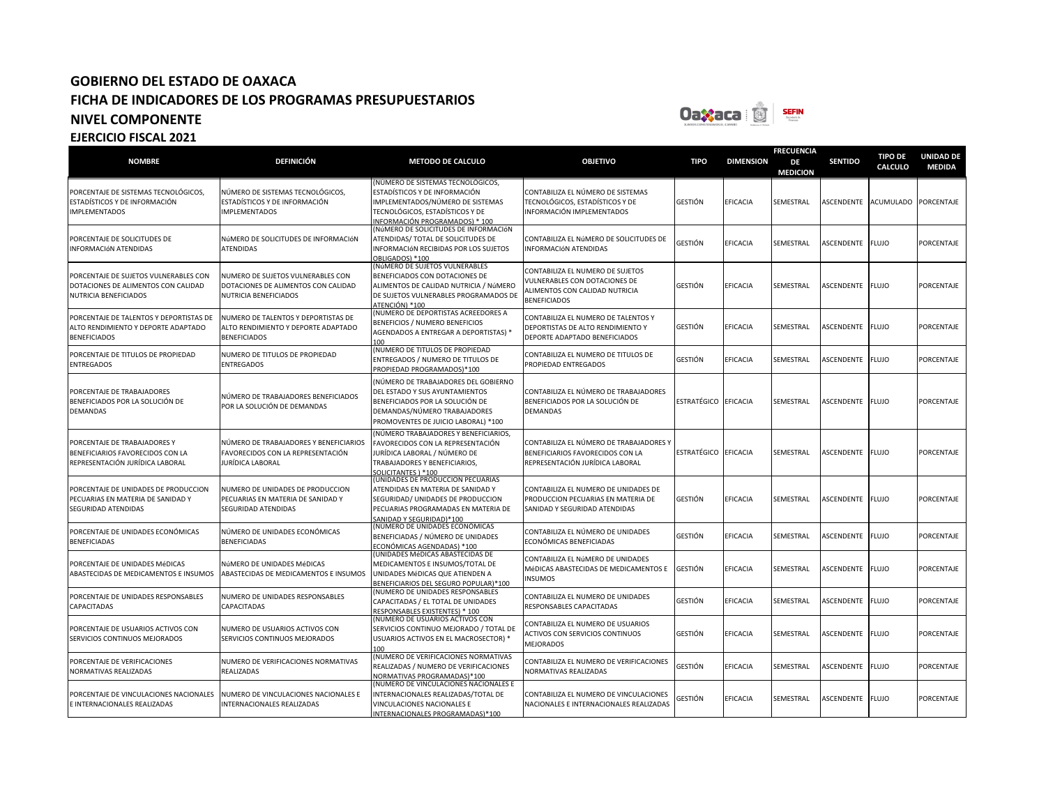# GOBIERNO DEL ESTADO DE OAXACA
## FICHA DE INDICADORES DE LOS PROGRAMAS PRESUPUESTARIOS
## NIVEL COMPONENTE
## EJERCICIO FISCAL 2021

| NOMBRE | DEFINICIÓN | METODO DE CALCULO | OBJETIVO | TIPO | DIMENSION | FRECUENCIA DE MEDICION | SENTIDO | TIPO DE CALCULO | UNIDAD DE MEDIDA |
|---|---|---|---|---|---|---|---|---|---|
| PORCENTAJE DE SISTEMAS TECNOLÓGICOS, ESTADÍSTICOS Y DE INFORMACIÓN IMPLEMENTADOS | NÚMERO DE SISTEMAS TECNOLÓGICOS, ESTADÍSTICOS Y DE INFORMACIÓN IMPLEMENTADOS | (NÚMERO DE SISTEMAS TECNOLÓGICOS, ESTADÍSTICOS Y DE INFORMACIÓN IMPLEMENTADOS/NÚMERO DE SISTEMAS TECNOLÓGICOS, ESTADÍSTICOS Y DE INFORMACIÓN PROGRAMADOS) * 100 | CONTABILIZA EL NÚMERO DE SISTEMAS TECNOLÓGICOS, ESTADÍSTICOS Y DE INFORMACIÓN IMPLEMENTADOS | GESTIÓN | EFICACIA | SEMESTRAL | ASCENDENTE | ACUMULADO | PORCENTAJE |
| PORCENTAJE DE SOLICITUDES DE INFORMACIóN ATENDIDAS | NúMERO DE SOLICITUDES DE INFORMACIóN ATENDIDAS | (NúMERO DE SOLICITUDES DE INFORMACIóN ATENDIDAS/ TOTAL DE SOLICITUDES DE INFORMACIóN RECIBIDAS POR LOS SUJETOS OBLIGADOS) *100 | CONTABILIZA EL NúMERO DE SOLICITUDES DE INFORMACIóN ATENDIDAS | GESTIÓN | EFICACIA | SEMESTRAL | ASCENDENTE | FLUJO | PORCENTAJE |
| PORCENTAJE DE SUJETOS VULNERABLES CON DOTACIONES DE ALIMENTOS CON CALIDAD NUTRICIA BENEFICIADOS | NUMERO DE SUJETOS VULNERABLES CON DOTACIONES DE ALIMENTOS CON CALIDAD NUTRICIA BENEFICIADOS | (NúMERO DE SUJETOS VULNERABLES BENEFICIADOS CON DOTACIONES DE ALIMENTOS DE CALIDAD NUTRICIA / NúMERO DE SUJETOS VULNERABLES PROGRAMADOS DE ATENCIÓN) *100 | CONTABILIZA EL NUMERO DE SUJETOS VULNERABLES CON DOTACIONES DE ALIMENTOS CON CALIDAD NUTRICIA BENEFICIADOS | GESTIÓN | EFICACIA | SEMESTRAL | ASCENDENTE | FLUJO | PORCENTAJE |
| PORCENTAJE DE TALENTOS Y DEPORTISTAS DE ALTO RENDIMIENTO Y DEPORTE ADAPTADO BENEFICIADOS | NUMERO DE TALENTOS Y DEPORTISTAS DE ALTO RENDIMIENTO Y DEPORTE ADAPTADO BENEFICIADOS | (NUMERO DE DEPORTISTAS ACREEDORES A BENEFICIOS / NUMERO BENEFICIOS AGENDADOS A ENTREGAR A DEPORTISTAS) * 100 | CONTABILIZA EL NUMERO DE TALENTOS Y DEPORTISTAS DE ALTO RENDIMIENTO Y DEPORTE ADAPTADO BENEFICIADOS | GESTIÓN | EFICACIA | SEMESTRAL | ASCENDENTE | FLUJO | PORCENTAJE |
| PORCENTAJE DE TITULOS DE PROPIEDAD ENTREGADOS | NUMERO DE TITULOS DE PROPIEDAD ENTREGADOS | (NUMERO DE TITULOS DE PROPIEDAD ENTREGADOS / NUMERO DE TITULOS DE PROPIEDAD PROGRAMADOS)*100 | CONTABILIZA EL NUMERO DE TITULOS DE PROPIEDAD ENTREGADOS | GESTIÓN | EFICACIA | SEMESTRAL | ASCENDENTE | FLUJO | PORCENTAJE |
| PORCENTAJE DE TRABAJADORES BENEFICIADOS POR LA SOLUCIÓN DE DEMANDAS | NÚMERO DE TRABAJADORES BENEFICIADOS POR LA SOLUCIÓN DE DEMANDAS | (NÚMERO DE TRABAJADORES DEL GOBIERNO DEL ESTADO Y SUS AYUNTAMIENTOS BENEFICIADOS POR LA SOLUCIÓN DE DEMANDAS/NÚMERO TRABAJADORES PROMOVENTES DE JUICIO LABORAL) *100 | CONTABILIZA EL NÚMERO DE TRABAJADORES BENEFICIADOS POR LA SOLUCIÓN DE DEMANDAS | ESTRATÉGICO | EFICACIA | SEMESTRAL | ASCENDENTE | FLUJO | PORCENTAJE |
| PORCENTAJE DE TRABAJADORES Y BENEFICIARIOS FAVORECIDOS CON LA REPRESENTACIÓN JURÍDICA LABORAL | NÚMERO DE TRABAJADORES Y BENEFICIARIOS FAVORECIDOS CON LA REPRESENTACIÓN JURÍDICA LABORAL | (NÚMERO TRABAJADORES Y BENEFICIARIOS, FAVORECIDOS CON LA REPRESENTACIÓN JURÍDICA LABORAL / NÚMERO DE TRABAJADORES Y BENEFICIARIOS, SOLICITANTES ) *100 | CONTABILIZA EL NÚMERO DE TRABAJADORES Y BENEFICIARIOS FAVORECIDOS CON LA REPRESENTACIÓN JURÍDICA LABORAL | ESTRATÉGICO | EFICACIA | SEMESTRAL | ASCENDENTE | FLUJO | PORCENTAJE |
| PORCENTAJE DE UNIDADES DE PRODUCCION PECUARIAS EN MATERIA DE SANIDAD Y SEGURIDAD ATENDIDAS | NUMERO DE UNIDADES DE PRODUCCION PECUARIAS EN MATERIA DE SANIDAD Y SEGURIDAD ATENDIDAS | (UNIDADES DE PRODUCCION PECUARIAS ATENDIDAS EN MATERIA DE SANIDAD Y SEGURIDAD/ UNIDADES DE PRODUCCION PECUARIAS PROGRAMADAS EN MATERIA DE SANIDAD Y SEGURIDAD)*100 | CONTABILIZA EL NUMERO DE UNIDADES DE PRODUCCION PECUARIAS EN MATERIA DE SANIDAD Y SEGURIDAD ATENDIDAS | GESTIÓN | EFICACIA | SEMESTRAL | ASCENDENTE | FLUJO | PORCENTAJE |
| PORCENTAJE DE UNIDADES ECONÓMICAS BENEFICIADAS | NÚMERO DE UNIDADES ECONÓMICAS BENEFICIADAS | (NÚMERO DE UNIDADES ECONÓMICAS BENEFICIADAS / NÚMERO DE UNIDADES ECONÓMICAS AGENDADAS) *100 | CONTABILIZA EL NÚMERO DE UNIDADES ECONÓMICAS BENEFICIADAS | GESTIÓN | EFICACIA | SEMESTRAL | ASCENDENTE | FLUJO | PORCENTAJE |
| PORCENTAJE DE UNIDADES MéDICAS ABASTECIDAS DE MEDICAMENTOS E INSUMOS | NúMERO DE UNIDADES MéDICAS ABASTECIDAS DE MEDICAMENTOS E INSUMOS | (UNIDADES MéDICAS ABASTECIDAS DE MEDICAMENTOS E INSUMOS/TOTAL DE UNIDADES MéDICAS QUE ATIENDEN A BENEFICIARIOS DEL SEGURO POPULAR)*100 | CONTABILIZA EL NúMERO DE UNIDADES MéDICAS ABASTECIDAS DE MEDICAMENTOS E INSUMOS | GESTIÓN | EFICACIA | SEMESTRAL | ASCENDENTE | FLUJO | PORCENTAJE |
| PORCENTAJE DE UNIDADES RESPONSABLES CAPACITADAS | NUMERO DE UNIDADES RESPONSABLES CAPACITADAS | (NUMERO DE UNIDADES RESPONSABLES CAPACITADAS / EL TOTAL DE UNIDADES RESPONSABLES EXISTENTES) * 100 | CONTABILIZA EL NUMERO DE UNIDADES RESPONSABLES CAPACITADAS | GESTIÓN | EFICACIA | SEMESTRAL | ASCENDENTE | FLUJO | PORCENTAJE |
| PORCENTAJE DE USUARIOS ACTIVOS CON SERVICIOS CONTINUOS MEJORADOS | NUMERO DE USUARIOS ACTIVOS CON SERVICIOS CONTINUOS MEJORADOS | (NUMERO DE USUARIOS ACTIVOS CON SERVICIOS CONTINUO MEJORADO / TOTAL DE USUARIOS ACTIVOS EN EL MACROSECTOR) * 100 | CONTABILIZA EL NUMERO DE USUARIOS ACTIVOS CON SERVICIOS CONTINUOS MEJORADOS | GESTIÓN | EFICACIA | SEMESTRAL | ASCENDENTE | FLUJO | PORCENTAJE |
| PORCENTAJE DE VERIFICACIONES NORMATIVAS REALIZADAS | NUMERO DE VERIFICACIONES NORMATIVAS REALIZADAS | (NUMERO DE VERIFICACIONES NORMATIVAS REALIZADAS / NUMERO DE VERIFICACIONES NORMATIVAS PROGRAMADAS)*100 | CONTABILIZA EL NUMERO DE VERIFICACIONES NORMATIVAS REALIZADAS | GESTIÓN | EFICACIA | SEMESTRAL | ASCENDENTE | FLUJO | PORCENTAJE |
| PORCENTAJE DE VINCULACIONES NACIONALES E INTERNACIONALES REALIZADAS | NUMERO DE VINCULACIONES NACIONALES E INTERNACIONALES REALIZADAS | (NUMERO DE VINCULACIONES NACIONALES E INTERNACIONALES REALIZADAS/TOTAL DE VINCULACIONES NACIONALES E INTERNACIONALES PROGRAMADAS)*100 | CONTABILIZA EL NUMERO DE VINCULACIONES NACIONALES E INTERNACIONALES REALIZADAS | GESTIÓN | EFICACIA | SEMESTRAL | ASCENDENTE | FLUJO | PORCENTAJE |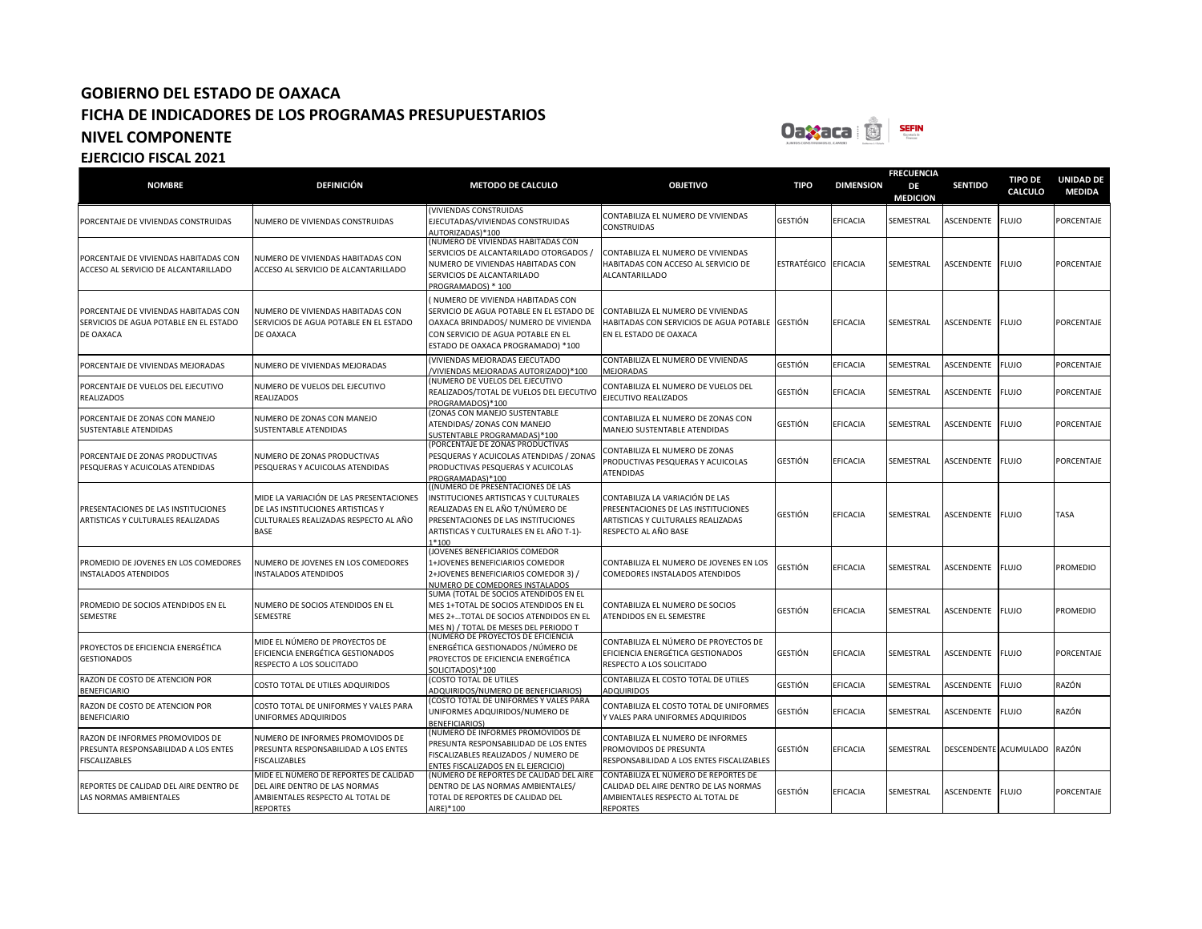# GOBIERNO DEL ESTADO DE OAXACA
## FICHA DE INDICADORES DE LOS PROGRAMAS PRESUPUESTARIOS
## NIVEL COMPONENTE
### EJERCICIO FISCAL 2021

| NOMBRE | DEFINICIÓN | METODO DE CALCULO | OBJETIVO | TIPO | DIMENSION | FRECUENCIA DE MEDICION | SENTIDO | TIPO DE CALCULO | UNIDAD DE MEDIDA |
|---|---|---|---|---|---|---|---|---|---|
| PORCENTAJE DE VIVIENDAS CONSTRUIDAS | NUMERO DE VIVIENDAS CONSTRUIDAS | (VIVIENDAS CONSTRUIDAS EJECUTADAS/VIVIENDAS CONSTRUIDAS AUTORIZADAS)*100 | CONTABILIZA EL NUMERO DE VIVIENDAS CONSTRUIDAS | GESTIÓN | EFICACIA | SEMESTRAL | ASCENDENTE | FLUJO | PORCENTAJE |
| PORCENTAJE DE VIVIENDAS HABITADAS CON ACCESO AL SERVICIO DE ALCANTARILLADO | NUMERO DE VIVIENDAS HABITADAS CON ACCESO AL SERVICIO DE ALCANTARILLADO | (NUMERO DE VIVIENDAS HABITADAS CON SERVICIOS DE ALCANTARILADO OTORGADOS / NUMERO DE VIVIENDAS HABITADAS CON SERVICIOS DE ALCANTARILADO PROGRAMADOS) * 100 | CONTABILIZA EL NUMERO DE VIVIENDAS HABITADAS CON ACCESO AL SERVICIO DE ALCANTARILLADO | ESTRATÉGICO | EFICACIA | SEMESTRAL | ASCENDENTE | FLUJO | PORCENTAJE |
| PORCENTAJE DE VIVIENDAS HABITADAS CON SERVICIOS DE AGUA POTABLE EN EL ESTADO DE OAXACA | NUMERO DE VIVIENDAS HABITADAS CON SERVICIOS DE AGUA POTABLE EN EL ESTADO DE OAXACA | ( NUMERO DE VIVIENDA HABITADAS CON SERVICIO DE AGUA POTABLE EN EL ESTADO DE OAXACA BRINDADOS/ NUMERO DE VIVIENDA CON SERVICIO DE AGUA POTABLE EN EL ESTADO DE OAXACA PROGRAMADO) *100 | CONTABILIZA EL NUMERO DE VIVIENDAS HABITADAS CON SERVICIOS DE AGUA POTABLE EN EL ESTADO DE OAXACA | GESTIÓN | EFICACIA | SEMESTRAL | ASCENDENTE | FLUJO | PORCENTAJE |
| PORCENTAJE DE VIVIENDAS MEJORADAS | NUMERO DE VIVIENDAS MEJORADAS | (VIVIENDAS MEJORADAS EJECUTADO /VIVIENDAS MEJORADAS AUTORIZADO)*100 | CONTABILIZA EL NUMERO DE VIVIENDAS MEJORADAS | GESTIÓN | EFICACIA | SEMESTRAL | ASCENDENTE | FLUJO | PORCENTAJE |
| PORCENTAJE DE VUELOS DEL EJECUTIVO REALIZADOS | NUMERO DE VUELOS DEL EJECUTIVO REALIZADOS | (NUMERO DE VUELOS DEL EJECUTIVO REALIZADOS/TOTAL DE VUELOS DEL EJECUTIVO PROGRAMADOS)*100 | CONTABILIZA EL NUMERO DE VUELOS DEL EJECUTIVO REALIZADOS | GESTIÓN | EFICACIA | SEMESTRAL | ASCENDENTE | FLUJO | PORCENTAJE |
| PORCENTAJE DE ZONAS CON MANEJO SUSTENTABLE ATENDIDAS | NUMERO DE ZONAS CON MANEJO SUSTENTABLE ATENDIDAS | (ZONAS CON MANEJO SUSTENTABLE ATENDIDAS/ ZONAS CON MANEJO SUSTENTABLE PROGRAMADAS)*100 | CONTABILIZA EL NUMERO DE ZONAS CON MANEJO SUSTENTABLE ATENDIDAS | GESTIÓN | EFICACIA | SEMESTRAL | ASCENDENTE | FLUJO | PORCENTAJE |
| PORCENTAJE DE ZONAS PRODUCTIVAS PESQUERAS Y ACUICOLAS ATENDIDAS | NUMERO DE ZONAS PRODUCTIVAS PESQUERAS Y ACUICOLAS ATENDIDAS | (PORCENTAJE DE ZONAS PRODUCTIVAS PESQUERAS Y ACUICOLAS ATENDIDAS / ZONAS PRODUCTIVAS PESQUERAS Y ACUICOLAS PROGRAMADAS)*100 | CONTABILIZA EL NUMERO DE ZONAS PRODUCTIVAS PESQUERAS Y ACUICOLAS ATENDIDAS | GESTIÓN | EFICACIA | SEMESTRAL | ASCENDENTE | FLUJO | PORCENTAJE |
| PRESENTACIONES DE LAS INSTITUCIONES ARTISTICAS Y CULTURALES REALIZADAS | MIDE LA VARIACIÓN DE LAS PRESENTACIONES DE LAS INSTITUCIONES ARTISTICAS Y CULTURALES REALIZADAS RESPECTO AL AÑO BASE | ((NUMERO DE PRESENTACIONES DE LAS INSTITUCIONES ARTISTICAS Y CULTURALES REALIZADAS EN EL AÑO T/NÚMERO DE PRESENTACIONES DE LAS INSTITUCIONES ARTISTICAS Y CULTURALES EN EL AÑO T-1)-1*100 | CONTABILIZA LA VARIACIÓN DE LAS PRESENTACIONES DE LAS INSTITUCIONES ARTISTICAS Y CULTURALES REALIZADAS RESPECTO AL AÑO BASE | GESTIÓN | EFICACIA | SEMESTRAL | ASCENDENTE | FLUJO | TASA |
| PROMEDIO DE JOVENES EN LOS COMEDORES INSTALADOS ATENDIDOS | NUMERO DE JOVENES EN LOS COMEDORES INSTALADOS ATENDIDOS | (JOVENES BENEFICIARIOS COMEDOR 1+JOVENES BENEFICIARIOS COMEDOR 2+JOVENES BENEFICIARIOS COMEDOR 3) / NUMERO DE COMEDORES INSTALADOS | CONTABILIZA EL NUMERO DE JOVENES EN LOS COMEDORES INSTALADOS ATENDIDOS | GESTIÓN | EFICACIA | SEMESTRAL | ASCENDENTE | FLUJO | PROMEDIO |
| PROMEDIO DE SOCIOS ATENDIDOS EN EL SEMESTRE | NUMERO DE SOCIOS ATENDIDOS EN EL SEMESTRE | SUMA (TOTAL DE SOCIOS ATENDIDOS EN EL MES 1+TOTAL DE SOCIOS ATENDIDOS EN EL MES 2+...TOTAL DE SOCIOS ATENDIDOS EN EL MES N) / TOTAL DE MESES DEL PERIODO T | CONTABILIZA EL NUMERO DE SOCIOS ATENDIDOS EN EL SEMESTRE | GESTIÓN | EFICACIA | SEMESTRAL | ASCENDENTE | FLUJO | PROMEDIO |
| PROYECTOS DE EFICIENCIA ENERGÉTICA GESTIONADOS | MIDE EL NÚMERO DE PROYECTOS DE EFICIENCIA ENERGÉTICA GESTIONADOS RESPECTO A LOS SOLICITADO | (NÚMERO DE PROYECTOS DE EFICIENCIA ENERGÉTICA GESTIONADOS /NÚMERO DE PROYECTOS DE EFICIENCIA ENERGÉTICA SOLICITADOS)*100 | CONTABILIZA EL NÚMERO DE PROYECTOS DE EFICIENCIA ENERGÉTICA GESTIONADOS RESPECTO A LOS SOLICITADO | GESTIÓN | EFICACIA | SEMESTRAL | ASCENDENTE | FLUJO | PORCENTAJE |
| RAZON DE COSTO DE ATENCION POR BENEFICIARIO | COSTO TOTAL DE UTILES ADQUIRIDOS | (COSTO TOTAL DE UTILES ADQUIRIDOS/NUMERO DE BENEFICIARIOS) | CONTABILIZA EL COSTO TOTAL DE UTILES ADQUIRIDOS | GESTIÓN | EFICACIA | SEMESTRAL | ASCENDENTE | FLUJO | RAZÓN |
| RAZON DE COSTO DE ATENCION POR BENEFICIARIO | COSTO TOTAL DE UNIFORMES Y VALES PARA UNIFORMES ADQUIRIDOS | (COSTO TOTAL DE UNIFORMES Y VALES PARA UNIFORMES ADQUIRIDOS/NUMERO DE BENEFICIARIOS) | CONTABILIZA EL COSTO TOTAL DE UNIFORMES Y VALES PARA UNIFORMES ADQUIRIDOS | GESTIÓN | EFICACIA | SEMESTRAL | ASCENDENTE | FLUJO | RAZÓN |
| RAZON DE INFORMES PROMOVIDOS DE PRESUNTA RESPONSABILIDAD A LOS ENTES FISCALIZABLES | NUMERO DE INFORMES PROMOVIDOS DE PRESUNTA RESPONSABILIDAD A LOS ENTES FISCALIZABLES | (NUMERO DE INFORMES PROMOVIDOS DE PRESUNTA RESPONSABILIDAD DE LOS ENTES FISCALIZABLES REALIZADOS / NUMERO DE ENTES FISCALIZADOS EN EL EJERCICIO) | CONTABILIZA EL NUMERO DE INFORMES PROMOVIDOS DE PRESUNTA RESPONSABILIDAD A LOS ENTES FISCALIZABLES | GESTIÓN | EFICACIA | SEMESTRAL | DESCENDENTE | ACUMULADO | RAZÓN |
| REPORTES DE CALIDAD DEL AIRE DENTRO DE LAS NORMAS AMBIENTALES | MIDE EL NUMERO DE REPORTES DE CALIDAD DEL AIRE DENTRO DE LAS NORMAS AMBIENTALES RESPECTO AL TOTAL DE REPORTES | (NUMERO DE REPORTES DE CALIDAD DEL AIRE DENTRO DE LAS NORMAS AMBIENTALES/ TOTAL DE REPORTES DE CALIDAD DEL AIRE)*100 | CONTABILIZA EL NUMERO DE REPORTES DE CALIDAD DEL AIRE DENTRO DE LAS NORMAS AMBIENTALES RESPECTO AL TOTAL DE REPORTES | GESTIÓN | EFICACIA | SEMESTRAL | ASCENDENTE | FLUJO | PORCENTAJE |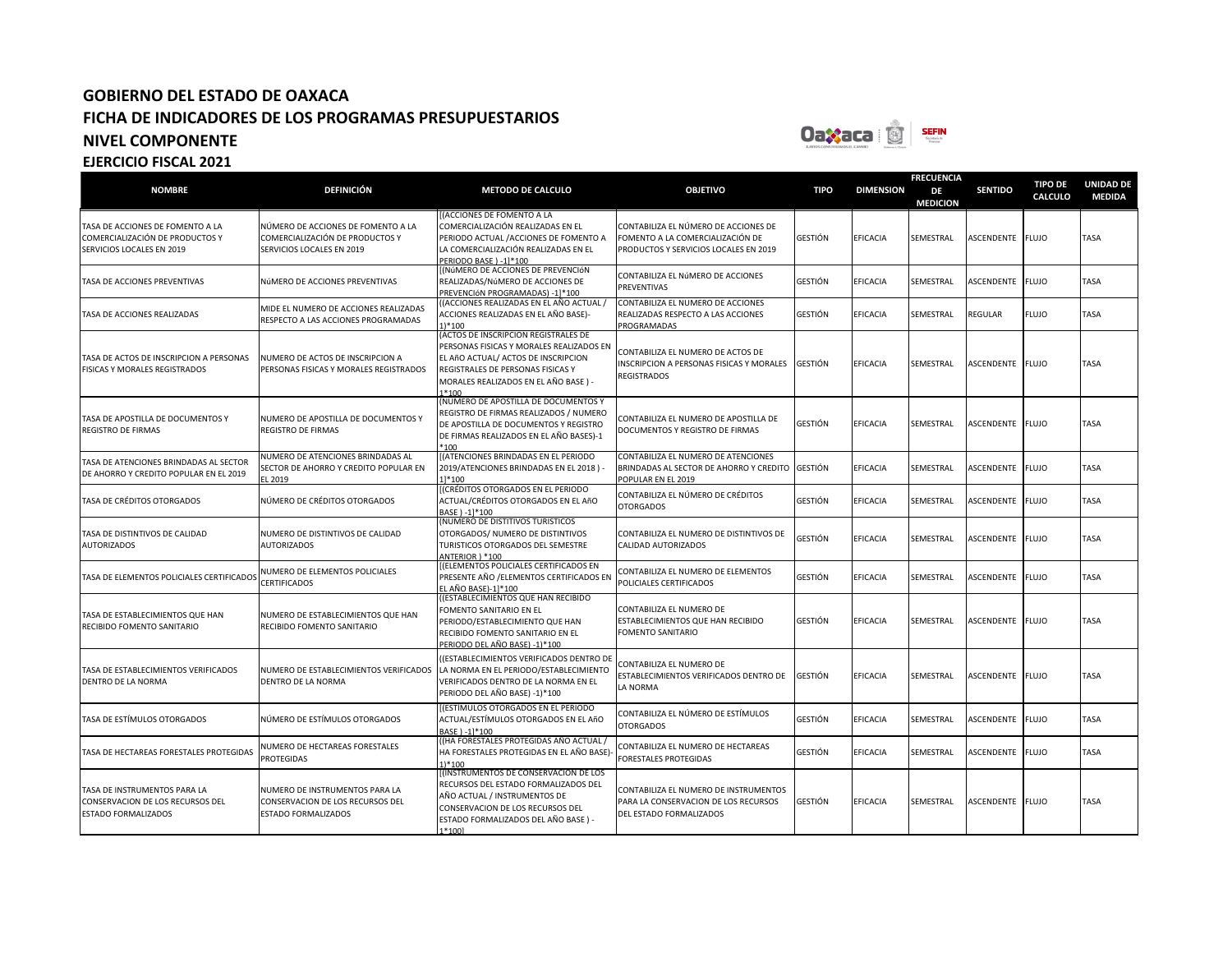# GOBIERNO DEL ESTADO DE OAXACA
## FICHA DE INDICADORES DE LOS PROGRAMAS PRESUPUESTARIOS
## NIVEL COMPONENTE
### EJERCICIO FISCAL 2021

| NOMBRE | DEFINICIÓN | METODO DE CALCULO | OBJETIVO | TIPO | DIMENSION | FRECUENCIA DE MEDICION | SENTIDO | TIPO DE CALCULO | UNIDAD DE MEDIDA |
|---|---|---|---|---|---|---|---|---|---|
| TASA DE ACCIONES DE FOMENTO A LA COMERCIALIZACIÓN DE PRODUCTOS Y SERVICIOS LOCALES EN 2019 | NÚMERO DE ACCIONES DE FOMENTO A LA COMERCIALIZACIÓN DE PRODUCTOS Y SERVICIOS LOCALES EN 2019 | [(ACCIONES DE FOMENTO A LA COMERCIALIZACIÓN REALIZADAS EN EL PERIODO ACTUAL /ACCIONES DE FOMENTO A LA COMERCIALIZACIÓN REALIZADAS EN EL PERIODO BASE ) -1]*100 | CONTABILIZA EL NÚMERO DE ACCIONES DE FOMENTO A LA COMERCIALIZACIÓN DE PRODUCTOS Y SERVICIOS LOCALES EN 2019 | GESTIÓN | EFICACIA | SEMESTRAL | ASCENDENTE | FLUJO | TASA |
| TASA DE ACCIONES PREVENTIVAS | NúMERO DE ACCIONES PREVENTIVAS | [(NúMERO DE ACCIONES DE PREVENCIóN REALIZADAS/NúMERO DE ACCIONES DE PREVENCIóN PROGRAMADAS) -1]*100 | CONTABILIZA EL NúMERO DE ACCIONES PREVENTIVAS | GESTIÓN | EFICACIA | SEMESTRAL | ASCENDENTE | FLUJO | TASA |
| TASA DE ACCIONES REALIZADAS | MIDE EL NUMERO DE ACCIONES REALIZADAS RESPECTO A LAS ACCIONES PROGRAMADAS | ((ACCIONES REALIZADAS EN EL AÑO ACTUAL / ACCIONES REALIZADAS EN EL AÑO BASE)-1)*100 | CONTABILIZA EL NUMERO DE ACCIONES REALIZADAS RESPECTO A LAS ACCIONES PROGRAMADAS | GESTIÓN | EFICACIA | SEMESTRAL | REGULAR | FLUJO | TASA |
| TASA DE ACTOS DE INSCRIPCION A PERSONAS FISICAS Y MORALES REGISTRADOS | NUMERO DE ACTOS DE INSCRIPCION A PERSONAS FISICAS Y MORALES REGISTRADOS | (ACTOS DE INSCRIPCION REGISTRALES DE PERSONAS FISICAS Y MORALES REALIZADOS EN EL AñO ACTUAL/ ACTOS DE INSCRIPCION REGISTRALES DE PERSONAS FISICAS Y MORALES REALIZADOS EN EL AÑO BASE ) -1*100 | CONTABILIZA EL NUMERO DE ACTOS DE INSCRIPCION A PERSONAS FISICAS Y MORALES REGISTRADOS | GESTIÓN | EFICACIA | SEMESTRAL | ASCENDENTE | FLUJO | TASA |
| TASA DE APOSTILLA DE DOCUMENTOS Y REGISTRO DE FIRMAS | NUMERO DE APOSTILLA DE DOCUMENTOS Y REGISTRO DE FIRMAS | (NUMERO DE APOSTILLA DE DOCUMENTOS Y REGISTRO DE FIRMAS REALIZADOS / NUMERO DE APOSTILLA DE DOCUMENTOS Y REGISTRO DE FIRMAS REALIZADOS EN EL AÑO BASES)-1 *100 | CONTABILIZA EL NUMERO DE APOSTILLA DE DOCUMENTOS Y REGISTRO DE FIRMAS | GESTIÓN | EFICACIA | SEMESTRAL | ASCENDENTE | FLUJO | TASA |
| TASA DE ATENCIONES BRINDADAS AL SECTOR DE AHORRO Y CREDITO POPULAR EN EL 2019 | NUMERO DE ATENCIONES BRINDADAS AL SECTOR DE AHORRO Y CREDITO POPULAR EN EL 2019 | [(ATENCIONES BRINDADAS EN EL PERIODO 2019/ATENCIONES BRINDADAS EN EL 2018 ) -1]*100 | CONTABILIZA EL NUMERO DE ATENCIONES BRINDADAS AL SECTOR DE AHORRO Y CREDITO POPULAR EN EL 2019 | GESTIÓN | EFICACIA | SEMESTRAL | ASCENDENTE | FLUJO | TASA |
| TASA DE CRÉDITOS OTORGADOS | NÚMERO DE CRÉDITOS OTORGADOS | [(CRÉDITOS OTORGADOS EN EL PERIODO ACTUAL/CRÉDITOS OTORGADOS EN EL AñO BASE ) -1]*100 | CONTABILIZA EL NÚMERO DE CRÉDITOS OTORGADOS | GESTIÓN | EFICACIA | SEMESTRAL | ASCENDENTE | FLUJO | TASA |
| TASA DE DISTINTIVOS DE CALIDAD AUTORIZADOS | NUMERO DE DISTINTIVOS DE CALIDAD AUTORIZADOS | (NUMERO DE DISTITIVOS TURISTICOS OTORGADOS/ NUMERO DE DISTINTIVOS TURISTICOS OTORGADOS DEL SEMESTRE ANTERIOR ) *100 | CONTABILIZA EL NUMERO DE DISTINTIVOS DE CALIDAD AUTORIZADOS | GESTIÓN | EFICACIA | SEMESTRAL | ASCENDENTE | FLUJO | TASA |
| TASA DE ELEMENTOS POLICIALES CERTIFICADOS | NUMERO DE ELEMENTOS POLICIALES CERTIFICADOS | [(ELEMENTOS POLICIALES CERTIFICADOS EN PRESENTE AÑO /ELEMENTOS CERTIFICADOS EN EL AÑO BASE)-1]*100 | CONTABILIZA EL NUMERO DE ELEMENTOS POLICIALES CERTIFICADOS | GESTIÓN | EFICACIA | SEMESTRAL | ASCENDENTE | FLUJO | TASA |
| TASA DE ESTABLECIMIENTOS QUE HAN RECIBIDO FOMENTO SANITARIO | NUMERO DE ESTABLECIMIENTOS QUE HAN RECIBIDO FOMENTO SANITARIO | ((ESTABLECIMIENTOS QUE HAN RECIBIDO FOMENTO SANITARIO EN EL PERIODO/ESTABLECIMIENTO QUE HAN RECIBIDO FOMENTO SANITARIO EN EL PERIODO DEL AÑO BASE) -1)*100 | CONTABILIZA EL NUMERO DE ESTABLECIMIENTOS QUE HAN RECIBIDO FOMENTO SANITARIO | GESTIÓN | EFICACIA | SEMESTRAL | ASCENDENTE | FLUJO | TASA |
| TASA DE ESTABLECIMIENTOS VERIFICADOS DENTRO DE LA NORMA | NUMERO DE ESTABLECIMIENTOS VERIFICADOS DENTRO DE LA NORMA | ((ESTABLECIMIENTOS VERIFICADOS DENTRO DE LA NORMA EN EL PERIODO/ESTABLECIMIENTO VERIFICADOS DENTRO DE LA NORMA EN EL PERIODO DEL AÑO BASE) -1)*100 | CONTABILIZA EL NUMERO DE ESTABLECIMIENTOS VERIFICADOS DENTRO DE LA NORMA | GESTIÓN | EFICACIA | SEMESTRAL | ASCENDENTE | FLUJO | TASA |
| TASA DE ESTÍMULOS OTORGADOS | NÚMERO DE ESTÍMULOS OTORGADOS | [(ESTÍMULOS OTORGADOS EN EL PERIODO ACTUAL/ESTÍMULOS OTORGADOS EN EL AñO BASE ) -1]*100 | CONTABILIZA EL NÚMERO DE ESTÍMULOS OTORGADOS | GESTIÓN | EFICACIA | SEMESTRAL | ASCENDENTE | FLUJO | TASA |
| TASA DE HECTAREAS FORESTALES PROTEGIDAS | NUMERO DE HECTAREAS FORESTALES PROTEGIDAS | ((HA FORESTALES PROTEGIDAS AÑO ACTUAL / HA FORESTALES PROTEGIDAS EN EL AÑO BASE)-1)*100 | CONTABILIZA EL NUMERO DE HECTAREAS FORESTALES PROTEGIDAS | GESTIÓN | EFICACIA | SEMESTRAL | ASCENDENTE | FLUJO | TASA |
| TASA DE INSTRUMENTOS PARA LA CONSERVACION DE LOS RECURSOS DEL ESTADO FORMALIZADOS | NUMERO DE INSTRUMENTOS PARA LA CONSERVACION DE LOS RECURSOS DEL ESTADO FORMALIZADOS | [(INSTRUMENTOS DE CONSERVACION DE LOS RECURSOS DEL ESTADO FORMALIZADOS DEL AÑO ACTUAL / INSTRUMENTOS DE CONSERVACION DE LOS RECURSOS DEL ESTADO FORMALIZADOS DEL AÑO BASE ) -1*100] | CONTABILIZA EL NUMERO DE INSTRUMENTOS PARA LA CONSERVACION DE LOS RECURSOS DEL ESTADO FORMALIZADOS | GESTIÓN | EFICACIA | SEMESTRAL | ASCENDENTE | FLUJO | TASA |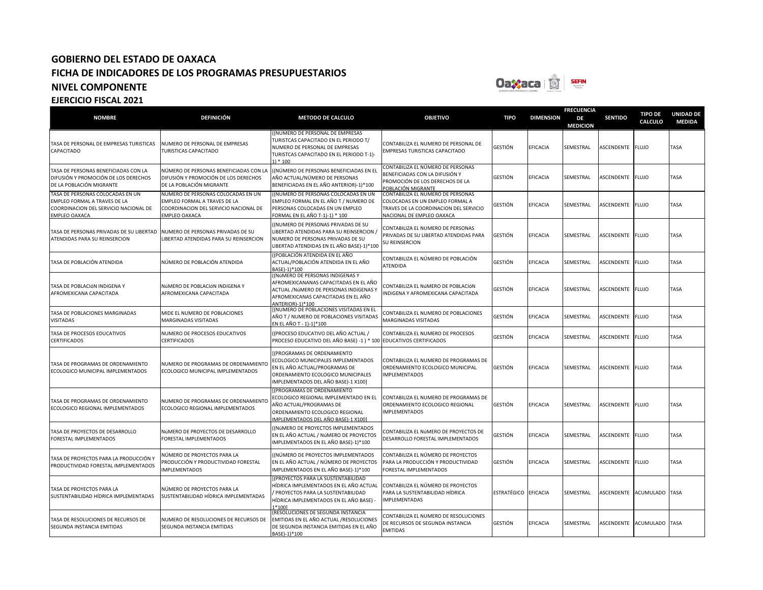# GOBIERNO DEL ESTADO DE OAXACA
## FICHA DE INDICADORES DE LOS PROGRAMAS PRESUPUESTARIOS
## NIVEL COMPONENTE
### EJERCICIO FISCAL 2021

| NOMBRE | DEFINICIÓN | METODO DE CALCULO | OBJETIVO | TIPO | DIMENSION | FRECUENCIA DE MEDICION | SENTIDO | TIPO DE CALCULO | UNIDAD DE MEDIDA |
|---|---|---|---|---|---|---|---|---|---|
| TASA DE PERSONAL DE EMPRESAS TURISTICAS CAPACITADO | NUMERO DE PERSONAL DE EMPRESAS TURISTICAS CAPACITADO | ((NUMERO DE PERSONAL DE EMPRESAS TURISTCAS CAPACITADO EN EL PERIODO T/ NUMERO DE PERSONAL DE EMPRESAS TURISTCAS CAPACITADO EN EL PERIODO T-1)-1) * 100 | CONTABILIZA EL NUMERO DE PERSONAL DE EMPRESAS TURISTICAS CAPACITADO | GESTIÓN | EFICACIA | SEMESTRAL | ASCENDENTE | FLUJO | TASA |
| TASA DE PERSONAS BENEFICIADAS CON LA DIFUSIÓN Y PROMOCIÓN DE LOS DERECHOS DE LA POBLACIÓN MIGRANTE | NÚMERO DE PERSONAS BENEFICIADAS CON LA DIFUSIÓN Y PROMOCIÓN DE LOS DERECHOS DE LA POBLACIÓN MIGRANTE | ((NÚMERO DE PERSONAS BENEFICIADAS EN EL AÑO ACTUAL/NÚMERO DE PERSONAS BENEFICIADAS EN EL AÑO ANTERIOR)-1)*100 | CONTABILIZA EL NÚMERO DE PERSONAS BENEFICIADAS CON LA DIFUSIÓN Y PROMOCIÓN DE LOS DERECHOS DE LA POBLACIÓN MIGRANTE | GESTIÓN | EFICACIA | SEMESTRAL | ASCENDENTE | FLUJO | TASA |
| TASA DE PERSONAS COLOCADAS EN UN EMPLEO FORMAL A TRAVES DE LA COORDINACION DEL SERVICIO NACIONAL DE EMPLEO OAXACA | NUMERO DE PERSONAS COLOCADAS EN UN EMPLEO FORMAL A TRAVES DE LA COORDINACION DEL SERVICIO NACIONAL DE EMPLEO OAXACA | ((NUMERO DE PERSONAS COLOCADAS EN UN EMPLEO FORMAL EN EL AÑO T / NUMERO DE PERSONAS COLOCADAS EN UN EMPLEO FORMAL EN EL AÑO T-1)-1) * 100 | CONTABILIZA EL NUMERO DE PERSONAS COLOCADAS EN UN EMPLEO FORMAL A TRAVES DE LA COORDINACION DEL SERVICIO NACIONAL DE EMPLEO OAXACA | GESTIÓN | EFICACIA | SEMESTRAL | ASCENDENTE | FLUJO | TASA |
| TASA DE PERSONAS PRIVADAS DE SU LIBERTAD ATENDIDAS PARA SU REINSERCION | NUMERO DE PERSONAS PRIVADAS DE SU LIBERTAD ATENDIDAS PARA SU REINSERCION | ((NUMERO DE PERSONAS PRIVADAS DE SU LIBERTAD ATENDIDAS PARA SU REINSERCION / NUMERO DE PERSONAS PRIVADAS DE SU LIBERTAD ATENDIDAS EN EL AÑO BASE)-1)*100 | CONTABILIZA EL NUMERO DE PERSONAS PRIVADAS DE SU LIBERTAD ATENDIDAS PARA SU REINSERCION | GESTIÓN | EFICACIA | SEMESTRAL | ASCENDENTE | FLUJO | TASA |
| TASA DE POBLACIÓN ATENDIDA | NÚMERO DE POBLACIÓN ATENDIDA | ((POBLACIÓN ATENDIDA EN EL AÑO ACTUAL/POBLACIÓN ATENDIDA EN EL AÑO BASE)-1)*100 | CONTABILIZA EL NÚMERO DE POBLACIÓN ATENDIDA | GESTIÓN | EFICACIA | SEMESTRAL | ASCENDENTE | FLUJO | TASA |
| TASA DE POBLACIóN INDíGENA Y AFROMEXICANA CAPACITADA | NúMERO DE POBLACIóN INDíGENA Y AFROMEXICANA CAPACITADA | ((NúMERO DE PERSONAS INDíGENAS Y AFROMEXICANANAS CAPACITADAS EN EL AÑO ACTUAL /NúMERO DE PERSONAS INDíGENAS Y AFROMEXICANAS CAPACITADAS EN EL AÑO ANTERIOR)-1)*100 | CONTABILIZA EL NúMERO DE POBLACIóN INDíGENA Y AFROMEXICANA CAPACITADA | GESTIÓN | EFICACIA | SEMESTRAL | ASCENDENTE | FLUJO | TASA |
| TASA DE POBLACIONES MARGINADAS VISITADAS | MIDE EL NUMERO DE POBLACIONES MARGINADAS VISITADAS | [(NUMERO DE POBLACIONES VISITADAS EN EL AÑO T / NUMERO DE POBLACIONES VISITADAS EN EL AÑO T - 1)-1]*100 | CONTABILIZA EL NUMERO DE POBLACIONES MARGINADAS VISITADAS | GESTIÓN | EFICACIA | SEMESTRAL | ASCENDENTE | FLUJO | TASA |
| TASA DE PROCESOS EDUCATIVOS CERTIFICADOS | NUMERO DE PROCESOS EDUCATIVOS CERTIFICADOS | ((PROCESO EDUCATIVO DEL AÑO ACTUAL / PROCESO EDUCATIVO DEL AÑO BASE) -1 ) * 100 | CONTABILIZA EL NUMERO DE PROCESOS EDUCATIVOS CERTIFICADOS | GESTIÓN | EFICACIA | SEMESTRAL | ASCENDENTE | FLUJO | TASA |
| TASA DE PROGRAMAS DE ORDENAMIENTO ECOLOGICO MUNICIPAL IMPLEMENTADOS | NUMERO DE PROGRAMAS DE ORDENAMIENTO ECOLOGICO MUNICIPAL IMPLEMENTADOS | [(PROGRAMAS DE ORDENAMIENTO ECOLOGICO MUNICIPALES IMPLEMENTADOS EN EL AÑO ACTUAL/PROGRAMAS DE ORDENAMIENTO ECOLOGICO MUNICIPALES IMPLEMENTADOS DEL AÑO BASE)-1 X100] | CONTABILIZA EL NUMERO DE PROGRAMAS DE ORDENAMIENTO ECOLOGICO MUNICIPAL IMPLEMENTADOS | GESTIÓN | EFICACIA | SEMESTRAL | ASCENDENTE | FLUJO | TASA |
| TASA DE PROGRAMAS DE ORDENAMIENTO ECOLOGICO REGIONAL IMPLEMENTADOS | NUMERO DE PROGRAMAS DE ORDENAMIENTO ECOLOGICO REGIONAL IMPLEMENTADOS | [(PROGRAMAS DE ORDENAMIENTO ECOLOGICO REGIONAL IMPLEMENTADO EN EL AÑO ACTUAL/PROGRAMAS DE ORDENAMIENTO ECOLOGICO REGIONAL IMPLEMENTADOS DEL AÑO BASE)-1 X100] | CONTABILIZA EL NUMERO DE PROGRAMAS DE ORDENAMIENTO ECOLOGICO REGIONAL IMPLEMENTADOS | GESTIÓN | EFICACIA | SEMESTRAL | ASCENDENTE | FLUJO | TASA |
| TASA DE PROYECTOS DE DESARROLLO FORESTAL IMPLEMENTADOS | NúMERO DE PROYECTOS DE DESARROLLO FORESTAL IMPLEMENTADOS | ((NúMERO DE PROYECTOS IMPLEMENTADOS EN EL AÑO ACTUAL / NúMERO DE PROYECTOS IMPLEMENTADOS EN EL AÑO BASE)-1)*100 | CONTABILIZA EL NúMERO DE PROYECTOS DE DESARROLLO FORESTAL IMPLEMENTADOS | GESTIÓN | EFICACIA | SEMESTRAL | ASCENDENTE | FLUJO | TASA |
| TASA DE PROYECTOS PARA LA PRODUCCIÓN Y PRODUCTIVIDAD FORESTAL IMPLEMENTADOS | NÚMERO DE PROYECTOS PARA LA PRODUCCIÓN Y PRODUCTIVIDAD FORESTAL IMPLEMENTADOS | ((NÚMERO DE PROYECTOS IMPLEMENTADOS EN EL AÑO ACTUAL / NÚMERO DE PROYECTOS IMPLEMENTADOS EN EL AÑO BASE)-1)*100 | CONTABILIZA EL NÚMERO DE PROYECTOS PARA LA PRODUCCIÓN Y PRODUCTIVIDAD FORESTAL IMPLEMENTADOS | GESTIÓN | EFICACIA | SEMESTRAL | ASCENDENTE | FLUJO | TASA |
| TASA DE PROYECTOS PARA LA SUSTENTABILIDAD HÍDRICA IMPLEMENTADAS | NÚMERO DE PROYECTOS PARA LA SUSTENTABILIDAD HÍDRICA IMPLEMENTADAS | [(PROYECTOS PARA LA SUSTENTABILIDAD HÍDRICA IMPLEMENTADOS EN EL AÑO ACTUAL / PROYECTOS PARA LA SUSTENTABILIDAD HÍDRICA IMPLEMENTADOS EN EL AÑO BASE) - 1*100] | CONTABILIZA EL NÚMERO DE PROYECTOS PARA LA SUSTENTABILIDAD HÍDRICA IMPLEMENTADAS | ESTRATÉGICO | EFICACIA | SEMESTRAL | ASCENDENTE | ACUMULADO | TASA |
| TASA DE RESOLUCIONES DE RECURSOS DE SEGUNDA INSTANCIA EMITIDAS | NUMERO DE RESOLUCIONES DE RECURSOS DE SEGUNDA INSTANCIA EMITIDAS | (RESOLUCIONES DE SEGUNDA INSTANCIA EMITIDAS EN EL AÑO ACTUAL /RESOLUCIONES DE SEGUNDA INSTANCIA EMITIDAS EN EL AÑO BASE)-1)*100 | CONTABILIZA EL NUMERO DE RESOLUCIONES DE RECURSOS DE SEGUNDA INSTANCIA EMITIDAS | GESTIÓN | EFICACIA | SEMESTRAL | ASCENDENTE | ACUMULADO | TASA |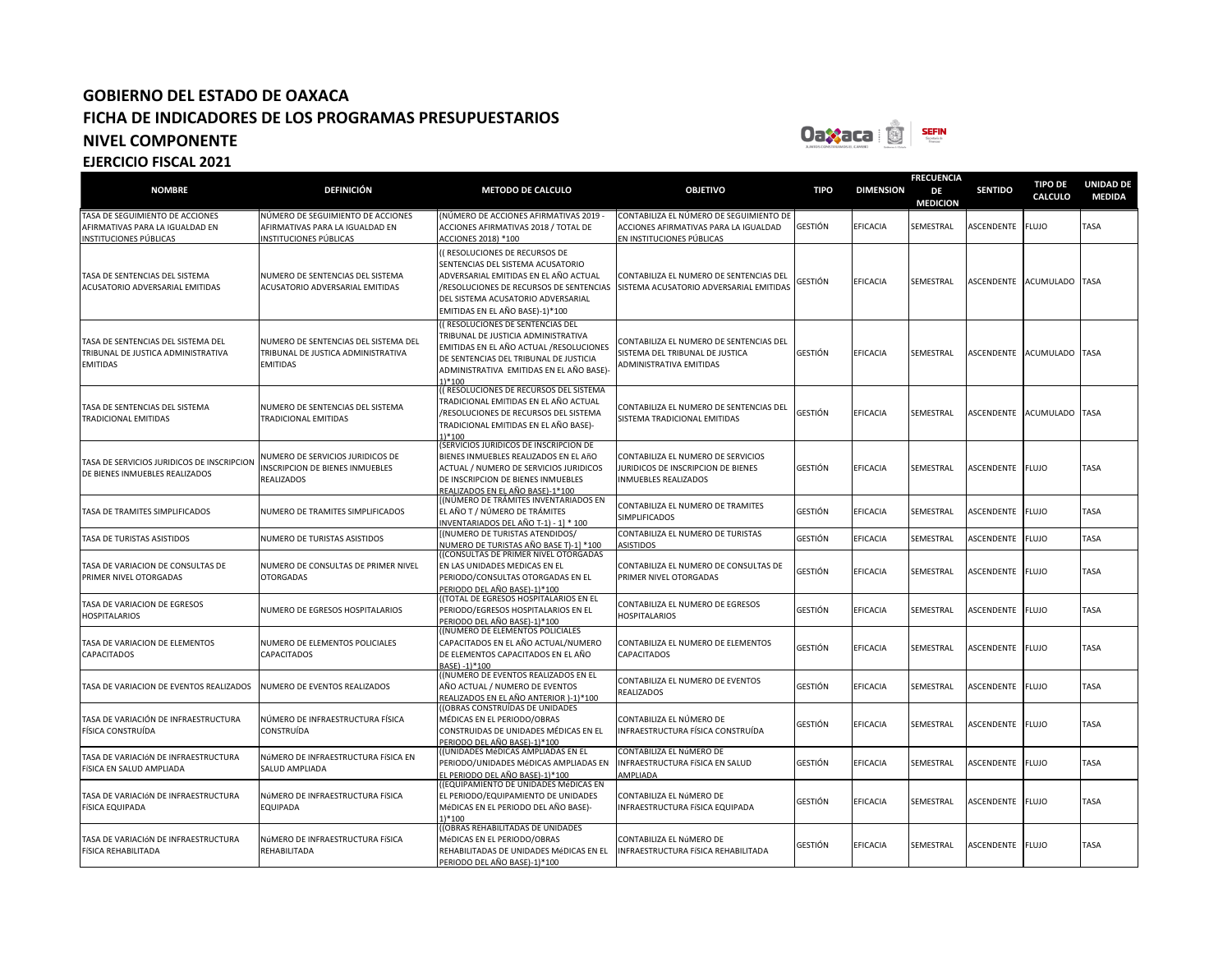# GOBIERNO DEL ESTADO DE OAXACA

## FICHA DE INDICADORES DE LOS PROGRAMAS PRESUPUESTARIOS

## NIVEL COMPONENTE

### EJERCICIO FISCAL 2021

| NOMBRE | DEFINICIÓN | METODO DE CALCULO | OBJETIVO | TIPO | DIMENSION | FRECUENCIA DE MEDICION | SENTIDO | TIPO DE CALCULO | UNIDAD DE MEDIDA |
|---|---|---|---|---|---|---|---|---|---|
| TASA DE SEGUIMIENTO DE ACCIONES AFIRMATIVAS PARA LA IGUALDAD EN INSTITUCIONES PÚBLICAS | NÚMERO DE SEGUIMIENTO DE ACCIONES AFIRMATIVAS PARA LA IGUALDAD EN INSTITUCIONES PÚBLICAS | (NÚMERO DE ACCIONES AFIRMATIVAS 2019 - ACCIONES AFIRMATIVAS 2018 / TOTAL DE ACCIONES 2018) *100 | CONTABILIZA EL NÚMERO DE SEGUIMIENTO DE ACCIONES AFIRMATIVAS PARA LA IGUALDAD EN INSTITUCIONES PÚBLICAS | GESTIÓN | EFICACIA | SEMESTRAL | ASCENDENTE | FLUJO | TASA |
| TASA DE SENTENCIAS DEL SISTEMA ACUSATORIO ADVERSARIAL EMITIDAS | NUMERO DE SENTENCIAS DEL SISTEMA ACUSATORIO ADVERSARIAL EMITIDAS | (( RESOLUCIONES DE RECURSOS DE SENTENCIAS DEL SISTEMA ACUSATORIO ADVERSARIAL EMITIDAS EN EL AÑO ACTUAL /RESOLUCIONES DE RECURSOS DE SENTENCIAS DEL SISTEMA ACUSATORIO ADVERSARIAL EMITIDAS EN EL AÑO BASE)-1)*100 | CONTABILIZA EL NUMERO DE SENTENCIAS DEL SISTEMA ACUSATORIO ADVERSARIAL EMITIDAS | GESTIÓN | EFICACIA | SEMESTRAL | ASCENDENTE | ACUMULADO | TASA |
| TASA DE SENTENCIAS DEL SISTEMA DEL TRIBUNAL DE JUSTICA ADMINISTRATIVA EMITIDAS | NUMERO DE SENTENCIAS DEL SISTEMA DEL TRIBUNAL DE JUSTICA ADMINISTRATIVA EMITIDAS | (( RESOLUCIONES DE SENTENCIAS DEL TRIBUNAL DE JUSTICIA ADMINISTRATIVA EMITIDAS EN EL AÑO ACTUAL /RESOLUCIONES DE SENTENCIAS DEL TRIBUNAL DE JUSTICIA ADMINISTRATIVA EMITIDAS EN EL AÑO BASE)-1)*100 | CONTABILIZA EL NUMERO DE SENTENCIAS DEL SISTEMA DEL TRIBUNAL DE JUSTICA ADMINISTRATIVA EMITIDAS | GESTIÓN | EFICACIA | SEMESTRAL | ASCENDENTE | ACUMULADO | TASA |
| TASA DE SENTENCIAS DEL SISTEMA TRADICIONAL EMITIDAS | NUMERO DE SENTENCIAS DEL SISTEMA TRADICIONAL EMITIDAS | (( RESOLUCIONES DE RECURSOS DEL SISTEMA TRADICIONAL EMITIDAS EN EL AÑO ACTUAL /RESOLUCIONES DE RECURSOS DEL SISTEMA TRADICIONAL EMITIDAS EN EL AÑO BASE)-1)*100 | CONTABILIZA EL NUMERO DE SENTENCIAS DEL SISTEMA TRADICIONAL EMITIDAS | GESTIÓN | EFICACIA | SEMESTRAL | ASCENDENTE | ACUMULADO | TASA |
| TASA DE SERVICIOS JURIDICOS DE INSCRIPCION DE BIENES INMUEBLES REALIZADOS | NUMERO DE SERVICIOS JURIDICOS DE INSCRIPCION DE BIENES INMUEBLES REALIZADOS | (SERVICIOS JURIDICOS DE INSCRIPCION DE BIENES INMUEBLES REALIZADOS EN EL AñO ACTUAL / NUMERO DE SERVICIOS JURIDICOS DE INSCRIPCION DE BIENES INMUEBLES REALIZADOS EN EL AÑO BASE)-1*100 | CONTABILIZA EL NUMERO DE SERVICIOS JURIDICOS DE INSCRIPCION DE BIENES INMUEBLES REALIZADOS | GESTIÓN | EFICACIA | SEMESTRAL | ASCENDENTE | FLUJO | TASA |
| TASA DE TRAMITES SIMPLIFICADOS | NUMERO DE TRAMITES SIMPLIFICADOS | [(NÚMERO DE TRÁMITES INVENTARIADOS EN EL AÑO T / NÚMERO DE TRÁMITES INVENTARIADOS DEL AÑO T-1) - 1] * 100 | CONTABILIZA EL NUMERO DE TRAMITES SIMPLIFICADOS | GESTIÓN | EFICACIA | SEMESTRAL | ASCENDENTE | FLUJO | TASA |
| TASA DE TURISTAS ASISTIDOS | NUMERO DE TURISTAS ASISTIDOS | [(NUMERO DE TURISTAS ATENDIDOS/ NUMERO DE TURISTAS AÑO BASE T)-1] *100 | CONTABILIZA EL NUMERO DE TURISTAS ASISTIDOS | GESTIÓN | EFICACIA | SEMESTRAL | ASCENDENTE | FLUJO | TASA |
| TASA DE VARIACION DE CONSULTAS DE PRIMER NIVEL OTORGADAS | NUMERO DE CONSULTAS DE PRIMER NIVEL OTORGADAS | ((CONSULTAS DE PRIMER NIVEL OTORGADAS EN LAS UNIDADES MEDICAS EN EL PERIODO/CONSULTAS OTORGADAS EN EL PERIODO DEL AÑO BASE)-1)*100 | CONTABILIZA EL NUMERO DE CONSULTAS DE PRIMER NIVEL OTORGADAS | GESTIÓN | EFICACIA | SEMESTRAL | ASCENDENTE | FLUJO | TASA |
| TASA DE VARIACION DE EGRESOS HOSPITALARIOS | NUMERO DE EGRESOS HOSPITALARIOS | ((TOTAL DE EGRESOS HOSPITALARIOS EN EL PERIODO/EGRESOS HOSPITALARIOS EN EL PERIODO DEL AÑO BASE)-1)*100 | CONTABILIZA EL NUMERO DE EGRESOS HOSPITALARIOS | GESTIÓN | EFICACIA | SEMESTRAL | ASCENDENTE | FLUJO | TASA |
| TASA DE VARIACION DE ELEMENTOS CAPACITADOS | NUMERO DE ELEMENTOS POLICIALES CAPACITADOS | ((NUMERO DE ELEMENTOS POLICIALES CAPACITADOS EN EL AÑO ACTUAL/NUMERO DE ELEMENTOS CAPACITADOS EN EL AÑO BASE) -1)*100 | CONTABILIZA EL NUMERO DE ELEMENTOS CAPACITADOS | GESTIÓN | EFICACIA | SEMESTRAL | ASCENDENTE | FLUJO | TASA |
| TASA DE VARIACION DE EVENTOS REALIZADOS | NUMERO DE EVENTOS REALIZADOS | ((NUMERO DE EVENTOS REALIZADOS EN EL AÑO ACTUAL / NUMERO DE EVENTOS REALIZADOS EN EL AÑO ANTERIOR )-1)*100 | CONTABILIZA EL NUMERO DE EVENTOS REALIZADOS | GESTIÓN | EFICACIA | SEMESTRAL | ASCENDENTE | FLUJO | TASA |
| TASA DE VARIACIÓN DE INFRAESTRUCTURA FÍSICA CONSTRUÍDA | NÚMERO DE INFRAESTRUCTURA FÍSICA CONSTRUÍDA | ((OBRAS CONSTRUÍDAS DE UNIDADES MÉDICAS EN EL PERIODO/OBRAS CONSTRUIDAS DE UNIDADES MÉDICAS EN EL PERIODO DEL AÑO BASE)-1)*100 | CONTABILIZA EL NÚMERO DE INFRAESTRUCTURA FÍSICA CONSTRUÍDA | GESTIÓN | EFICACIA | SEMESTRAL | ASCENDENTE | FLUJO | TASA |
| TASA DE VARIACIóN DE INFRAESTRUCTURA FíSICA EN SALUD AMPLIADA | NúMERO DE INFRAESTRUCTURA FíSICA EN SALUD AMPLIADA | ((UNIDADES MéDICAS AMPLIADAS EN EL PERIODO/UNIDADES MéDICAS AMPLIADAS EN EL PERIODO DEL AÑO BASE)-1)*100 | CONTABILIZA EL NúMERO DE INFRAESTRUCTURA FíSICA EN SALUD AMPLIADA | GESTIÓN | EFICACIA | SEMESTRAL | ASCENDENTE | FLUJO | TASA |
| TASA DE VARIACIóN DE INFRAESTRUCTURA FíSICA EQUIPADA | NúMERO DE INFRAESTRUCTURA FíSICA EQUIPADA | ((EQUIPAMIENTO DE UNIDADES MéDICAS EN EL PERIODO/EQUIPAMIENTO DE UNIDADES MéDICAS EN EL PERIODO DEL AÑO BASE)-1)*100 | CONTABILIZA EL NúMERO DE INFRAESTRUCTURA FíSICA EQUIPADA | GESTIÓN | EFICACIA | SEMESTRAL | ASCENDENTE | FLUJO | TASA |
| TASA DE VARIACIóN DE INFRAESTRUCTURA FíSICA REHABILITADA | NúMERO DE INFRAESTRUCTURA FíSICA REHABILITADA | ((OBRAS REHABILITADAS DE UNIDADES MéDICAS EN EL PERIODO/OBRAS REHABILITADAS DE UNIDADES MéDICAS EN EL PERIODO DEL AÑO BASE)-1)*100 | CONTABILIZA EL NúMERO DE INFRAESTRUCTURA FíSICA REHABILITADA | GESTIÓN | EFICACIA | SEMESTRAL | ASCENDENTE | FLUJO | TASA |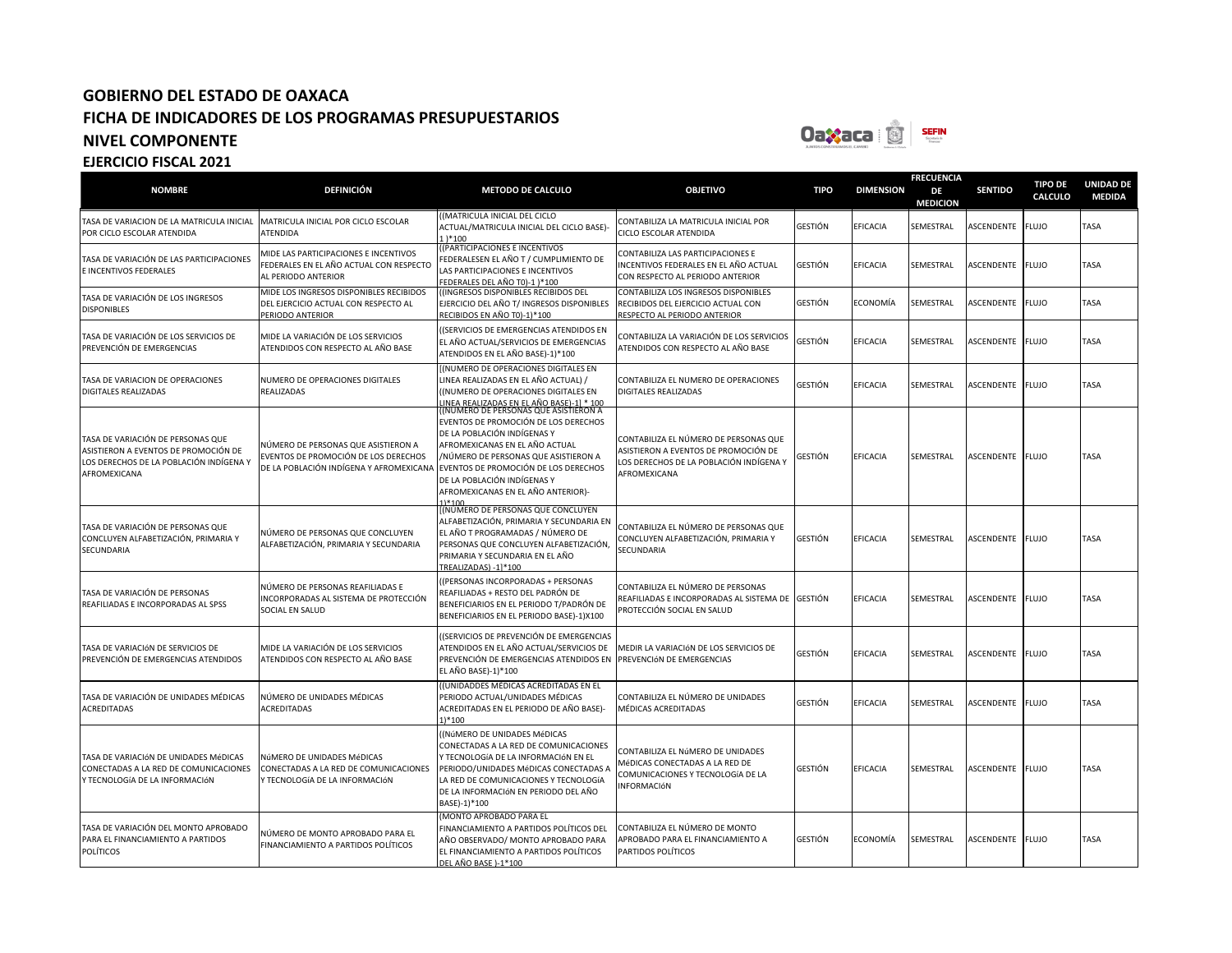# GOBIERNO DEL ESTADO DE OAXACA
## FICHA DE INDICADORES DE LOS PROGRAMAS PRESUPUESTARIOS
## NIVEL COMPONENTE
## EJERCICIO FISCAL 2021

| NOMBRE | DEFINICIÓN | METODO DE CALCULO | OBJETIVO | TIPO | DIMENSION | FRECUENCIA DE MEDICION | SENTIDO | TIPO DE CALCULO | UNIDAD DE MEDIDA |
|---|---|---|---|---|---|---|---|---|---|
| TASA DE VARIACION DE LA MATRICULA INICIAL POR CICLO ESCOLAR ATENDIDA | MATRICULA INICIAL POR CICLO ESCOLAR ATENDIDA | ((MATRICULA INICIAL DEL CICLO ACTUAL/MATRICULA INICIAL DEL CICLO BASE)-1 )*100 | CONTABILIZA LA MATRICULA INICIAL POR CICLO ESCOLAR ATENDIDA | GESTIÓN | EFICACIA | SEMESTRAL | ASCENDENTE | FLUJO | TASA |
| TASA DE VARIACIÓN DE LAS PARTICIPACIONES E INCENTIVOS FEDERALES | MIDE LAS PARTICIPACIONES E INCENTIVOS FEDERALES EN EL AÑO ACTUAL CON RESPECTO AL PERIODO ANTERIOR | ((PARTICIPACIONES E INCENTIVOS FEDERALESEN EL AÑO T / CUMPLIMIENTO DE LAS PARTICIPACIONES E INCENTIVOS FEDERALES DEL AÑO T0)-1 )*100 | CONTABILIZA LAS PARTICIPACIONES E INCENTIVOS FEDERALES EN EL AÑO ACTUAL CON RESPECTO AL PERIODO ANTERIOR | GESTIÓN | EFICACIA | SEMESTRAL | ASCENDENTE | FLUJO | TASA |
| TASA DE VARIACIÓN DE LOS INGRESOS DISPONIBLES | MIDE LOS INGRESOS DISPONIBLES RECIBIDOS DEL EJERCICIO ACTUAL CON RESPECTO AL PERIODO ANTERIOR | ((INGRESOS DISPONIBLES RECIBIDOS DEL EJERCICIO DEL AÑO T/ INGRESOS DISPONIBLES RECIBIDOS EN AÑO T0)-1)*100 | CONTABILIZA LOS INGRESOS DISPONIBLES RECIBIDOS DEL EJERCICIO ACTUAL CON RESPECTO AL PERIODO ANTERIOR | GESTIÓN | ECONOMÍA | SEMESTRAL | ASCENDENTE | FLUJO | TASA |
| TASA DE VARIACIÓN DE LOS SERVICIOS DE PREVENCIÓN DE EMERGENCIAS | MIDE LA VARIACIÓN DE LOS SERVICIOS ATENDIDOS CON RESPECTO AL AÑO BASE | ((SERVICIOS DE EMERGENCIAS ATENDIDOS EN EL AÑO ACTUAL/SERVICIOS DE EMERGENCIAS ATENDIDOS EN EL AÑO BASE)-1)*100 | CONTABILIZA LA VARIACIÓN DE LOS SERVICIOS ATENDIDOS CON RESPECTO AL AÑO BASE | GESTIÓN | EFICACIA | SEMESTRAL | ASCENDENTE | FLUJO | TASA |
| TASA DE VARIACION DE OPERACIONES DIGITALES REALIZADAS | NUMERO DE OPERACIONES DIGITALES REALIZADAS | [(NUMERO DE OPERACIONES DIGITALES EN LINEA REALIZADAS EN EL AÑO ACTUAL) / ((NUMERO DE OPERACIONES DIGITALES EN LINEA REALIZADAS EN EL AÑO BASE)-1] * 100 | CONTABILIZA EL NUMERO DE OPERACIONES DIGITALES REALIZADAS | GESTIÓN | EFICACIA | SEMESTRAL | ASCENDENTE | FLUJO | TASA |
| TASA DE VARIACIÓN DE PERSONAS QUE ASISTIERON A EVENTOS DE PROMOCIÓN DE LOS DERECHOS DE LA POBLACIÓN INDÍGENA Y AFROMEXICANA | NÚMERO DE PERSONAS QUE ASISTIERON A EVENTOS DE PROMOCIÓN DE LOS DERECHOS DE LA POBLACIÓN INDÍGENA Y AFROMEXICANA | ((NÚMERO DE PERSONAS QUE ASISTIERON A EVENTOS DE PROMOCIÓN DE LOS DERECHOS DE LA POBLACIÓN INDÍGENAS Y AFROMEXICANAS EN EL AÑO ACTUAL /NÚMERO DE PERSONAS QUE ASISTIERON A EVENTOS DE PROMOCIÓN DE LOS DERECHOS DE LA POBLACIÓN INDÍGENAS Y AFROMEXICANAS EN EL AÑO ANTERIOR)-1)*100 | CONTABILIZA EL NÚMERO DE PERSONAS QUE ASISTIERON A EVENTOS DE PROMOCIÓN DE LOS DERECHOS DE LA POBLACIÓN INDÍGENA Y AFROMEXICANA | GESTIÓN | EFICACIA | SEMESTRAL | ASCENDENTE | FLUJO | TASA |
| TASA DE VARIACIÓN DE PERSONAS QUE CONCLUYEN ALFABETIZACIÓN, PRIMARIA Y SECUNDARIA | NÚMERO DE PERSONAS QUE CONCLUYEN ALFABETIZACIÓN, PRIMARIA Y SECUNDARIA | [(NÚMERO DE PERSONAS QUE CONCLUYEN ALFABETIZACIÓN, PRIMARIA Y SECUNDARIA EN EL AÑO T PROGRAMADAS / NÚMERO DE PERSONAS QUE CONCLUYEN ALFABETIZACIÓN, PRIMARIA Y SECUNDARIA EN EL AÑO TREALIZADAS) -1]*100 | CONTABILIZA EL NÚMERO DE PERSONAS QUE CONCLUYEN ALFABETIZACIÓN, PRIMARIA Y SECUNDARIA | GESTIÓN | EFICACIA | SEMESTRAL | ASCENDENTE | FLUJO | TASA |
| TASA DE VARIACIÓN DE PERSONAS REAFILIADAS E INCORPORADAS AL SPSS | NÚMERO DE PERSONAS REAFILIADAS E INCORPORADAS AL SISTEMA DE PROTECCIÓN SOCIAL EN SALUD | ((PERSONAS INCORPORADAS + PERSONAS REAFILIADAS + RESTO DEL PADRÓN DE BENEFICIARIOS EN EL PERIODO T/PADRÓN DE BENEFICIARIOS EN EL PERIODO BASE)-1)X100 | CONTABILIZA EL NÚMERO DE PERSONAS REAFILIADAS E INCORPORADAS AL SISTEMA DE PROTECCIÓN SOCIAL EN SALUD | GESTIÓN | EFICACIA | SEMESTRAL | ASCENDENTE | FLUJO | TASA |
| TASA DE VARIACIóN DE SERVICIOS DE PREVENCIÓN DE EMERGENCIAS ATENDIDOS | MIDE LA VARIACIÓN DE LOS SERVICIOS ATENDIDOS CON RESPECTO AL AÑO BASE | ((SERVICIOS DE PREVENCIÓN DE EMERGENCIAS ATENDIDOS EN EL AÑO ACTUAL/SERVICIOS DE PREVENCIÓN DE EMERGENCIAS ATENDIDOS EN EL AÑO BASE)-1)*100 | MEDIR LA VARIACIóN DE LOS SERVICIOS DE PREVENCIóN DE EMERGENCIAS | GESTIÓN | EFICACIA | SEMESTRAL | ASCENDENTE | FLUJO | TASA |
| TASA DE VARIACIÓN DE UNIDADES MÉDICAS ACREDITADAS | NÚMERO DE UNIDADES MÉDICAS ACREDITADAS | ((UNIDADDES MEDICAS ACREDITADAS EN EL PERIODO ACTUAL/UNIDADES MÉDICAS ACREDITADAS EN EL PERIODO DE AÑO BASE)-1)*100 | CONTABILIZA EL NÚMERO DE UNIDADES MÉDICAS ACREDITADAS | GESTIÓN | EFICACIA | SEMESTRAL | ASCENDENTE | FLUJO | TASA |
| TASA DE VARIACIóN DE UNIDADES MéDICAS CONECTADAS A LA RED DE COMUNICACIONES Y TECNOLOGíA DE LA INFORMACIóN | NúMERO DE UNIDADES MéDICAS CONECTADAS A LA RED DE COMUNICACIONES Y TECNOLOGíA DE LA INFORMACIóN | ((NúMERO DE UNIDADES MéDICAS CONECTADAS A LA RED DE COMUNICACIONES Y TECNOLOGíA DE LA INFORMACIóN EN EL PERIODO/UNIDADES MéDICAS CONECTADAS A LA RED DE COMUNICACIONES Y TECNOLOGíA DE LA INFORMACIóN EN PERIODO DEL AÑO BASE)-1)*100 | CONTABILIZA EL NúMERO DE UNIDADES MéDICAS CONECTADAS A LA RED DE COMUNICACIONES Y TECNOLOGíA DE LA INFORMACIóN | GESTIÓN | EFICACIA | SEMESTRAL | ASCENDENTE | FLUJO | TASA |
| TASA DE VARIACIÓN DEL MONTO APROBADO PARA EL FINANCIAMIENTO A PARTIDOS POLÍTICOS | NÚMERO DE MONTO APROBADO PARA EL FINANCIAMIENTO A PARTIDOS POLÍTICOS | (MONTO APROBADO PARA EL FINANCIAMIENTO A PARTIDOS POLÍTICOS DEL AÑO OBSERVADO/ MONTO APROBADO PARA EL FINANCIAMIENTO A PARTIDOS POLÍTICOS DEL AÑO BASE )-1*100 | CONTABILIZA EL NÚMERO DE MONTO APROBADO PARA EL FINANCIAMIENTO A PARTIDOS POLÍTICOS | GESTIÓN | ECONOMÍA | SEMESTRAL | ASCENDENTE | FLUJO | TASA |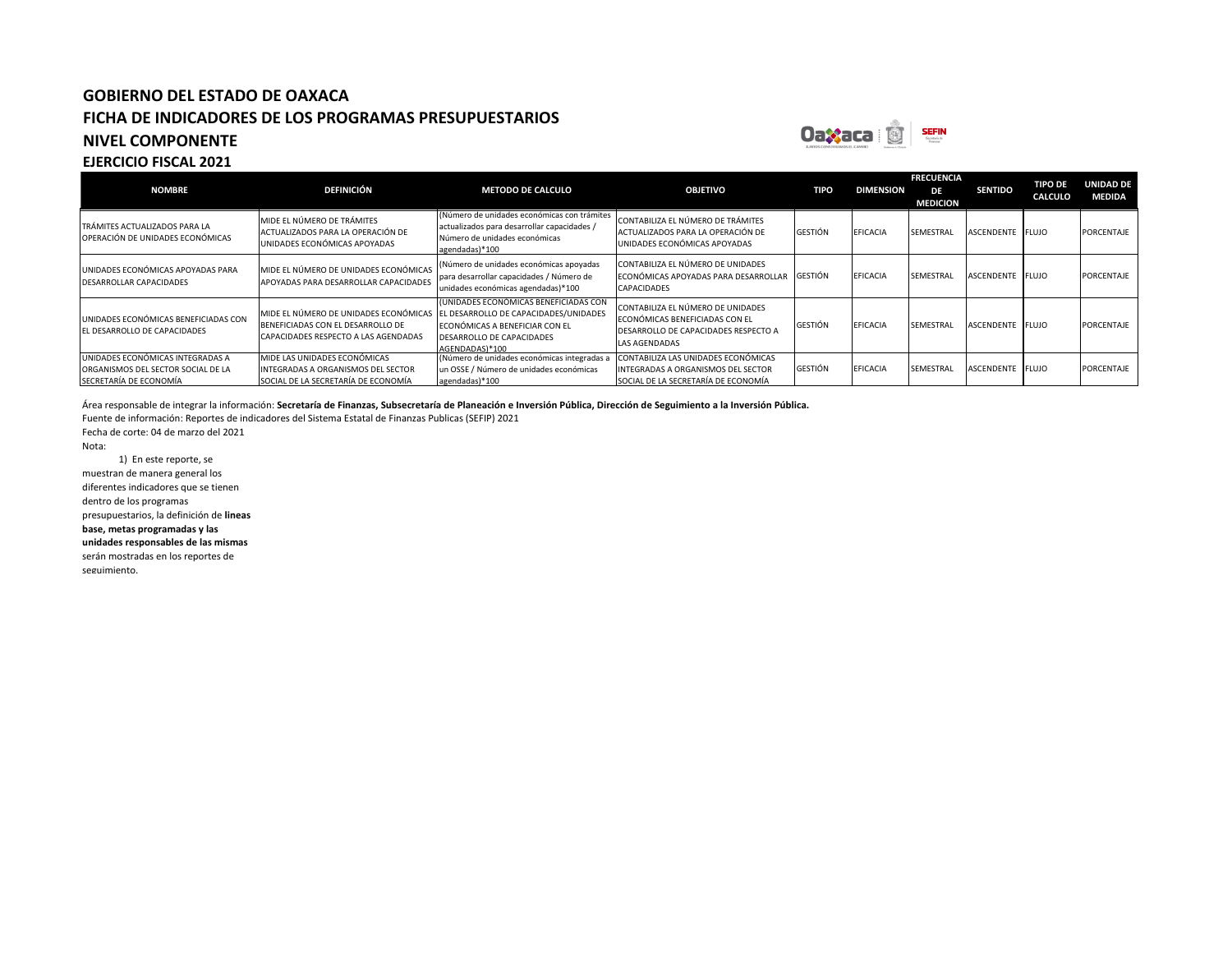# GOBIERNO DEL ESTADO DE OAXACA
## FICHA DE INDICADORES DE LOS PROGRAMAS PRESUPUESTARIOS
## NIVEL COMPONENTE
### EJERCICIO FISCAL 2021

| NOMBRE | DEFINICIÓN | METODO DE CALCULO | OBJETIVO | TIPO | DIMENSION | FRECUENCIA DE MEDICION | SENTIDO | TIPO DE CALCULO | UNIDAD DE MEDIDA |
|---|---|---|---|---|---|---|---|---|---|
| TRÁMITES ACTUALIZADOS PARA LA OPERACIÓN DE UNIDADES ECONÓMICAS | MIDE EL NÚMERO DE TRÁMITES ACTUALIZADOS PARA LA OPERACIÓN DE UNIDADES ECONÓMICAS APOYADAS | (Número de unidades económicas con trámites actualizados para desarrollar capacidades / Número de unidades económicas agendadas)*100 | CONTABILIZA EL NÚMERO DE TRÁMITES ACTUALIZADOS PARA LA OPERACIÓN DE UNIDADES ECONÓMICAS APOYADAS | GESTIÓN | EFICACIA | SEMESTRAL | ASCENDENTE | FLUJO | PORCENTAJE |
| UNIDADES ECONÓMICAS APOYADAS PARA DESARROLLAR CAPACIDADES | MIDE EL NÚMERO DE UNIDADES ECONÓMICAS APOYADAS PARA DESARROLLAR CAPACIDADES | (Número de unidades económicas apoyadas para desarrollar capacidades / Número de unidades económicas agendadas)*100 | CONTABILIZA EL NÚMERO DE UNIDADES ECONÓMICAS APOYADAS PARA DESARROLLAR CAPACIDADES | GESTIÓN | EFICACIA | SEMESTRAL | ASCENDENTE | FLUJO | PORCENTAJE |
| UNIDADES ECONÓMICAS BENEFICIADAS CON EL DESARROLLO DE CAPACIDADES | MIDE EL NÚMERO DE UNIDADES ECONÓMICAS BENEFICIADAS CON EL DESARROLLO DE CAPACIDADES RESPECTO A LAS AGENDADAS | (UNIDADES ECONÓMICAS BENEFICIADAS CON EL DESARROLLO DE CAPACIDADES/UNIDADES ECONÓMICAS A BENEFICIAR CON EL DESARROLLO DE CAPACIDADES AGENDADAS)*100 | CONTABILIZA EL NÚMERO DE UNIDADES ECONÓMICAS BENEFICIADAS CON EL DESARROLLO DE CAPACIDADES RESPECTO A LAS AGENDADAS | GESTIÓN | EFICACIA | SEMESTRAL | ASCENDENTE | FLUJO | PORCENTAJE |
| UNIDADES ECONÓMICAS INTEGRADAS A ORGANISMOS DEL SECTOR SOCIAL DE LA SECRETARÍA DE ECONOMÍA | MIDE LAS UNIDADES ECONÓMICAS INTEGRADAS A ORGANISMOS DEL SECTOR SOCIAL DE LA SECRETARÍA DE ECONOMÍA | (Número de unidades económicas integradas a un OSSE / Número de unidades económicas agendadas)*100 | CONTABILIZA LAS UNIDADES ECONÓMICAS INTEGRADAS A ORGANISMOS DEL SECTOR SOCIAL DE LA SECRETARÍA DE ECONOMÍA | GESTIÓN | EFICACIA | SEMESTRAL | ASCENDENTE | FLUJO | PORCENTAJE |

Área responsable de integrar la información: **Secretaría de Finanzas, Subsecretaría de Planeación e Inversión Pública, Dirección de Seguimiento a la Inversión Pública.**

Fuente de información: Reportes de indicadores del Sistema Estatal de Finanzas Publicas (SEFIP) 2021

Fecha de corte: 04 de marzo del 2021

Nota:

1) En este reporte, se muestran de manera general los diferentes indicadores que se tienen dentro de los programas presupuestarios, la definición de **lineas base, metas programadas y las unidades responsables de las mismas** serán mostradas en los reportes de seguimiento.